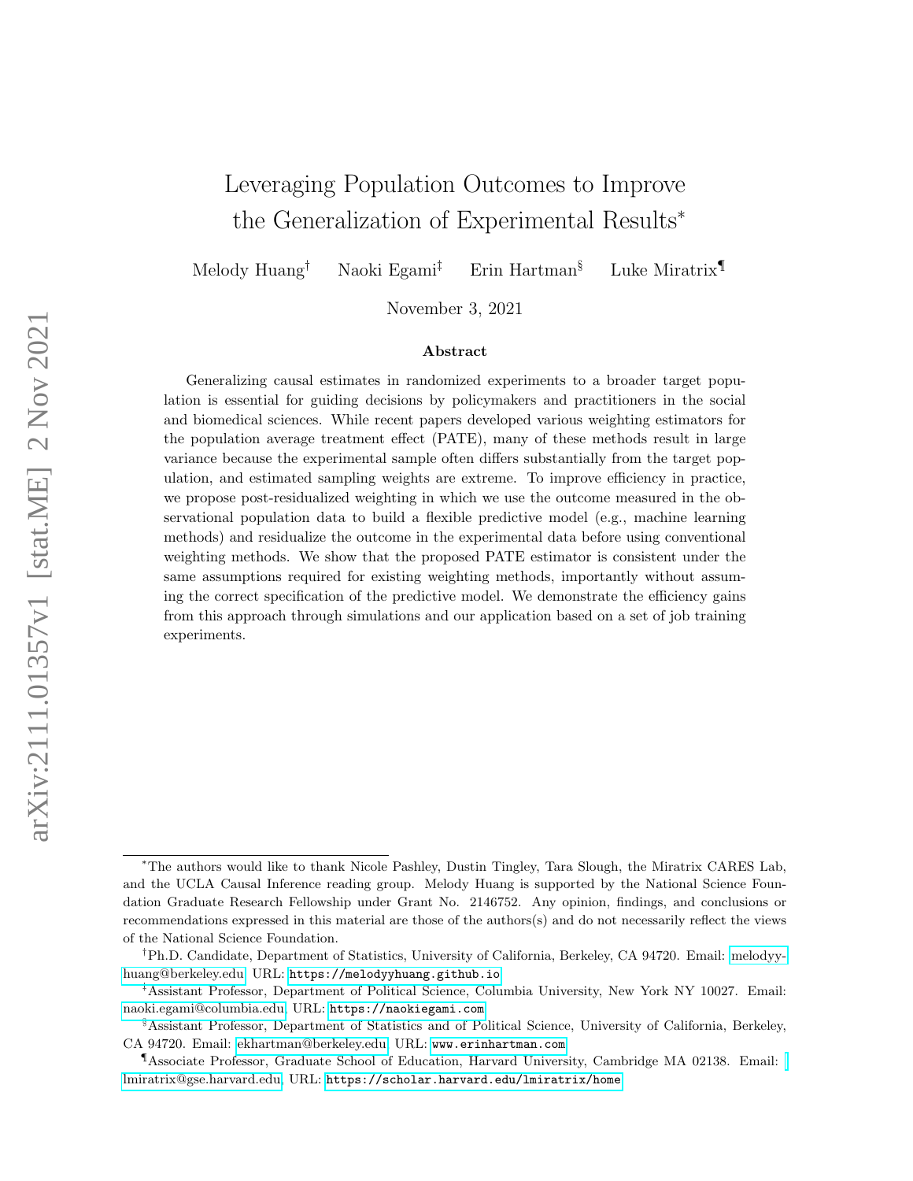# Leveraging Population Outcomes to Improve the Generalization of Experimental Results[*]

Melody Huang[†] Naoki Egami[‡] Erin Hartman[§] Luke Miratrix[¶]

November 3, 2021

## Abstract

Generalizing causal estimates in randomized experiments to a broader target population is essential for guiding decisions by policymakers and practitioners in the social and biomedical sciences. While recent papers developed various weighting estimators for the population average treatment effect (PATE), many of these methods result in large variance because the experimental sample often differs substantially from the target population, and estimated sampling weights are extreme. To improve efficiency in practice, we propose post-residualized weighting in which we use the outcome measured in the observational population data to build a flexible predictive model (e.g., machine learning methods) and residualize the outcome in the experimental data before using conventional weighting methods. We show that the proposed PATE estimator is consistent under the same assumptions required for existing weighting methods, importantly without assuming the correct specification of the predictive model. We demonstrate the efficiency gains from this approach through simulations and our application based on a set of job training experiments.

---

[*]The authors would like to thank Nicole Pashley, Dustin Tingley, Tara Slough, the Miratrix CARES Lab, and the UCLA Causal Inference reading group. Melody Huang is supported by the National Science Foundation Graduate Research Fellowship under Grant No. 2146752. Any opinion, findings, and conclusions or recommendations expressed in this material are those of the authors(s) and do not necessarily reflect the views of the National Science Foundation.

[†]Ph.D. Candidate, Department of Statistics, University of California, Berkeley, CA 94720. Email: melodyyhuang@berkeley.edu, URL: https://melodyyhuang.github.io

[‡]Assistant Professor, Department of Political Science, Columbia University, New York NY 10027. Email: naoki.egami@columbia.edu, URL: https://naokiegami.com

[§]Assistant Professor, Department of Statistics and of Political Science, University of California, Berkeley, CA 94720. Email: ekhartman@berkeley.edu, URL: www.erinhartman.com

[¶]Associate Professor, Graduate School of Education, Harvard University, Cambridge MA 02138. Email: lmiratrix@gse.harvard.edu, URL: https://scholar.harvard.edu/lmiratrix/home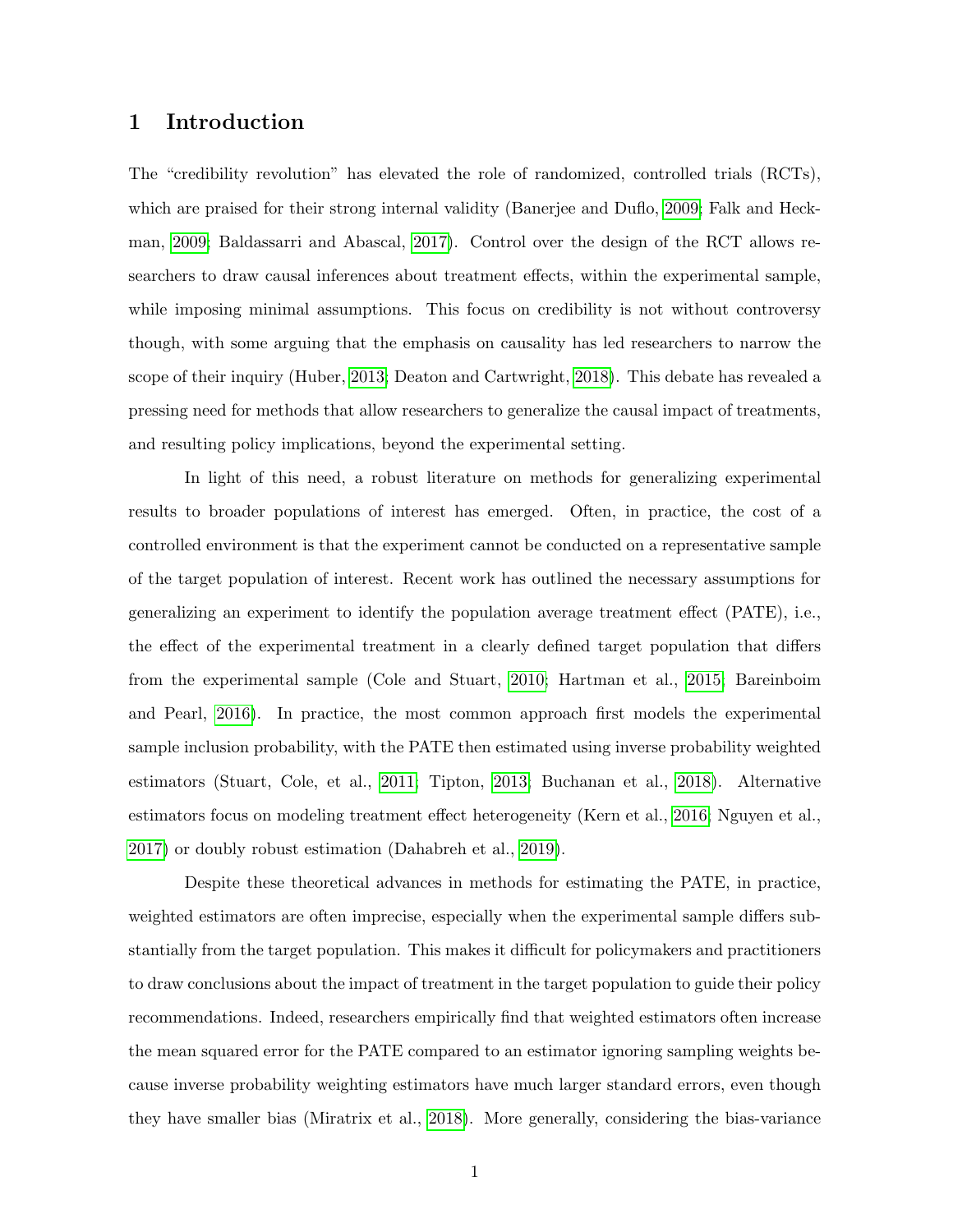# 1 Introduction

The "credibility revolution" has elevated the role of randomized, controlled trials (RCTs), which are praised for their strong internal validity (Banerjee and Duflo, 2009; Falk and Heckman, 2009; Baldassarri and Abascal, 2017). Control over the design of the RCT allows researchers to draw causal inferences about treatment effects, within the experimental sample, while imposing minimal assumptions. This focus on credibility is not without controversy though, with some arguing that the emphasis on causality has led researchers to narrow the scope of their inquiry (Huber, 2013; Deaton and Cartwright, 2018). This debate has revealed a pressing need for methods that allow researchers to generalize the causal impact of treatments, and resulting policy implications, beyond the experimental setting.

In light of this need, a robust literature on methods for generalizing experimental results to broader populations of interest has emerged. Often, in practice, the cost of a controlled environment is that the experiment cannot be conducted on a representative sample of the target population of interest. Recent work has outlined the necessary assumptions for generalizing an experiment to identify the population average treatment effect (PATE), i.e., the effect of the experimental treatment in a clearly defined target population that differs from the experimental sample (Cole and Stuart, 2010; Hartman et al., 2015; Bareinboim and Pearl, 2016). In practice, the most common approach first models the experimental sample inclusion probability, with the PATE then estimated using inverse probability weighted estimators (Stuart, Cole, et al., 2011; Tipton, 2013; Buchanan et al., 2018). Alternative estimators focus on modeling treatment effect heterogeneity (Kern et al., 2016; Nguyen et al., 2017) or doubly robust estimation (Dahabreh et al., 2019).

Despite these theoretical advances in methods for estimating the PATE, in practice, weighted estimators are often imprecise, especially when the experimental sample differs substantially from the target population. This makes it difficult for policymakers and practitioners to draw conclusions about the impact of treatment in the target population to guide their policy recommendations. Indeed, researchers empirically find that weighted estimators often increase the mean squared error for the PATE compared to an estimator ignoring sampling weights because inverse probability weighting estimators have much larger standard errors, even though they have smaller bias (Miratrix et al., 2018). More generally, considering the bias-variance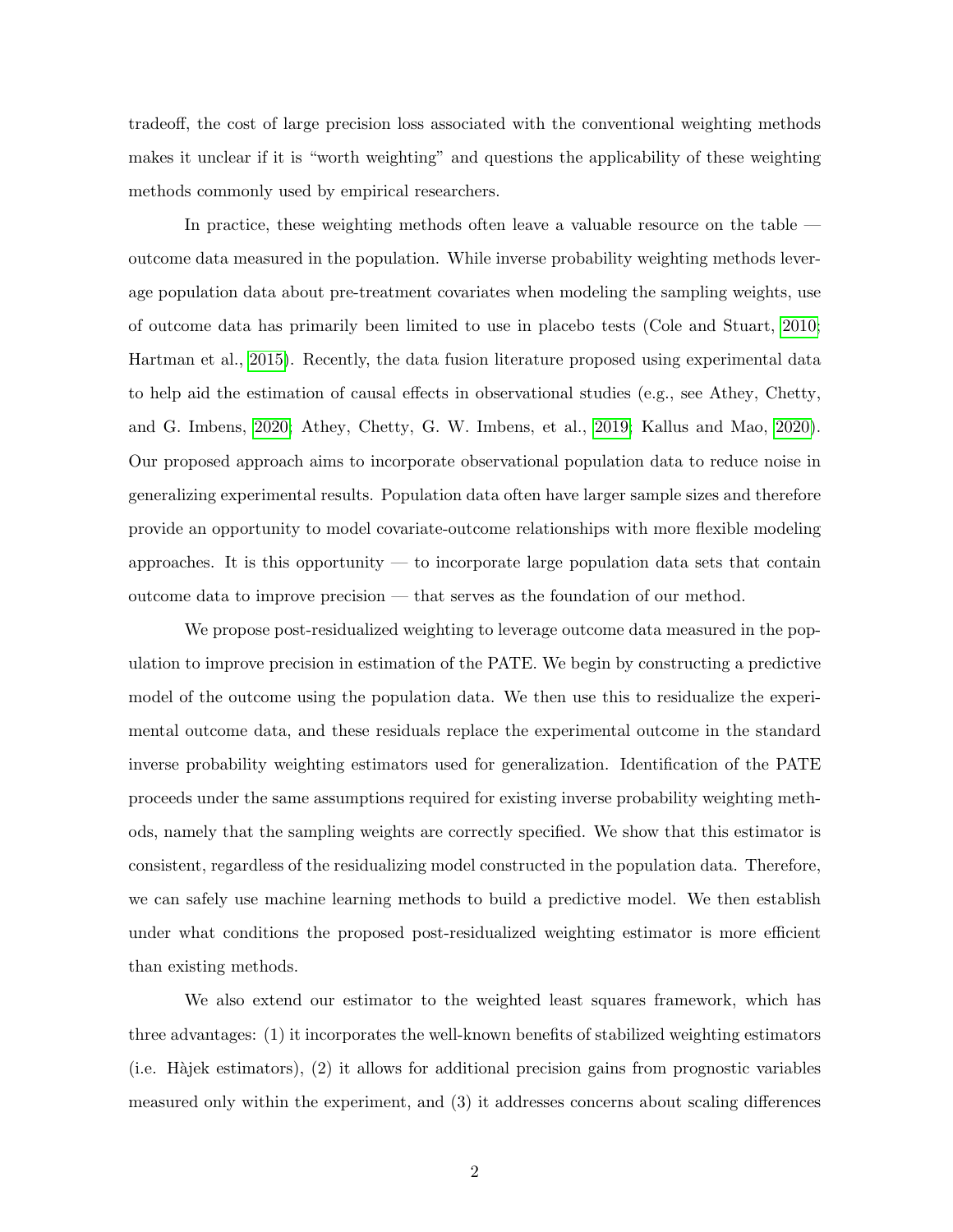tradeoff, the cost of large precision loss associated with the conventional weighting methods makes it unclear if it is "worth weighting" and questions the applicability of these weighting methods commonly used by empirical researchers.

In practice, these weighting methods often leave a valuable resource on the table — outcome data measured in the population. While inverse probability weighting methods leverage population data about pre-treatment covariates when modeling the sampling weights, use of outcome data has primarily been limited to use in placebo tests (Cole and Stuart, 2010; Hartman et al., 2015). Recently, the data fusion literature proposed using experimental data to help aid the estimation of causal effects in observational studies (e.g., see Athey, Chetty, and G. Imbens, 2020; Athey, Chetty, G. W. Imbens, et al., 2019; Kallus and Mao, 2020). Our proposed approach aims to incorporate observational population data to reduce noise in generalizing experimental results. Population data often have larger sample sizes and therefore provide an opportunity to model covariate-outcome relationships with more flexible modeling approaches. It is this opportunity — to incorporate large population data sets that contain outcome data to improve precision — that serves as the foundation of our method.

We propose post-residualized weighting to leverage outcome data measured in the population to improve precision in estimation of the PATE. We begin by constructing a predictive model of the outcome using the population data. We then use this to residualize the experimental outcome data, and these residuals replace the experimental outcome in the standard inverse probability weighting estimators used for generalization. Identification of the PATE proceeds under the same assumptions required for existing inverse probability weighting methods, namely that the sampling weights are correctly specified. We show that this estimator is consistent, regardless of the residualizing model constructed in the population data. Therefore, we can safely use machine learning methods to build a predictive model. We then establish under what conditions the proposed post-residualized weighting estimator is more efficient than existing methods.

We also extend our estimator to the weighted least squares framework, which has three advantages: (1) it incorporates the well-known benefits of stabilized weighting estimators (i.e. Hàjek estimators), (2) it allows for additional precision gains from prognostic variables measured only within the experiment, and (3) it addresses concerns about scaling differences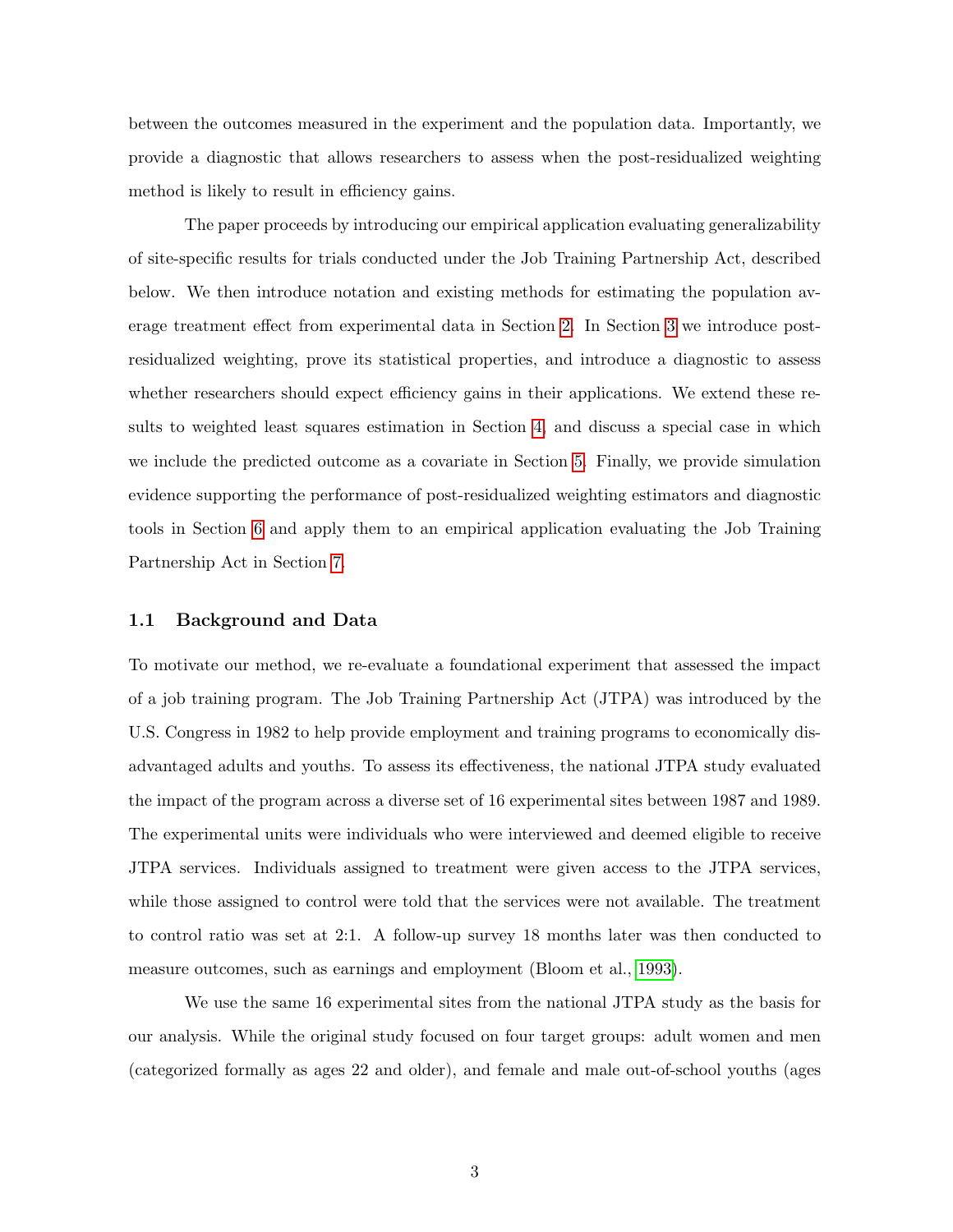between the outcomes measured in the experiment and the population data. Importantly, we provide a diagnostic that allows researchers to assess when the post-residualized weighting method is likely to result in efficiency gains.

The paper proceeds by introducing our empirical application evaluating generalizability of site-specific results for trials conducted under the Job Training Partnership Act, described below. We then introduce notation and existing methods for estimating the population average treatment effect from experimental data in Section 2. In Section 3 we introduce post-residualized weighting, prove its statistical properties, and introduce a diagnostic to assess whether researchers should expect efficiency gains in their applications. We extend these results to weighted least squares estimation in Section 4, and discuss a special case in which we include the predicted outcome as a covariate in Section 5. Finally, we provide simulation evidence supporting the performance of post-residualized weighting estimators and diagnostic tools in Section 6 and apply them to an empirical application evaluating the Job Training Partnership Act in Section 7.

### 1.1 Background and Data

To motivate our method, we re-evaluate a foundational experiment that assessed the impact of a job training program. The Job Training Partnership Act (JTPA) was introduced by the U.S. Congress in 1982 to help provide employment and training programs to economically disadvantaged adults and youths. To assess its effectiveness, the national JTPA study evaluated the impact of the program across a diverse set of 16 experimental sites between 1987 and 1989. The experimental units were individuals who were interviewed and deemed eligible to receive JTPA services. Individuals assigned to treatment were given access to the JTPA services, while those assigned to control were told that the services were not available. The treatment to control ratio was set at 2:1. A follow-up survey 18 months later was then conducted to measure outcomes, such as earnings and employment (Bloom et al., 1993).

We use the same 16 experimental sites from the national JTPA study as the basis for our analysis. While the original study focused on four target groups: adult women and men (categorized formally as ages 22 and older), and female and male out-of-school youths (ages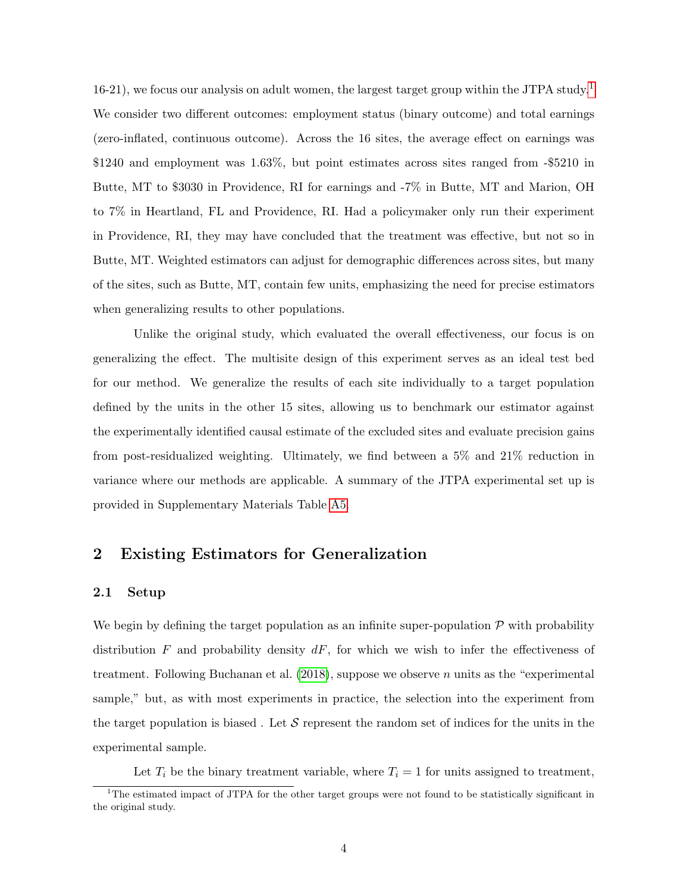16-21), we focus our analysis on adult women, the largest target group within the JTPA study.[1] We consider two different outcomes: employment status (binary outcome) and total earnings (zero-inflated, continuous outcome). Across the 16 sites, the average effect on earnings was $1240 and employment was 1.63%, but point estimates across sites ranged from -$5210 in Butte, MT to $3030 in Providence, RI for earnings and -7% in Butte, MT and Marion, OH to 7% in Heartland, FL and Providence, RI. Had a policymaker only run their experiment in Providence, RI, they may have concluded that the treatment was effective, but not so in Butte, MT. Weighted estimators can adjust for demographic differences across sites, but many of the sites, such as Butte, MT, contain few units, emphasizing the need for precise estimators when generalizing results to other populations.

Unlike the original study, which evaluated the overall effectiveness, our focus is on generalizing the effect. The multisite design of this experiment serves as an ideal test bed for our method. We generalize the results of each site individually to a target population defined by the units in the other 15 sites, allowing us to benchmark our estimator against the experimentally identified causal estimate of the excluded sites and evaluate precision gains from post-residualized weighting. Ultimately, we find between a 5% and 21% reduction in variance where our methods are applicable. A summary of the JTPA experimental set up is provided in Supplementary Materials Table A5.

## 2 Existing Estimators for Generalization

### 2.1 Setup

We begin by defining the target population as an infinite super-population $\mathcal{P}$ with probability distribution $F$ and probability density $dF$, for which we wish to infer the effectiveness of treatment. Following Buchanan et al. (2018), suppose we observe $n$ units as the "experimental sample," but, as with most experiments in practice, the selection into the experiment from the target population is biased . Let $\mathcal{S}$ represent the random set of indices for the units in the experimental sample.

Let $T_i$ be the binary treatment variable, where $T_i = 1$ for units assigned to treatment,

[1] The estimated impact of JTPA for the other target groups were not found to be statistically significant in the original study.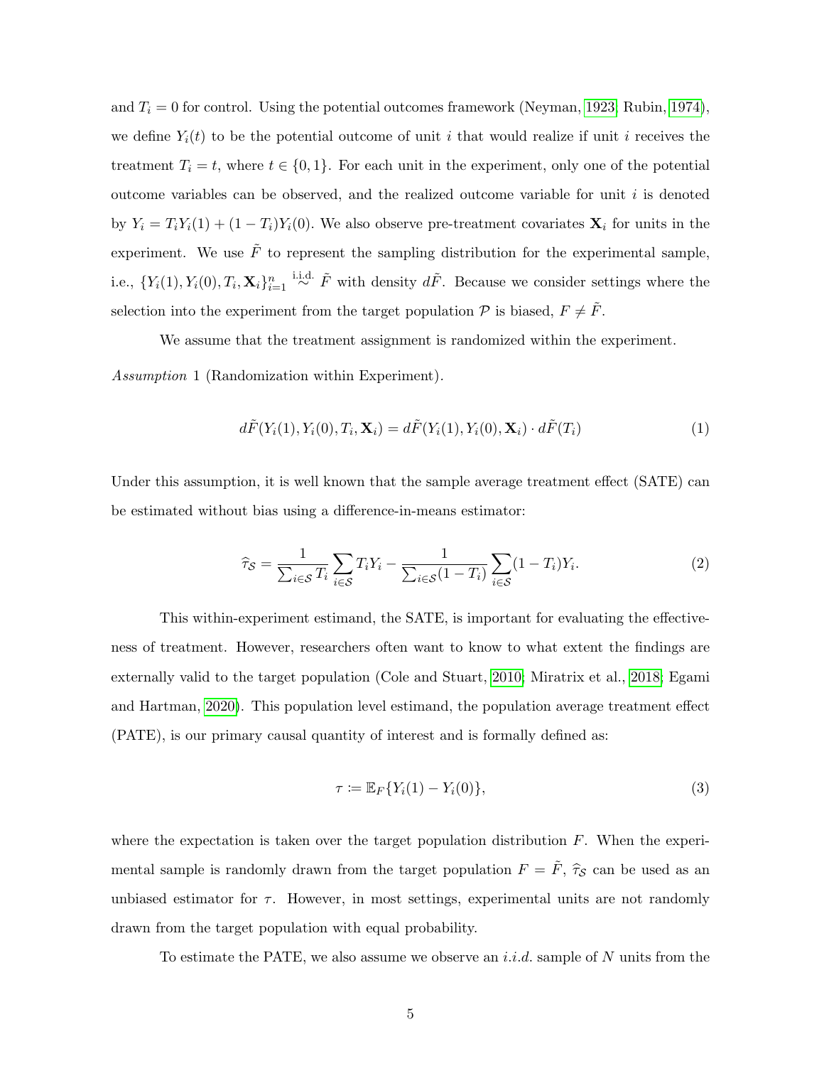and $T_i = 0$ for control. Using the potential outcomes framework (Neyman, 1923; Rubin, 1974), we define $Y_i(t)$ to be the potential outcome of unit $i$ that would realize if unit $i$ receives the treatment $T_i = t$, where $t \in \{0, 1\}$. For each unit in the experiment, only one of the potential outcome variables can be observed, and the realized outcome variable for unit $i$ is denoted by $Y_i = T_i Y_i(1) + (1 - T_i) Y_i(0)$. We also observe pre-treatment covariates $\mathbf{X}_i$ for units in the experiment. We use $\tilde{F}$ to represent the sampling distribution for the experimental sample, i.e., $\{Y_i(1), Y_i(0), T_i, \mathbf{X}_i\}_{i=1}^n \overset{\text{i.i.d.}}{\sim} \tilde{F}$ with density $d\tilde{F}$. Because we consider settings where the selection into the experiment from the target population $\mathcal{P}$ is biased, $F \neq \tilde{F}$.

We assume that the treatment assignment is randomized within the experiment.

*Assumption* 1 (Randomization within Experiment).

$$d\tilde{F}(Y_i(1), Y_i(0), T_i, \mathbf{X}_i) = d\tilde{F}(Y_i(1), Y_i(0), \mathbf{X}_i) \cdot d\tilde{F}(T_i) \tag{1}$$

Under this assumption, it is well known that the sample average treatment effect (SATE) can be estimated without bias using a difference-in-means estimator:

$$\widehat{\tau}_{\mathcal{S}} = \frac{1}{\sum_{i \in \mathcal{S}} T_i} \sum_{i \in \mathcal{S}} T_i Y_i - \frac{1}{\sum_{i \in \mathcal{S}} (1 - T_i)} \sum_{i \in \mathcal{S}} (1 - T_i) Y_i. \tag{2}$$

This within-experiment estimand, the SATE, is important for evaluating the effectiveness of treatment. However, researchers often want to know to what extent the findings are externally valid to the target population (Cole and Stuart, 2010; Miratrix et al., 2018; Egami and Hartman, 2020). This population level estimand, the population average treatment effect (PATE), is our primary causal quantity of interest and is formally defined as:

$$\tau := \mathbb{E}_F\{Y_i(1) - Y_i(0)\}, \tag{3}$$

where the expectation is taken over the target population distribution $F$. When the experimental sample is randomly drawn from the target population $F = \tilde{F}$, $\widehat{\tau}_{\mathcal{S}}$ can be used as an unbiased estimator for $\tau$. However, in most settings, experimental units are not randomly drawn from the target population with equal probability.

To estimate the PATE, we also assume we observe an *i.i.d.* sample of $N$ units from the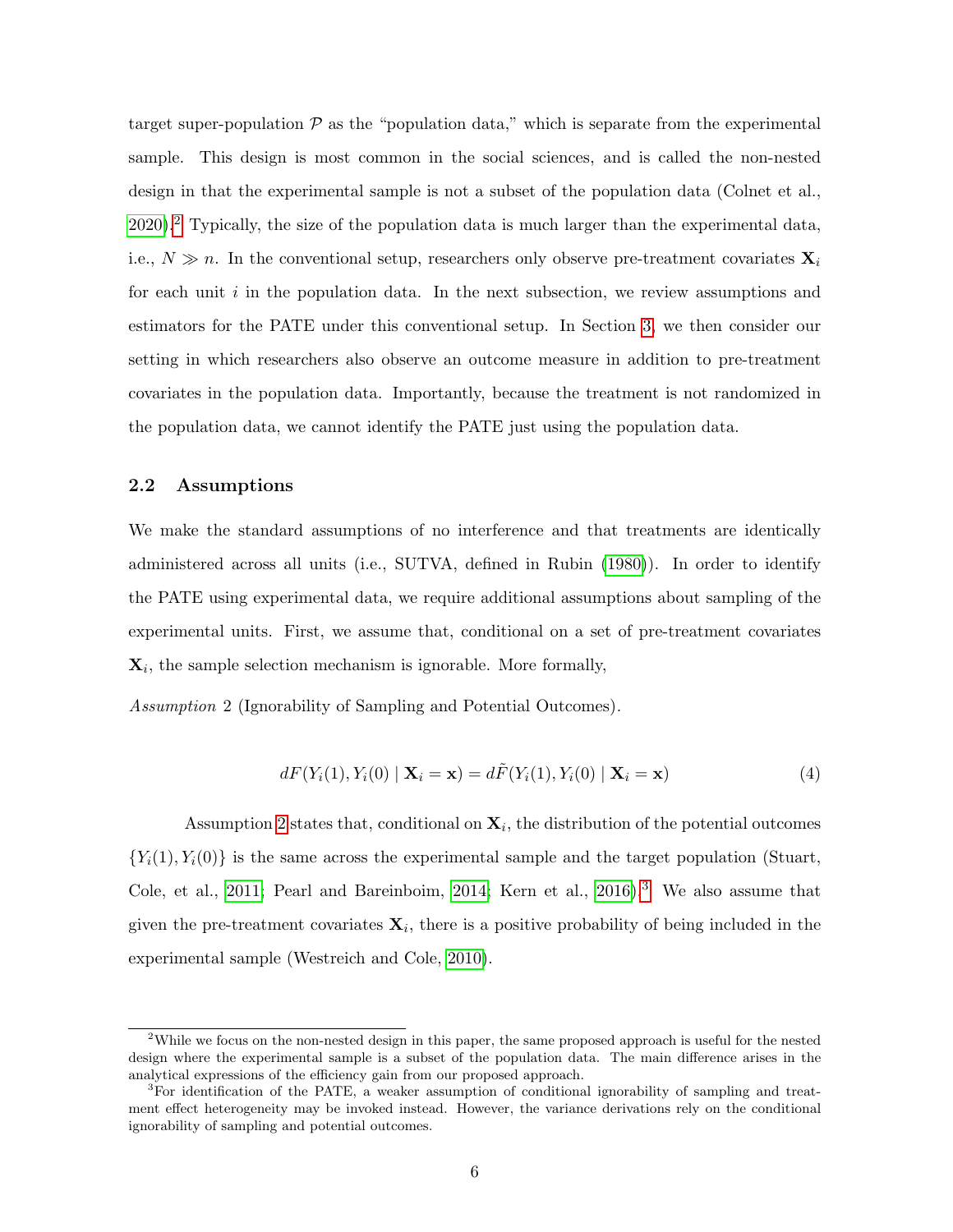target super-population $\mathcal{P}$ as the "population data," which is separate from the experimental sample. This design is most common in the social sciences, and is called the non-nested design in that the experimental sample is not a subset of the population data (Colnet et al., 2020).[2] Typically, the size of the population data is much larger than the experimental data, i.e., $N \gg n$. In the conventional setup, researchers only observe pre-treatment covariates $\mathbf{X}_i$ for each unit $i$ in the population data. In the next subsection, we review assumptions and estimators for the PATE under this conventional setup. In Section 3, we then consider our setting in which researchers also observe an outcome measure in addition to pre-treatment covariates in the population data. Importantly, because the treatment is not randomized in the population data, we cannot identify the PATE just using the population data.

## 2.2 Assumptions

We make the standard assumptions of no interference and that treatments are identically administered across all units (i.e., SUTVA, defined in Rubin (1980)). In order to identify the PATE using experimental data, we require additional assumptions about sampling of the experimental units. First, we assume that, conditional on a set of pre-treatment covariates $\mathbf{X}_i$, the sample selection mechanism is ignorable. More formally,

*Assumption* 2 (Ignorability of Sampling and Potential Outcomes).

$$dF(Y_i(1), Y_i(0) \mid \mathbf{X}_i = \mathbf{x}) = d\tilde{F}(Y_i(1), Y_i(0) \mid \mathbf{X}_i = \mathbf{x}) \tag{4}$$

Assumption 2 states that, conditional on $\mathbf{X}_i$, the distribution of the potential outcomes $\{Y_i(1), Y_i(0)\}$ is the same across the experimental sample and the target population (Stuart, Cole, et al., 2011; Pearl and Bareinboim, 2014; Kern et al., 2016).[3] We also assume that given the pre-treatment covariates $\mathbf{X}_i$, there is a positive probability of being included in the experimental sample (Westreich and Cole, 2010).

[2] While we focus on the non-nested design in this paper, the same proposed approach is useful for the nested design where the experimental sample is a subset of the population data. The main difference arises in the analytical expressions of the efficiency gain from our proposed approach.

[3] For identification of the PATE, a weaker assumption of conditional ignorability of sampling and treatment effect heterogeneity may be invoked instead. However, the variance derivations rely on the conditional ignorability of sampling and potential outcomes.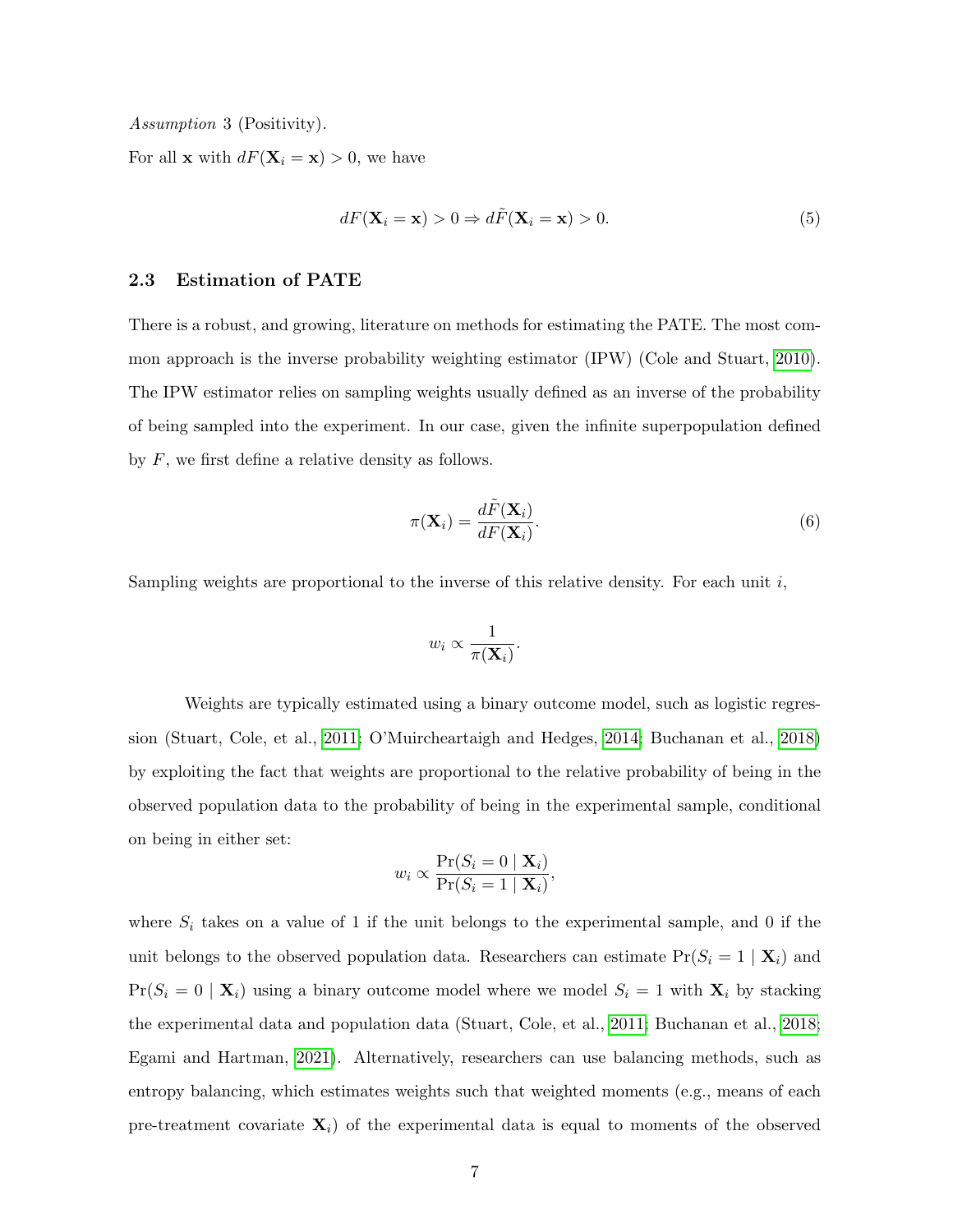*Assumption* 3 (Positivity).

For all $\mathbf{x}$ with $dF(\mathbf{X}_i = \mathbf{x}) > 0$, we have

$$dF(\mathbf{X}_i = \mathbf{x}) > 0 \Rightarrow d\tilde{F}(\mathbf{X}_i = \mathbf{x}) > 0. \tag{5}$$

### 2.3 Estimation of PATE

There is a robust, and growing, literature on methods for estimating the PATE. The most common approach is the inverse probability weighting estimator (IPW) (Cole and Stuart, 2010). The IPW estimator relies on sampling weights usually defined as an inverse of the probability of being sampled into the experiment. In our case, given the infinite superpopulation defined by $F$, we first define a relative density as follows.

$$\pi(\mathbf{X}_i) = \frac{d\tilde{F}(\mathbf{X}_i)}{dF(\mathbf{X}_i)}. \tag{6}$$

Sampling weights are proportional to the inverse of this relative density. For each unit $i$,

$$w_i \propto \frac{1}{\pi(\mathbf{X}_i)}.$$

Weights are typically estimated using a binary outcome model, such as logistic regression (Stuart, Cole, et al., 2011; O'Muircheartaigh and Hedges, 2014; Buchanan et al., 2018) by exploiting the fact that weights are proportional to the relative probability of being in the observed population data to the probability of being in the experimental sample, conditional on being in either set:

$$w_i \propto \frac{\Pr(S_i = 0 \mid \mathbf{X}_i)}{\Pr(S_i = 1 \mid \mathbf{X}_i)},$$

where $S_i$ takes on a value of 1 if the unit belongs to the experimental sample, and 0 if the unit belongs to the observed population data. Researchers can estimate $\Pr(S_i = 1 \mid \mathbf{X}_i)$ and $\Pr(S_i = 0 \mid \mathbf{X}_i)$ using a binary outcome model where we model $S_i = 1$ with $\mathbf{X}_i$ by stacking the experimental data and population data (Stuart, Cole, et al., 2011; Buchanan et al., 2018; Egami and Hartman, 2021). Alternatively, researchers can use balancing methods, such as entropy balancing, which estimates weights such that weighted moments (e.g., means of each pre-treatment covariate $\mathbf{X}_i$) of the experimental data is equal to moments of the observed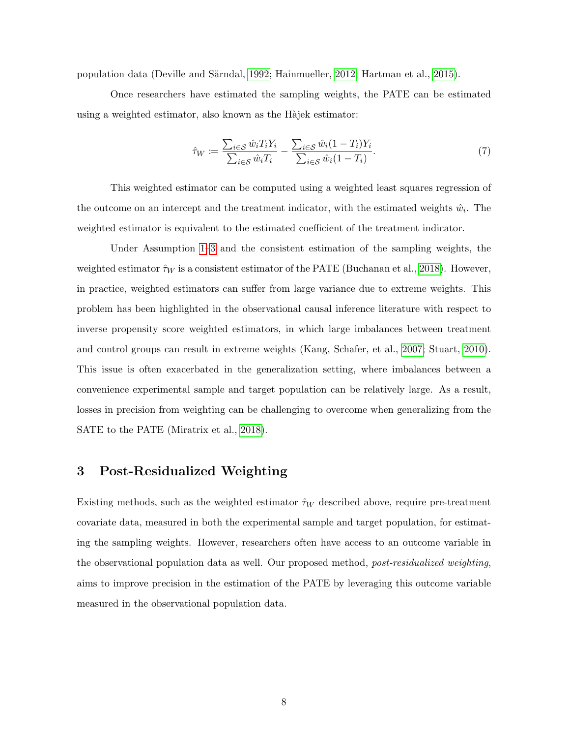population data (Deville and Särndal, 1992; Hainmueller, 2012; Hartman et al., 2015).

Once researchers have estimated the sampling weights, the PATE can be estimated using a weighted estimator, also known as the Hàjek estimator:

$$\hat{\tau}_W := \frac{\sum_{i \in \mathcal{S}} \hat{w}_i T_i Y_i}{\sum_{i \in \mathcal{S}} \hat{w}_i T_i} - \frac{\sum_{i \in \mathcal{S}} \hat{w}_i (1 - T_i) Y_i}{\sum_{i \in \mathcal{S}} \hat{w}_i (1 - T_i)}. \tag{7}$$

This weighted estimator can be computed using a weighted least squares regression of the outcome on an intercept and the treatment indicator, with the estimated weights $\hat{w}_i$. The weighted estimator is equivalent to the estimated coefficient of the treatment indicator.

Under Assumption 1–3 and the consistent estimation of the sampling weights, the weighted estimator $\hat{\tau}_W$ is a consistent estimator of the PATE (Buchanan et al., 2018). However, in practice, weighted estimators can suffer from large variance due to extreme weights. This problem has been highlighted in the observational causal inference literature with respect to inverse propensity score weighted estimators, in which large imbalances between treatment and control groups can result in extreme weights (Kang, Schafer, et al., 2007; Stuart, 2010). This issue is often exacerbated in the generalization setting, where imbalances between a convenience experimental sample and target population can be relatively large. As a result, losses in precision from weighting can be challenging to overcome when generalizing from the SATE to the PATE (Miratrix et al., 2018).

## 3 Post-Residualized Weighting

Existing methods, such as the weighted estimator $\hat{\tau}_W$ described above, require pre-treatment covariate data, measured in both the experimental sample and target population, for estimating the sampling weights. However, researchers often have access to an outcome variable in the observational population data as well. Our proposed method, *post-residualized weighting*, aims to improve precision in the estimation of the PATE by leveraging this outcome variable measured in the observational population data.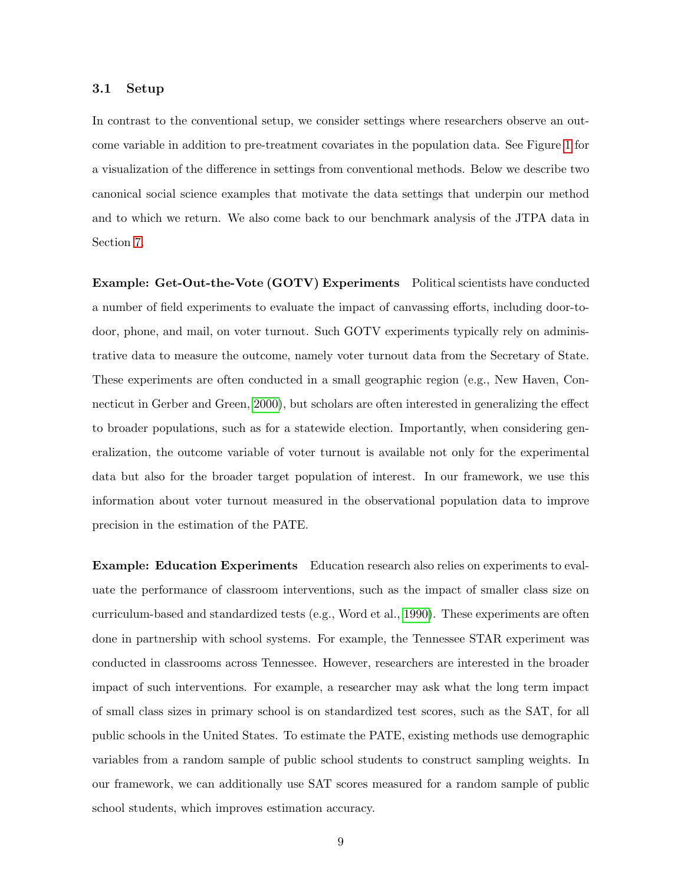### 3.1 Setup

In contrast to the conventional setup, we consider settings where researchers observe an outcome variable in addition to pre-treatment covariates in the population data. See Figure 1 for a visualization of the difference in settings from conventional methods. Below we describe two canonical social science examples that motivate the data settings that underpin our method and to which we return. We also come back to our benchmark analysis of the JTPA data in Section 7.

**Example: Get-Out-the-Vote (GOTV) Experiments** Political scientists have conducted a number of field experiments to evaluate the impact of canvassing efforts, including door-to-door, phone, and mail, on voter turnout. Such GOTV experiments typically rely on administrative data to measure the outcome, namely voter turnout data from the Secretary of State. These experiments are often conducted in a small geographic region (e.g., New Haven, Connecticut in Gerber and Green, 2000), but scholars are often interested in generalizing the effect to broader populations, such as for a statewide election. Importantly, when considering generalization, the outcome variable of voter turnout is available not only for the experimental data but also for the broader target population of interest. In our framework, we use this information about voter turnout measured in the observational population data to improve precision in the estimation of the PATE.

**Example: Education Experiments** Education research also relies on experiments to evaluate the performance of classroom interventions, such as the impact of smaller class size on curriculum-based and standardized tests (e.g., Word et al., 1990). These experiments are often done in partnership with school systems. For example, the Tennessee STAR experiment was conducted in classrooms across Tennessee. However, researchers are interested in the broader impact of such interventions. For example, a researcher may ask what the long term impact of small class sizes in primary school is on standardized test scores, such as the SAT, for all public schools in the United States. To estimate the PATE, existing methods use demographic variables from a random sample of public school students to construct sampling weights. In our framework, we can additionally use SAT scores measured for a random sample of public school students, which improves estimation accuracy.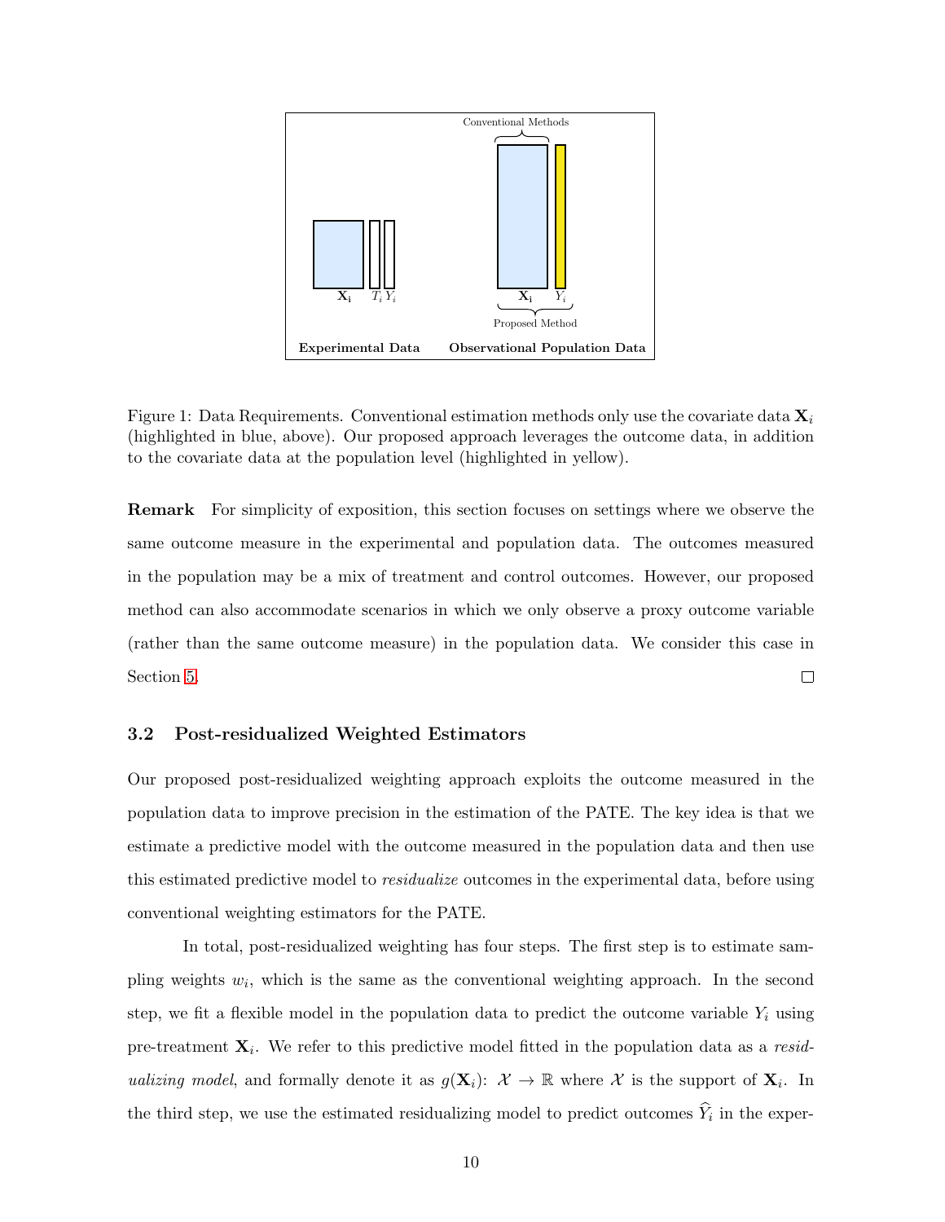Figure 1: Data Requirements. Conventional estimation methods only use the covariate data $\mathbf{X}_i$ (highlighted in blue, above). Our proposed approach leverages the outcome data, in addition to the covariate data at the population level (highlighted in yellow).

**Remark** For simplicity of exposition, this section focuses on settings where we observe the same outcome measure in the experimental and population data. The outcomes measured in the population may be a mix of treatment and control outcomes. However, our proposed method can also accommodate scenarios in which we only observe a proxy outcome variable (rather than the same outcome measure) in the population data. We consider this case in Section 5. □

### 3.2 Post-residualized Weighted Estimators

Our proposed post-residualized weighting approach exploits the outcome measured in the population data to improve precision in the estimation of the PATE. The key idea is that we estimate a predictive model with the outcome measured in the population data and then use this estimated predictive model to *residualize* outcomes in the experimental data, before using conventional weighting estimators for the PATE.

In total, post-residualized weighting has four steps. The first step is to estimate sampling weights $w_i$, which is the same as the conventional weighting approach. In the second step, we fit a flexible model in the population data to predict the outcome variable $Y_i$ using pre-treatment $\mathbf{X}_i$. We refer to this predictive model fitted in the population data as a *residualizing model*, and formally denote it as $g(\mathbf{X}_i)$: $\mathcal{X} \to \mathbb{R}$ where $\mathcal{X}$ is the support of $\mathbf{X}_i$. In the third step, we use the estimated residualizing model to predict outcomes $\widehat{Y}_i$ in the exper-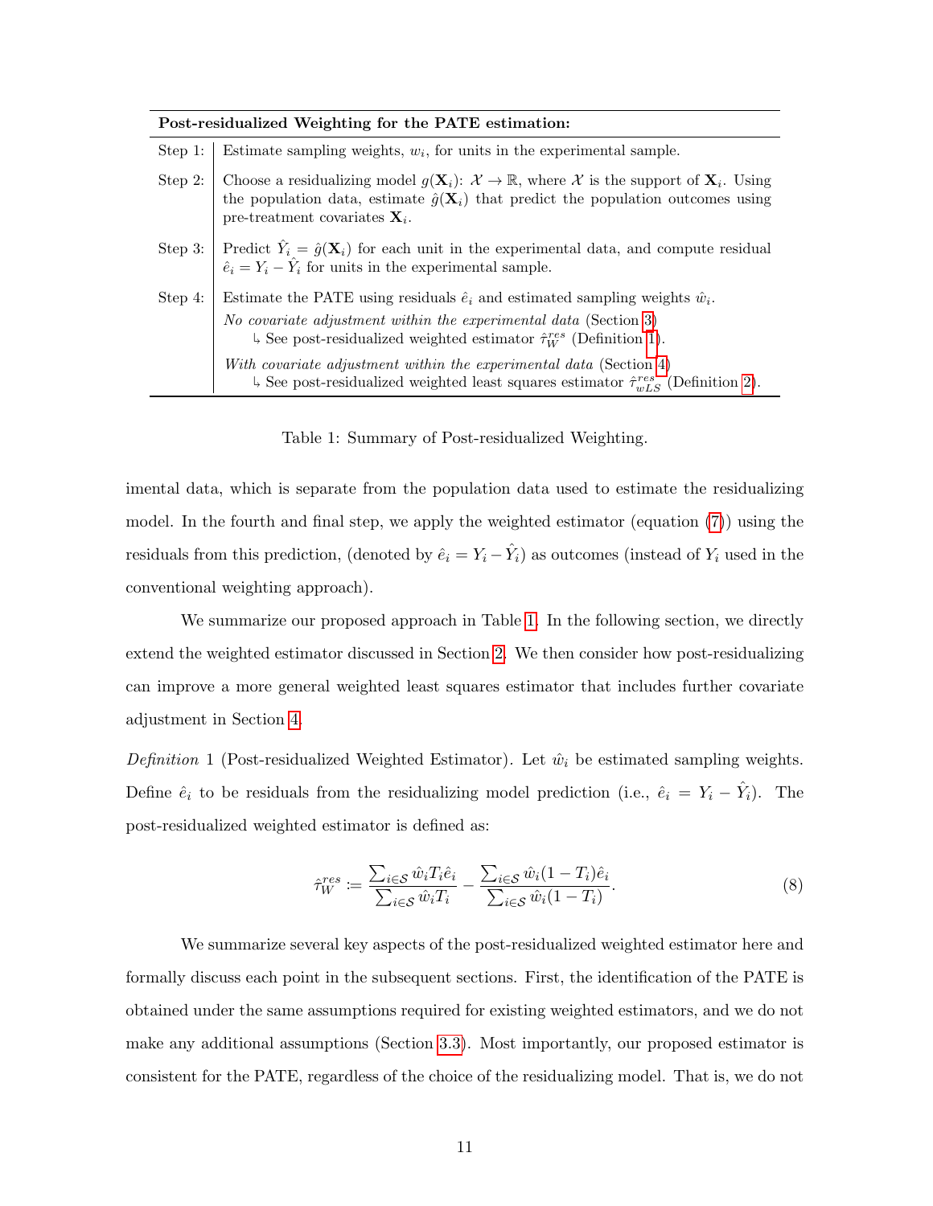| **Post-residualized Weighting for the PATE estimation:** | |
|---|---|
| Step 1: | Estimate sampling weights, $w_i$, for units in the experimental sample. |
| Step 2: | Choose a residualizing model $g(\mathbf{X}_i)$: $\mathcal{X} \to \mathbb{R}$, where $\mathcal{X}$ is the support of $\mathbf{X}_i$. Using the population data, estimate $\hat{g}(\mathbf{X}_i)$ that predict the population outcomes using pre-treatment covariates $\mathbf{X}_i$. |
| Step 3: | Predict $\hat{Y}_i = \hat{g}(\mathbf{X}_i)$ for each unit in the experimental data, and compute residual $\hat{e}_i = Y_i - \hat{Y}_i$ for units in the experimental sample. |
| Step 4: | Estimate the PATE using residuals $\hat{e}_i$ and estimated sampling weights $\hat{w}_i$. *No covariate adjustment within the experimental data* (Section 3) ↳ See post-residualized weighted estimator $\hat{\tau}_W^{res}$ (Definition 1). *With covariate adjustment within the experimental data* (Section 4) ↳ See post-residualized weighted least squares estimator $\hat{\tau}_{wLS}^{res}$ (Definition 2). |

Table 1: Summary of Post-residualized Weighting.

imental data, which is separate from the population data used to estimate the residualizing model. In the fourth and final step, we apply the weighted estimator (equation (7)) using the residuals from this prediction, (denoted by $\hat{e}_i = Y_i - \hat{Y}_i$) as outcomes (instead of $Y_i$ used in the conventional weighting approach).

We summarize our proposed approach in Table 1. In the following section, we directly extend the weighted estimator discussed in Section 2. We then consider how post-residualizing can improve a more general weighted least squares estimator that includes further covariate adjustment in Section 4.

*Definition* 1 (Post-residualized Weighted Estimator). Let $\hat{w}_i$ be estimated sampling weights. Define $\hat{e}_i$ to be residuals from the residualizing model prediction (i.e., $\hat{e}_i = Y_i - \hat{Y}_i$). The post-residualized weighted estimator is defined as:

$$\hat{\tau}_W^{res} := \frac{\sum_{i \in \mathcal{S}} \hat{w}_i T_i \hat{e}_i}{\sum_{i \in \mathcal{S}} \hat{w}_i T_i} - \frac{\sum_{i \in \mathcal{S}} \hat{w}_i (1 - T_i) \hat{e}_i}{\sum_{i \in \mathcal{S}} \hat{w}_i (1 - T_i)}. \tag{8}$$

We summarize several key aspects of the post-residualized weighted estimator here and formally discuss each point in the subsequent sections. First, the identification of the PATE is obtained under the same assumptions required for existing weighted estimators, and we do not make any additional assumptions (Section 3.3). Most importantly, our proposed estimator is consistent for the PATE, regardless of the choice of the residualizing model. That is, we do not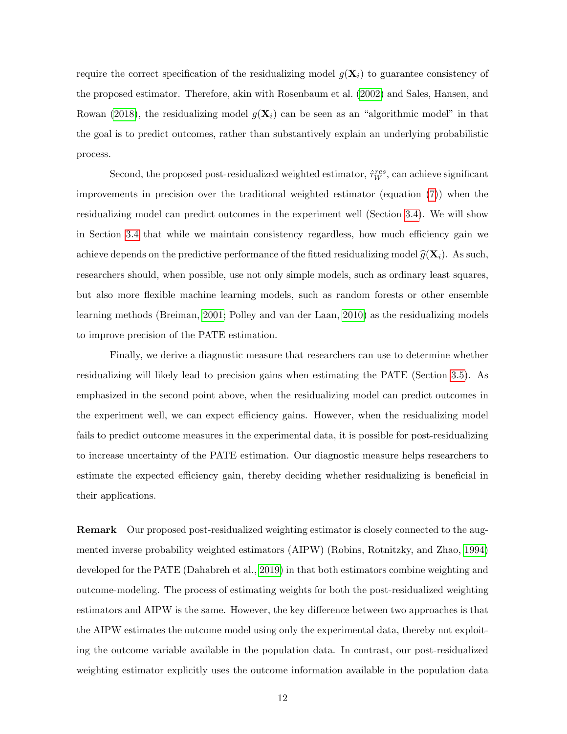require the correct specification of the residualizing model $g(\mathbf{X}_i)$ to guarantee consistency of the proposed estimator. Therefore, akin with Rosenbaum et al. (2002) and Sales, Hansen, and Rowan (2018), the residualizing model $g(\mathbf{X}_i)$ can be seen as an "algorithmic model" in that the goal is to predict outcomes, rather than substantively explain an underlying probabilistic process.

Second, the proposed post-residualized weighted estimator, $\hat{\tau}_W^{res}$, can achieve significant improvements in precision over the traditional weighted estimator (equation (7)) when the residualizing model can predict outcomes in the experiment well (Section 3.4). We will show in Section 3.4 that while we maintain consistency regardless, how much efficiency gain we achieve depends on the predictive performance of the fitted residualizing model $\widehat{g}(\mathbf{X}_i)$. As such, researchers should, when possible, use not only simple models, such as ordinary least squares, but also more flexible machine learning models, such as random forests or other ensemble learning methods (Breiman, 2001; Polley and van der Laan, 2010) as the residualizing models to improve precision of the PATE estimation.

Finally, we derive a diagnostic measure that researchers can use to determine whether residualizing will likely lead to precision gains when estimating the PATE (Section 3.5). As emphasized in the second point above, when the residualizing model can predict outcomes in the experiment well, we can expect efficiency gains. However, when the residualizing model fails to predict outcome measures in the experimental data, it is possible for post-residualizing to increase uncertainty of the PATE estimation. Our diagnostic measure helps researchers to estimate the expected efficiency gain, thereby deciding whether residualizing is beneficial in their applications.

**Remark** Our proposed post-residualized weighting estimator is closely connected to the augmented inverse probability weighted estimators (AIPW) (Robins, Rotnitzky, and Zhao, 1994) developed for the PATE (Dahabreh et al., 2019) in that both estimators combine weighting and outcome-modeling. The process of estimating weights for both the post-residualized weighting estimators and AIPW is the same. However, the key difference between two approaches is that the AIPW estimates the outcome model using only the experimental data, thereby not exploiting the outcome variable available in the population data. In contrast, our post-residualized weighting estimator explicitly uses the outcome information available in the population data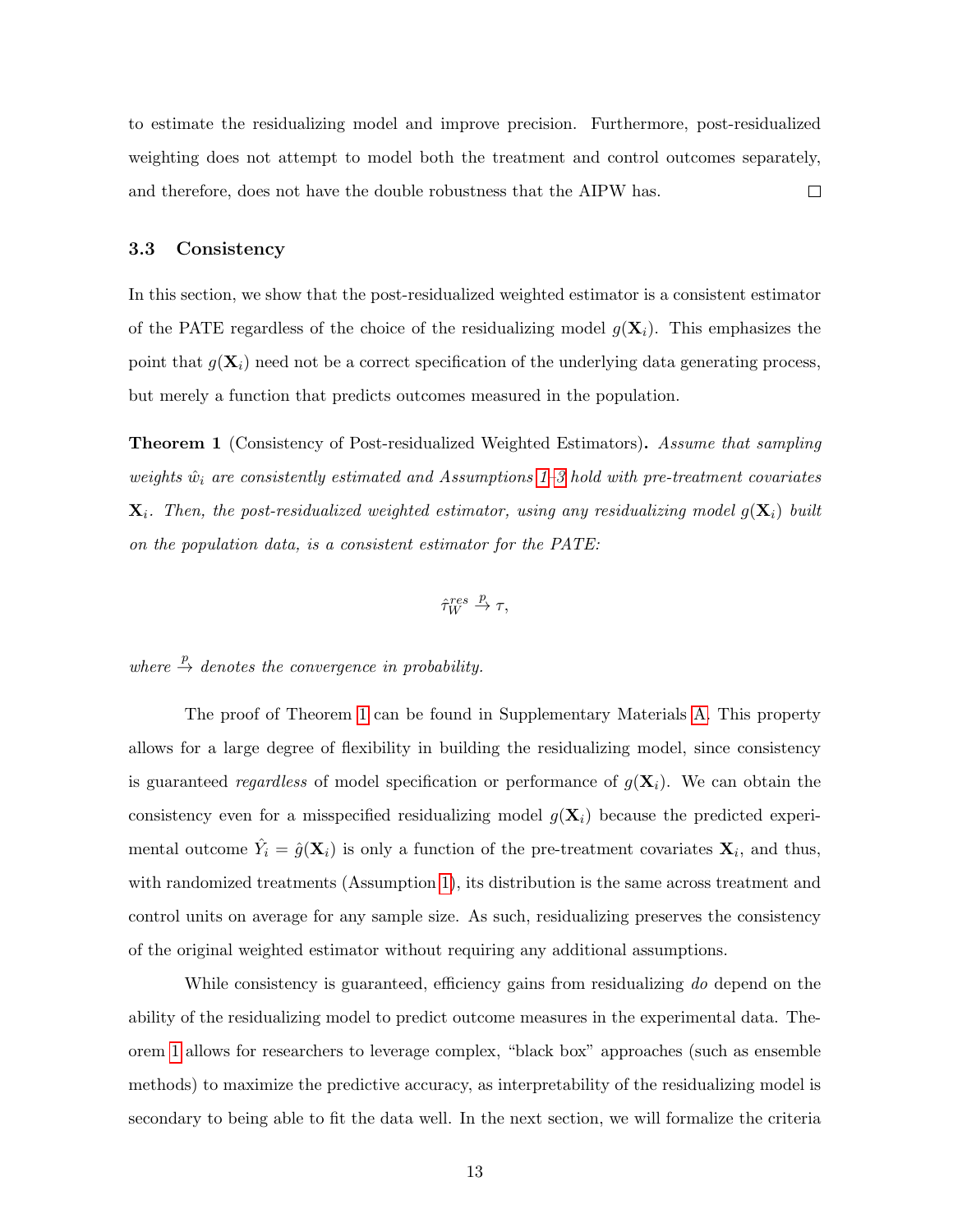to estimate the residualizing model and improve precision. Furthermore, post-residualized weighting does not attempt to model both the treatment and control outcomes separately, and therefore, does not have the double robustness that the AIPW has. □

### 3.3 Consistency

In this section, we show that the post-residualized weighted estimator is a consistent estimator of the PATE regardless of the choice of the residualizing model $g(\mathbf{X}_i)$. This emphasizes the point that $g(\mathbf{X}_i)$ need not be a correct specification of the underlying data generating process, but merely a function that predicts outcomes measured in the population.

**Theorem 1** (Consistency of Post-residualized Weighted Estimators)**.** *Assume that sampling weights $\hat{w}_i$ are consistently estimated and Assumptions 1–3 hold with pre-treatment covariates $\mathbf{X}_i$. Then, the post-residualized weighted estimator, using any residualizing model $g(\mathbf{X}_i)$ built on the population data, is a consistent estimator for the PATE:*

$$\hat{\tau}_W^{res} \xrightarrow{p} \tau,$$

*where $\xrightarrow{p}$ denotes the convergence in probability.*

The proof of Theorem 1 can be found in Supplementary Materials A. This property allows for a large degree of flexibility in building the residualizing model, since consistency is guaranteed *regardless* of model specification or performance of $g(\mathbf{X}_i)$. We can obtain the consistency even for a misspecified residualizing model $g(\mathbf{X}_i)$ because the predicted experimental outcome $\hat{Y}_i = \hat{g}(\mathbf{X}_i)$ is only a function of the pre-treatment covariates $\mathbf{X}_i$, and thus, with randomized treatments (Assumption 1), its distribution is the same across treatment and control units on average for any sample size. As such, residualizing preserves the consistency of the original weighted estimator without requiring any additional assumptions.

While consistency is guaranteed, efficiency gains from residualizing *do* depend on the ability of the residualizing model to predict outcome measures in the experimental data. Theorem 1 allows for researchers to leverage complex, "black box" approaches (such as ensemble methods) to maximize the predictive accuracy, as interpretability of the residualizing model is secondary to being able to fit the data well. In the next section, we will formalize the criteria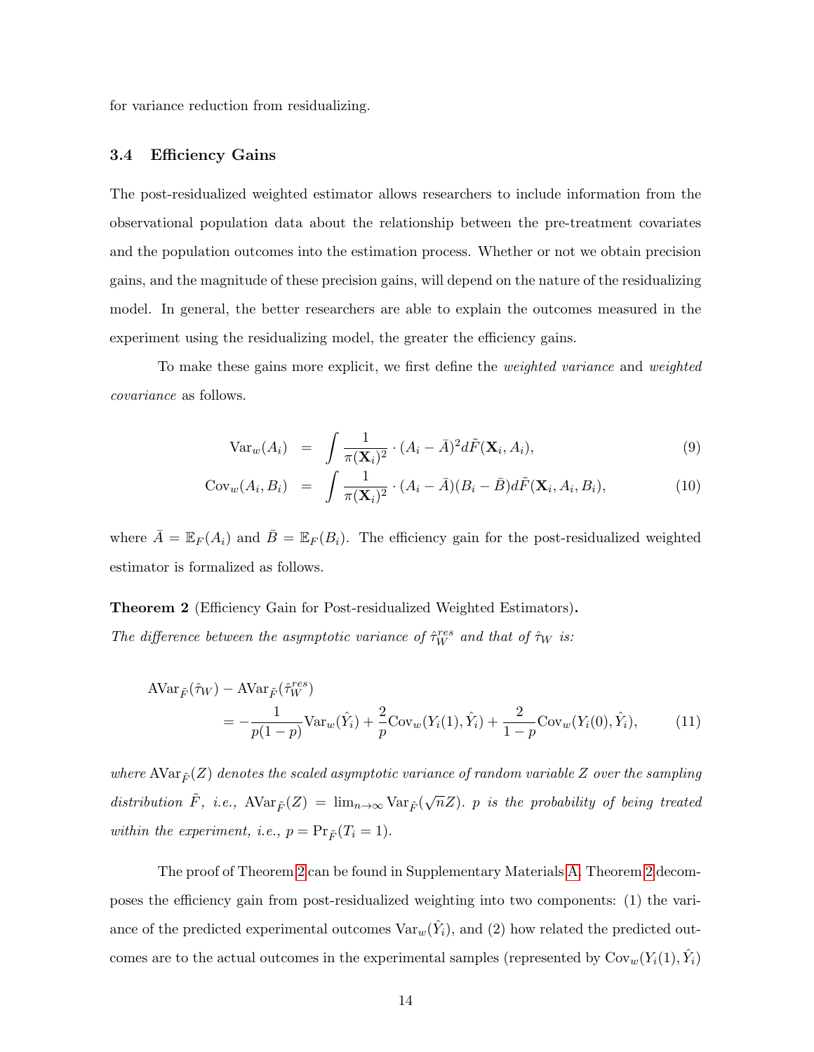for variance reduction from residualizing.

### 3.4 Efficiency Gains

The post-residualized weighted estimator allows researchers to include information from the observational population data about the relationship between the pre-treatment covariates and the population outcomes into the estimation process. Whether or not we obtain precision gains, and the magnitude of these precision gains, will depend on the nature of the residualizing model. In general, the better researchers are able to explain the outcomes measured in the experiment using the residualizing model, the greater the efficiency gains.

To make these gains more explicit, we first define the *weighted variance* and *weighted covariance* as follows.

$$\text{Var}_w(A_i) \;=\; \int \frac{1}{\pi(\mathbf{X}_i)^2} \cdot (A_i - \bar{A})^2 d\tilde{F}(\mathbf{X}_i, A_i), \tag{9}$$

$$\text{Cov}_w(A_i, B_i) \;=\; \int \frac{1}{\pi(\mathbf{X}_i)^2} \cdot (A_i - \bar{A})(B_i - \bar{B}) d\tilde{F}(\mathbf{X}_i, A_i, B_i), \tag{10}$$

where $\bar{A} = \mathbb{E}_F(A_i)$ and $\bar{B} = \mathbb{E}_F(B_i)$. The efficiency gain for the post-residualized weighted estimator is formalized as follows.

**Theorem 2** (Efficiency Gain for Post-residualized Weighted Estimators)**.**
*The difference between the asymptotic variance of $\hat{\tau}_W^{res}$ and that of $\hat{\tau}_W$ is:*

$$\begin{aligned}
&\text{AVar}_{\tilde{F}}(\hat{\tau}_W) - \text{AVar}_{\tilde{F}}(\hat{\tau}_W^{res}) \\
&\qquad = -\frac{1}{p(1-p)}\text{Var}_w(\hat{Y}_i) + \frac{2}{p}\text{Cov}_w(Y_i(1), \hat{Y}_i) + \frac{2}{1-p}\text{Cov}_w(Y_i(0), \hat{Y}_i),
\end{aligned} \tag{11}$$

*where $\text{AVar}_{\tilde{F}}(Z)$ denotes the scaled asymptotic variance of random variable $Z$ over the sampling distribution $\tilde{F}$, i.e., $\text{AVar}_{\tilde{F}}(Z) = \lim_{n\to\infty} \text{Var}_{\tilde{F}}(\sqrt{n}Z)$. $p$ is the probability of being treated within the experiment, i.e., $p = \Pr_{\tilde{F}}(T_i = 1)$.*

The proof of Theorem 2 can be found in Supplementary Materials A. Theorem 2 decomposes the efficiency gain from post-residualized weighting into two components: (1) the variance of the predicted experimental outcomes $\text{Var}_w(\hat{Y}_i)$, and (2) how related the predicted outcomes are to the actual outcomes in the experimental samples (represented by $\text{Cov}_w(Y_i(1), \hat{Y}_i)$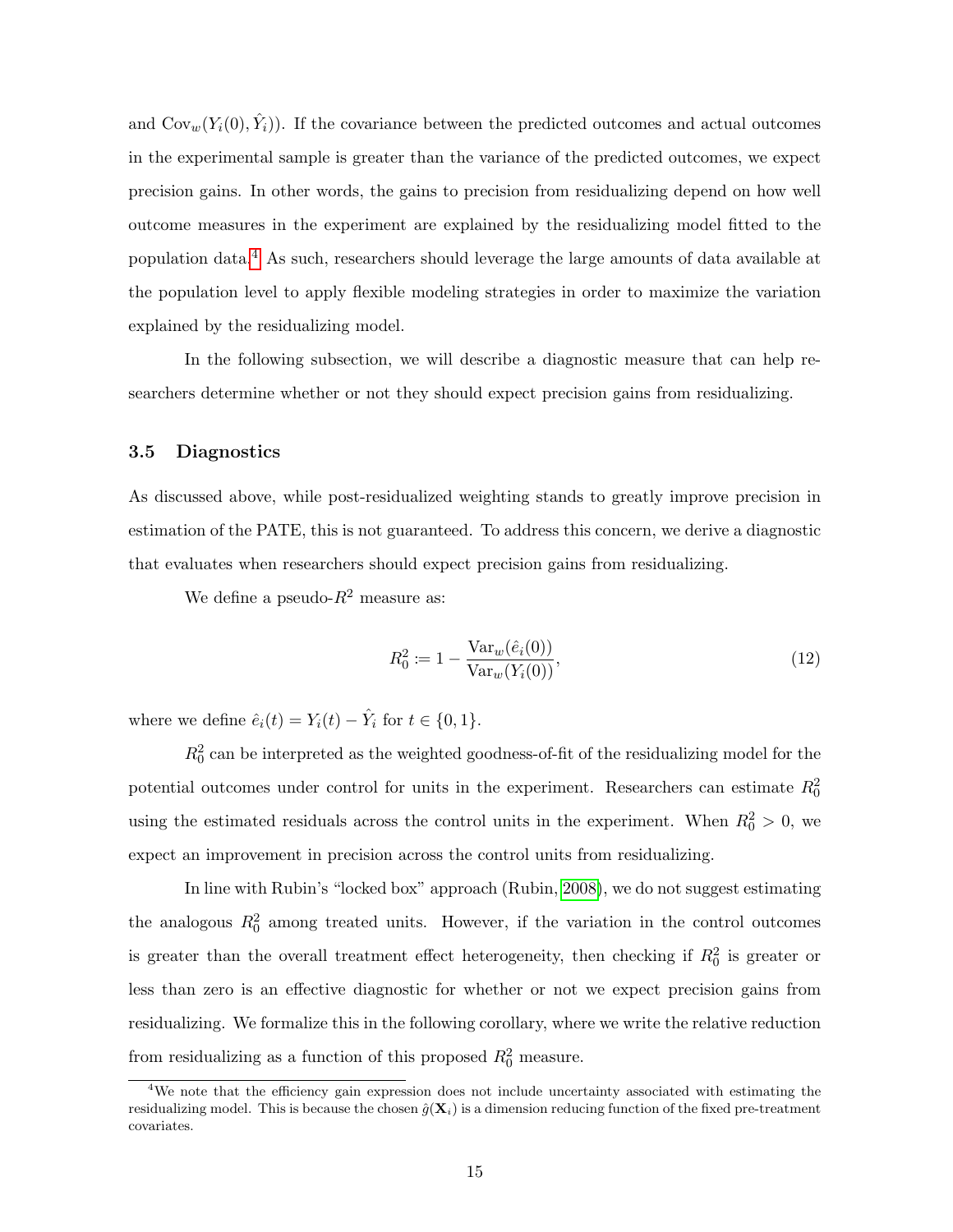and $\text{Cov}_w(Y_i(0), \hat{Y}_i)$). If the covariance between the predicted outcomes and actual outcomes in the experimental sample is greater than the variance of the predicted outcomes, we expect precision gains. In other words, the gains to precision from residualizing depend on how well outcome measures in the experiment are explained by the residualizing model fitted to the population data.[4] As such, researchers should leverage the large amounts of data available at the population level to apply flexible modeling strategies in order to maximize the variation explained by the residualizing model.

In the following subsection, we will describe a diagnostic measure that can help researchers determine whether or not they should expect precision gains from residualizing.

### 3.5 Diagnostics

As discussed above, while post-residualized weighting stands to greatly improve precision in estimation of the PATE, this is not guaranteed. To address this concern, we derive a diagnostic that evaluates when researchers should expect precision gains from residualizing.

We define a pseudo-$R^2$ measure as:

$$R_0^2 := 1 - \frac{\text{Var}_w(\hat{e}_i(0))}{\text{Var}_w(Y_i(0))}, \tag{12}$$

where we define $\hat{e}_i(t) = Y_i(t) - \hat{Y}_i$ for $t \in \{0, 1\}$.

$R_0^2$ can be interpreted as the weighted goodness-of-fit of the residualizing model for the potential outcomes under control for units in the experiment. Researchers can estimate $R_0^2$ using the estimated residuals across the control units in the experiment. When $R_0^2 > 0$, we expect an improvement in precision across the control units from residualizing.

In line with Rubin's "locked box" approach (Rubin, 2008), we do not suggest estimating the analogous $R_0^2$ among treated units. However, if the variation in the control outcomes is greater than the overall treatment effect heterogeneity, then checking if $R_0^2$ is greater or less than zero is an effective diagnostic for whether or not we expect precision gains from residualizing. We formalize this in the following corollary, where we write the relative reduction from residualizing as a function of this proposed $R_0^2$ measure.

---

[4] We note that the efficiency gain expression does not include uncertainty associated with estimating the residualizing model. This is because the chosen $\hat{g}(\mathbf{X}_i)$ is a dimension reducing function of the fixed pre-treatment covariates.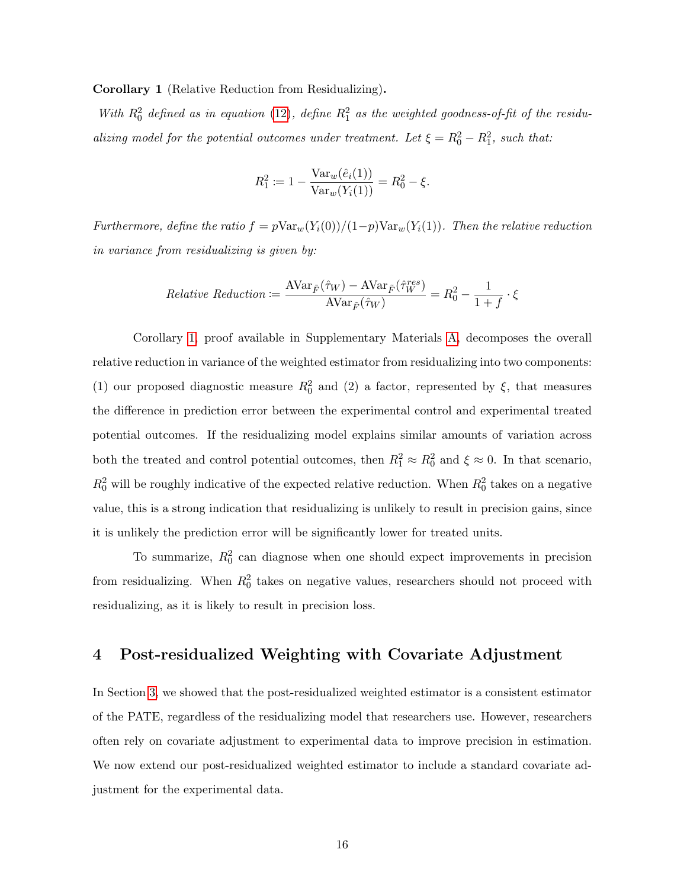**Corollary 1** (Relative Reduction from Residualizing)**.**

*With $R_0^2$ defined as in equation (12), define $R_1^2$ as the weighted goodness-of-fit of the residualizing model for the potential outcomes under treatment. Let $\xi = R_0^2 - R_1^2$, such that:*

$$R_1^2 := 1 - \frac{\text{Var}_w(\hat{e}_i(1))}{\text{Var}_w(Y_i(1))} = R_0^2 - \xi.$$

*Furthermore, define the ratio $f = p\text{Var}_w(Y_i(0))/(1-p)\text{Var}_w(Y_i(1))$. Then the relative reduction in variance from residualizing is given by:*

$$\textit{Relative Reduction} := \frac{\text{AVar}_{\tilde{F}}(\hat{\tau}_W) - \text{AVar}_{\tilde{F}}(\hat{\tau}_W^{res})}{\text{AVar}_{\tilde{F}}(\hat{\tau}_W)} = R_0^2 - \frac{1}{1+f} \cdot \xi$$

Corollary 1, proof available in Supplementary Materials A, decomposes the overall relative reduction in variance of the weighted estimator from residualizing into two components: (1) our proposed diagnostic measure $R_0^2$ and (2) a factor, represented by $\xi$, that measures the difference in prediction error between the experimental control and experimental treated potential outcomes. If the residualizing model explains similar amounts of variation across both the treated and control potential outcomes, then $R_1^2 \approx R_0^2$ and $\xi \approx 0$. In that scenario, $R_0^2$ will be roughly indicative of the expected relative reduction. When $R_0^2$ takes on a negative value, this is a strong indication that residualizing is unlikely to result in precision gains, since it is unlikely the prediction error will be significantly lower for treated units.

To summarize, $R_0^2$ can diagnose when one should expect improvements in precision from residualizing. When $R_0^2$ takes on negative values, researchers should not proceed with residualizing, as it is likely to result in precision loss.

## 4 Post-residualized Weighting with Covariate Adjustment

In Section 3, we showed that the post-residualized weighted estimator is a consistent estimator of the PATE, regardless of the residualizing model that researchers use. However, researchers often rely on covariate adjustment to experimental data to improve precision in estimation. We now extend our post-residualized weighted estimator to include a standard covariate adjustment for the experimental data.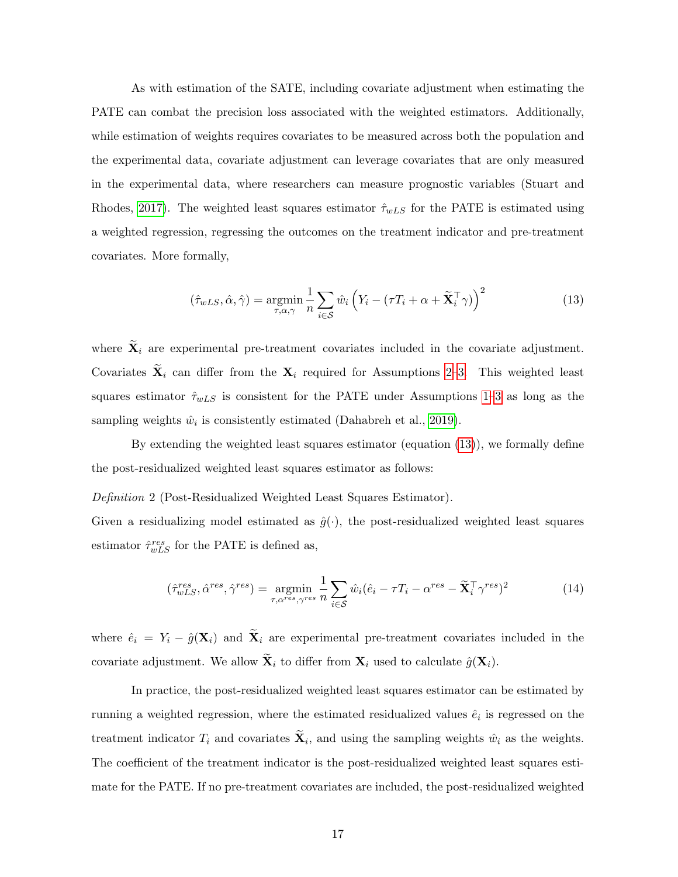As with estimation of the SATE, including covariate adjustment when estimating the PATE can combat the precision loss associated with the weighted estimators. Additionally, while estimation of weights requires covariates to be measured across both the population and the experimental data, covariate adjustment can leverage covariates that are only measured in the experimental data, where researchers can measure prognostic variables (Stuart and Rhodes, 2017). The weighted least squares estimator $\hat{\tau}_{wLS}$ for the PATE is estimated using a weighted regression, regressing the outcomes on the treatment indicator and pre-treatment covariates. More formally,

$$(\hat{\tau}_{wLS}, \hat{\alpha}, \hat{\gamma}) = \underset{\tau,\alpha,\gamma}{\operatorname{argmin}} \frac{1}{n} \sum_{i \in \mathcal{S}} \hat{w}_i \left( Y_i - (\tau T_i + \alpha + \widetilde{\mathbf{X}}_i^\top \gamma) \right)^2 \tag{13}$$

where $\widetilde{\mathbf{X}}_i$ are experimental pre-treatment covariates included in the covariate adjustment. Covariates $\widetilde{\mathbf{X}}_i$ can differ from the $\mathbf{X}_i$ required for Assumptions 2–3. This weighted least squares estimator $\hat{\tau}_{wLS}$ is consistent for the PATE under Assumptions 1–3 as long as the sampling weights $\hat{w}_i$ is consistently estimated (Dahabreh et al., 2019).

By extending the weighted least squares estimator (equation (13)), we formally define the post-residualized weighted least squares estimator as follows:

*Definition* 2 (Post-Residualized Weighted Least Squares Estimator).
Given a residualizing model estimated as $\hat{g}(\cdot)$, the post-residualized weighted least squares estimator $\hat{\tau}_{wLS}^{res}$ for the PATE is defined as,

$$(\hat{\tau}_{wLS}^{res}, \hat{\alpha}^{res}, \hat{\gamma}^{res}) = \underset{\tau,\alpha^{res},\gamma^{res}}{\operatorname{argmin}} \frac{1}{n} \sum_{i \in \mathcal{S}} \hat{w}_i (\hat{e}_i - \tau T_i - \alpha^{res} - \widetilde{\mathbf{X}}_i^\top \gamma^{res})^2 \tag{14}$$

where $\hat{e}_i = Y_i - \hat{g}(\mathbf{X}_i)$ and $\widetilde{\mathbf{X}}_i$ are experimental pre-treatment covariates included in the covariate adjustment. We allow $\widetilde{\mathbf{X}}_i$ to differ from $\mathbf{X}_i$ used to calculate $\hat{g}(\mathbf{X}_i)$.

In practice, the post-residualized weighted least squares estimator can be estimated by running a weighted regression, where the estimated residualized values $\hat{e}_i$ is regressed on the treatment indicator $T_i$ and covariates $\widetilde{\mathbf{X}}_i$, and using the sampling weights $\hat{w}_i$ as the weights. The coefficient of the treatment indicator is the post-residualized weighted least squares estimate for the PATE. If no pre-treatment covariates are included, the post-residualized weighted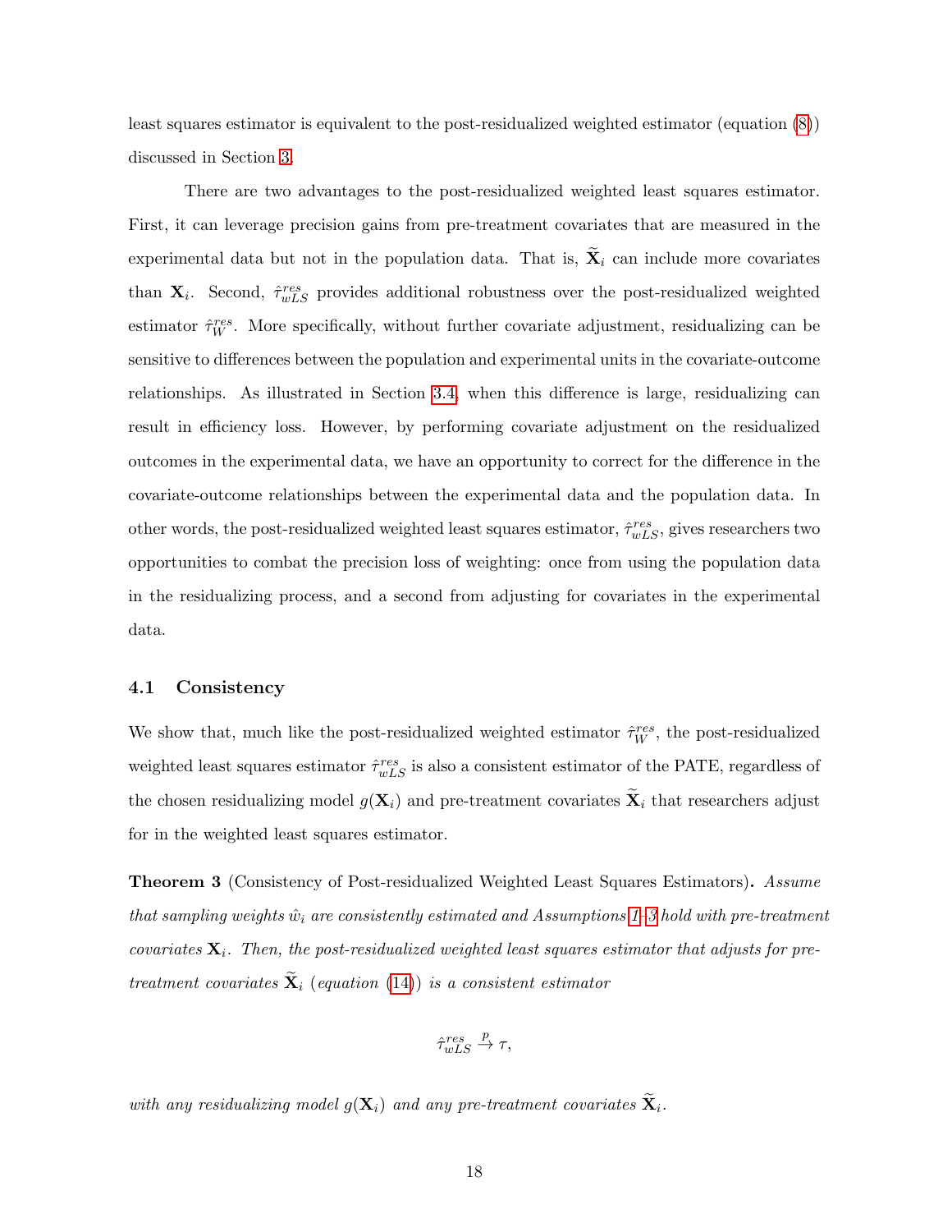least squares estimator is equivalent to the post-residualized weighted estimator (equation (8)) discussed in Section 3.

There are two advantages to the post-residualized weighted least squares estimator. First, it can leverage precision gains from pre-treatment covariates that are measured in the experimental data but not in the population data. That is, $\widetilde{\mathbf{X}}_i$ can include more covariates than $\mathbf{X}_i$. Second, $\hat{\tau}_{wLS}^{res}$ provides additional robustness over the post-residualized weighted estimator $\hat{\tau}_W^{res}$. More specifically, without further covariate adjustment, residualizing can be sensitive to differences between the population and experimental units in the covariate-outcome relationships. As illustrated in Section 3.4, when this difference is large, residualizing can result in efficiency loss. However, by performing covariate adjustment on the residualized outcomes in the experimental data, we have an opportunity to correct for the difference in the covariate-outcome relationships between the experimental data and the population data. In other words, the post-residualized weighted least squares estimator, $\hat{\tau}_{wLS}^{res}$, gives researchers two opportunities to combat the precision loss of weighting: once from using the population data in the residualizing process, and a second from adjusting for covariates in the experimental data.

### 4.1 Consistency

We show that, much like the post-residualized weighted estimator $\hat{\tau}_W^{res}$, the post-residualized weighted least squares estimator $\hat{\tau}_{wLS}^{res}$ is also a consistent estimator of the PATE, regardless of the chosen residualizing model $g(\mathbf{X}_i)$ and pre-treatment covariates $\widetilde{\mathbf{X}}_i$ that researchers adjust for in the weighted least squares estimator.

**Theorem 3** (Consistency of Post-residualized Weighted Least Squares Estimators)**.** *Assume that sampling weights $\hat{w}_i$ are consistently estimated and Assumptions 1–3 hold with pre-treatment covariates $\mathbf{X}_i$. Then, the post-residualized weighted least squares estimator that adjusts for pre-treatment covariates $\widetilde{\mathbf{X}}_i$ (equation (14)) is a consistent estimator*

$$\hat{\tau}_{wLS}^{res} \xrightarrow{p} \tau,$$

*with any residualizing model $g(\mathbf{X}_i)$ and any pre-treatment covariates $\widetilde{\mathbf{X}}_i$.*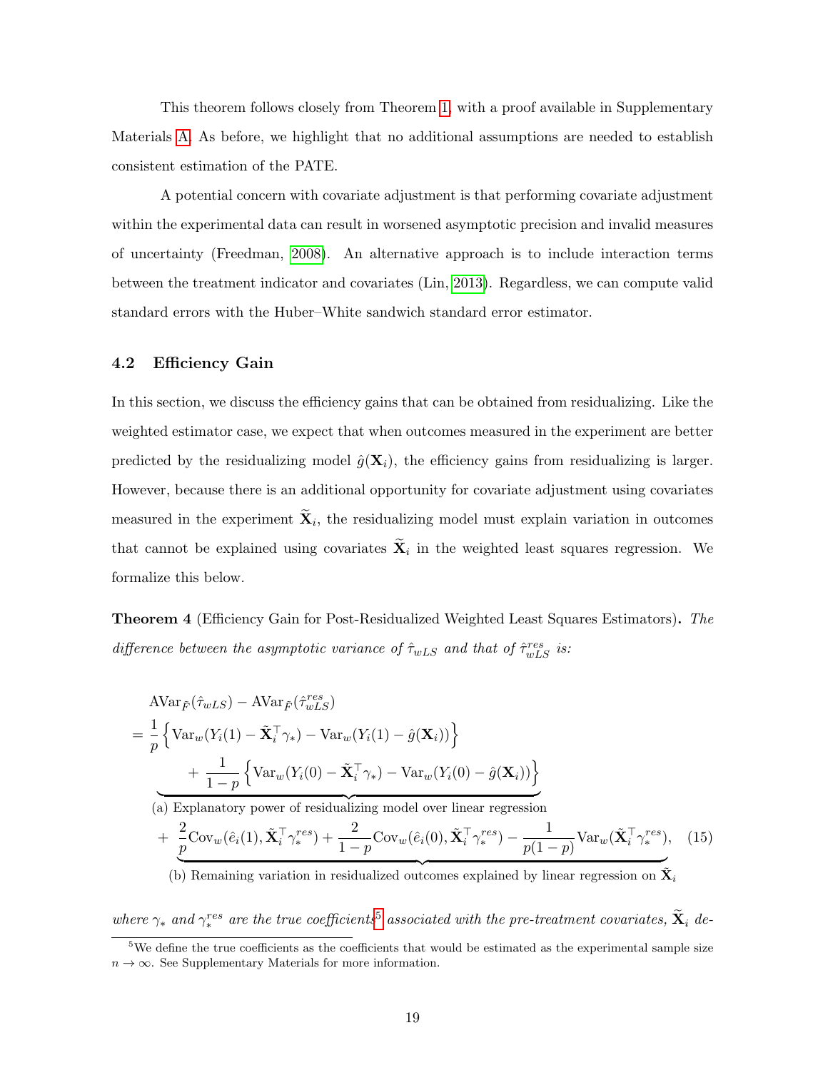This theorem follows closely from Theorem 1, with a proof available in Supplementary Materials A. As before, we highlight that no additional assumptions are needed to establish consistent estimation of the PATE.

A potential concern with covariate adjustment is that performing covariate adjustment within the experimental data can result in worsened asymptotic precision and invalid measures of uncertainty (Freedman, 2008). An alternative approach is to include interaction terms between the treatment indicator and covariates (Lin, 2013). Regardless, we can compute valid standard errors with the Huber–White sandwich standard error estimator.

## 4.2 Efficiency Gain

In this section, we discuss the efficiency gains that can be obtained from residualizing. Like the weighted estimator case, we expect that when outcomes measured in the experiment are better predicted by the residualizing model $\hat{g}(\mathbf{X}_i)$, the efficiency gains from residualizing is larger. However, because there is an additional opportunity for covariate adjustment using covariates measured in the experiment $\widetilde{\mathbf{X}}_i$, the residualizing model must explain variation in outcomes that cannot be explained using covariates $\widetilde{\mathbf{X}}_i$ in the weighted least squares regression. We formalize this below.

**Theorem 4** (Efficiency Gain for Post-Residualized Weighted Least Squares Estimators)**.** *The difference between the asymptotic variance of $\hat{\tau}_{wLS}$ and that of $\hat{\tau}_{wLS}^{res}$ is:*

$$
\begin{aligned}
&\text{AVar}_{\tilde{F}}(\hat{\tau}_{wLS}) - \text{AVar}_{\tilde{F}}(\hat{\tau}_{wLS}^{res}) \\
&= \underbrace{\frac{1}{p}\left\{\text{Var}_w(Y_i(1) - \tilde{\mathbf{X}}_i^\top \gamma_*) - \text{Var}_w(Y_i(1) - \hat{g}(\mathbf{X}_i))\right\} + \frac{1}{1-p}\left\{\text{Var}_w(Y_i(0) - \tilde{\mathbf{X}}_i^\top \gamma_*) - \text{Var}_w(Y_i(0) - \hat{g}(\mathbf{X}_i))\right\}}_{\text{(a) Explanatory power of residualizing model over linear regression}} \\
&\quad + \underbrace{\frac{2}{p}\text{Cov}_w(\hat{e}_i(1), \tilde{\mathbf{X}}_i^\top \gamma_*^{res}) + \frac{2}{1-p}\text{Cov}_w(\hat{e}_i(0), \tilde{\mathbf{X}}_i^\top \gamma_*^{res}) - \frac{1}{p(1-p)}\text{Var}_w(\tilde{\mathbf{X}}_i^\top \gamma_*^{res})}_{\text{(b) Remaining variation in residualized outcomes explained by linear regression on } \tilde{\mathbf{X}}_i}, \qquad (15)
\end{aligned}
$$

*where $\gamma_*$ and $\gamma_*^{res}$ are the true coefficients*[5] *associated with the pre-treatment covariates, $\widetilde{\mathbf{X}}_i$ de-*

[5] We define the true coefficients as the coefficients that would be estimated as the experimental sample size $n \to \infty$. See Supplementary Materials for more information.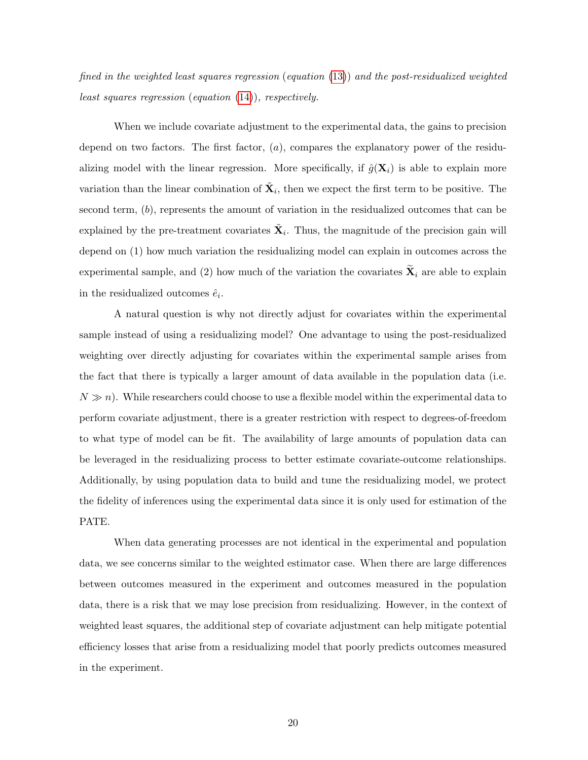*fined in the weighted least squares regression (equation (13)) and the post-residualized weighted least squares regression (equation (14)), respectively.*

When we include covariate adjustment to the experimental data, the gains to precision depend on two factors. The first factor, $(a)$, compares the explanatory power of the residualizing model with the linear regression. More specifically, if $\hat{g}(\mathbf{X}_i)$ is able to explain more variation than the linear combination of $\tilde{\mathbf{X}}_i$, then we expect the first term to be positive. The second term, $(b)$, represents the amount of variation in the residualized outcomes that can be explained by the pre-treatment covariates $\tilde{\mathbf{X}}_i$. Thus, the magnitude of the precision gain will depend on (1) how much variation the residualizing model can explain in outcomes across the experimental sample, and (2) how much of the variation the covariates $\widetilde{\mathbf{X}}_i$ are able to explain in the residualized outcomes $\hat{e}_i$.

A natural question is why not directly adjust for covariates within the experimental sample instead of using a residualizing model? One advantage to using the post-residualized weighting over directly adjusting for covariates within the experimental sample arises from the fact that there is typically a larger amount of data available in the population data (i.e. $N \gg n$). While researchers could choose to use a flexible model within the experimental data to perform covariate adjustment, there is a greater restriction with respect to degrees-of-freedom to what type of model can be fit. The availability of large amounts of population data can be leveraged in the residualizing process to better estimate covariate-outcome relationships. Additionally, by using population data to build and tune the residualizing model, we protect the fidelity of inferences using the experimental data since it is only used for estimation of the PATE.

When data generating processes are not identical in the experimental and population data, we see concerns similar to the weighted estimator case. When there are large differences between outcomes measured in the experiment and outcomes measured in the population data, there is a risk that we may lose precision from residualizing. However, in the context of weighted least squares, the additional step of covariate adjustment can help mitigate potential efficiency losses that arise from a residualizing model that poorly predicts outcomes measured in the experiment.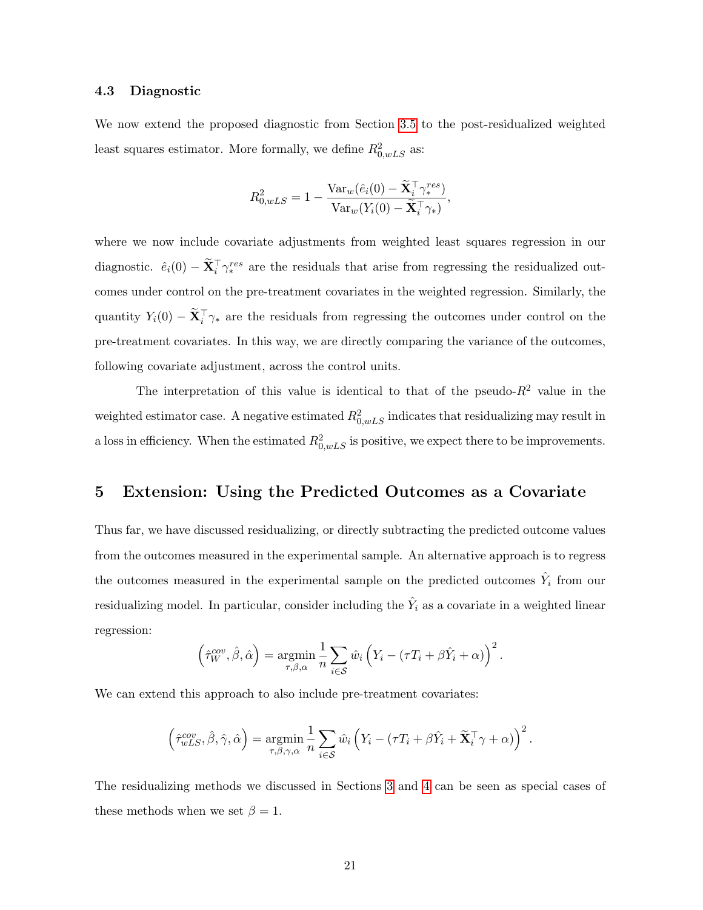### 4.3 Diagnostic

We now extend the proposed diagnostic from Section 3.5 to the post-residualized weighted least squares estimator. More formally, we define $R^2_{0,wLS}$ as:

$$R^2_{0,wLS} = 1 - \frac{\text{Var}_w(\hat{e}_i(0) - \widetilde{\mathbf{X}}_i^\top \gamma_*^{res})}{\text{Var}_w(Y_i(0) - \widetilde{\mathbf{X}}_i^\top \gamma_*)},$$

where we now include covariate adjustments from weighted least squares regression in our diagnostic. $\hat{e}_i(0) - \widetilde{\mathbf{X}}_i^\top \gamma_*^{res}$ are the residuals that arise from regressing the residualized outcomes under control on the pre-treatment covariates in the weighted regression. Similarly, the quantity $Y_i(0) - \widetilde{\mathbf{X}}_i^\top \gamma_*$ are the residuals from regressing the outcomes under control on the pre-treatment covariates. In this way, we are directly comparing the variance of the outcomes, following covariate adjustment, across the control units.

The interpretation of this value is identical to that of the pseudo-$R^2$ value in the weighted estimator case. A negative estimated $R^2_{0,wLS}$ indicates that residualizing may result in a loss in efficiency. When the estimated $R^2_{0,wLS}$ is positive, we expect there to be improvements.

## 5 Extension: Using the Predicted Outcomes as a Covariate

Thus far, we have discussed residualizing, or directly subtracting the predicted outcome values from the outcomes measured in the experimental sample. An alternative approach is to regress the outcomes measured in the experimental sample on the predicted outcomes $\hat{Y}_i$ from our residualizing model. In particular, consider including the $\hat{Y}_i$ as a covariate in a weighted linear regression:

$$\left(\hat{\tau}_W^{cov}, \hat{\beta}, \hat{\alpha}\right) = \underset{\tau,\beta,\alpha}{\text{argmin}} \frac{1}{n} \sum_{i \in \mathcal{S}} \hat{w}_i \left(Y_i - (\tau T_i + \beta \hat{Y}_i + \alpha)\right)^2.$$

We can extend this approach to also include pre-treatment covariates:

$$\left(\hat{\tau}_{wLS}^{cov}, \hat{\beta}, \hat{\gamma}, \hat{\alpha}\right) = \underset{\tau,\beta,\gamma,\alpha}{\text{argmin}} \frac{1}{n} \sum_{i \in \mathcal{S}} \hat{w}_i \left(Y_i - (\tau T_i + \beta \hat{Y}_i + \widetilde{\mathbf{X}}_i^\top \gamma + \alpha)\right)^2.$$

The residualizing methods we discussed in Sections 3 and 4 can be seen as special cases of these methods when we set $\beta = 1$.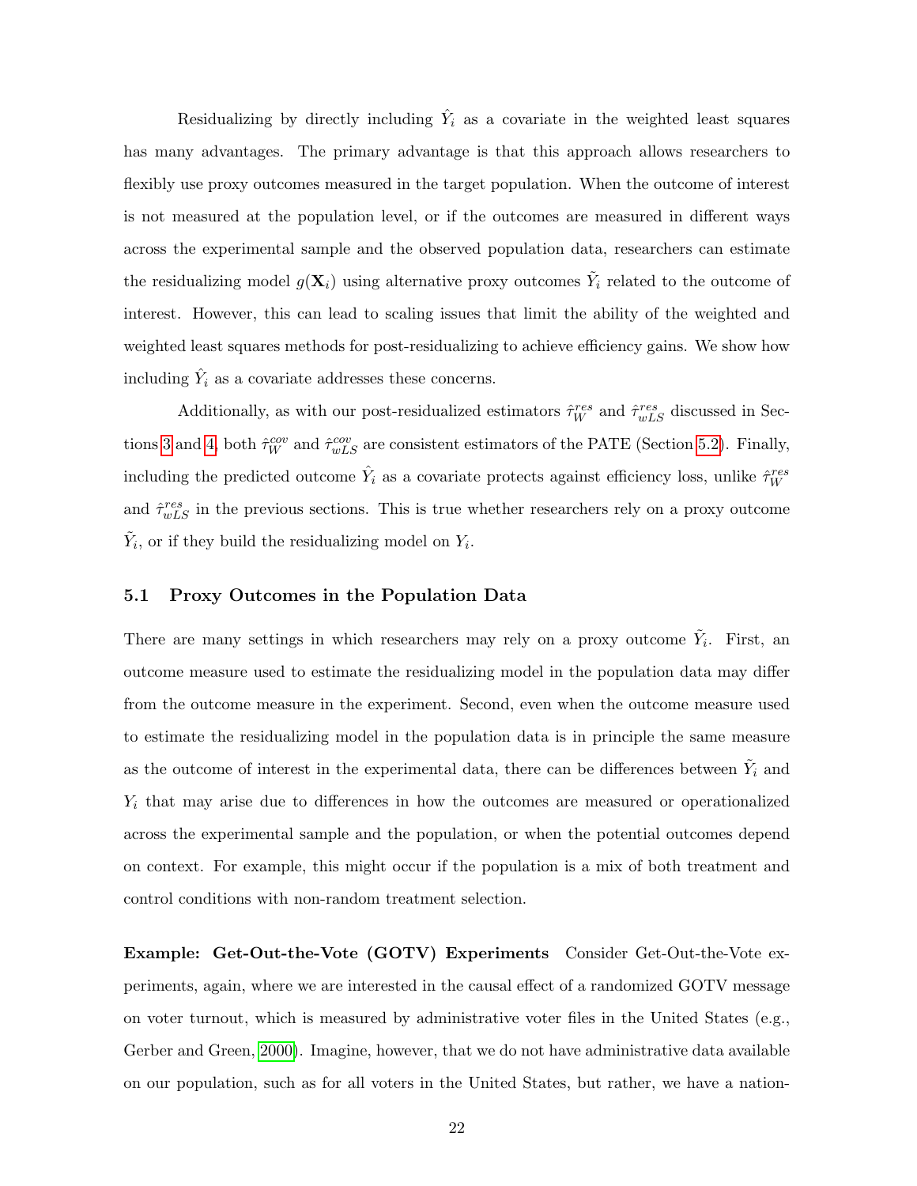Residualizing by directly including $\hat{Y}_i$ as a covariate in the weighted least squares has many advantages. The primary advantage is that this approach allows researchers to flexibly use proxy outcomes measured in the target population. When the outcome of interest is not measured at the population level, or if the outcomes are measured in different ways across the experimental sample and the observed population data, researchers can estimate the residualizing model $g(\mathbf{X}_i)$ using alternative proxy outcomes $\tilde{Y}_i$ related to the outcome of interest. However, this can lead to scaling issues that limit the ability of the weighted and weighted least squares methods for post-residualizing to achieve efficiency gains. We show how including $\hat{Y}_i$ as a covariate addresses these concerns.

Additionally, as with our post-residualized estimators $\hat{\tau}_W^{res}$ and $\hat{\tau}_{wLS}^{res}$ discussed in Sections 3 and 4, both $\hat{\tau}_W^{cov}$ and $\hat{\tau}_{wLS}^{cov}$ are consistent estimators of the PATE (Section 5.2). Finally, including the predicted outcome $\hat{Y}_i$ as a covariate protects against efficiency loss, unlike $\hat{\tau}_W^{res}$ and $\hat{\tau}_{wLS}^{res}$ in the previous sections. This is true whether researchers rely on a proxy outcome $\tilde{Y}_i$, or if they build the residualizing model on $Y_i$.

### 5.1 Proxy Outcomes in the Population Data

There are many settings in which researchers may rely on a proxy outcome $\tilde{Y}_i$. First, an outcome measure used to estimate the residualizing model in the population data may differ from the outcome measure in the experiment. Second, even when the outcome measure used to estimate the residualizing model in the population data is in principle the same measure as the outcome of interest in the experimental data, there can be differences between $\tilde{Y}_i$ and $Y_i$ that may arise due to differences in how the outcomes are measured or operationalized across the experimental sample and the population, or when the potential outcomes depend on context. For example, this might occur if the population is a mix of both treatment and control conditions with non-random treatment selection.

**Example: Get-Out-the-Vote (GOTV) Experiments** Consider Get-Out-the-Vote experiments, again, where we are interested in the causal effect of a randomized GOTV message on voter turnout, which is measured by administrative voter files in the United States (e.g., Gerber and Green, 2000). Imagine, however, that we do not have administrative data available on our population, such as for all voters in the United States, but rather, we have a nation-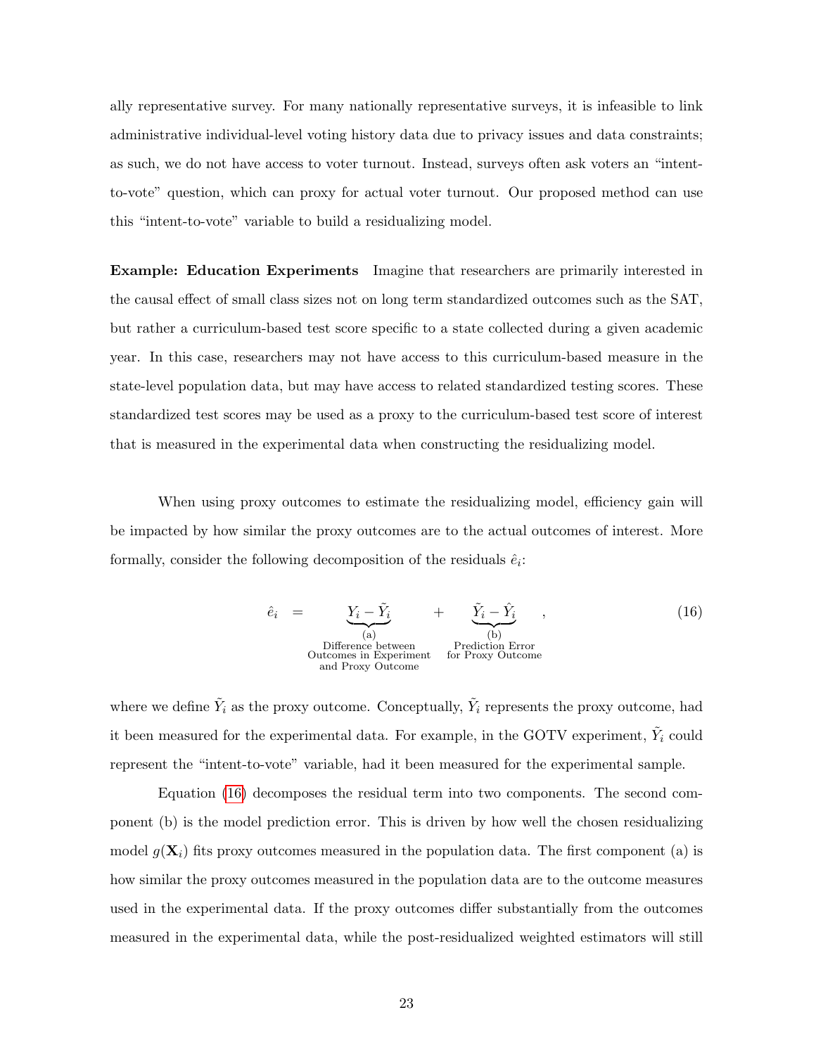ally representative survey. For many nationally representative surveys, it is infeasible to link administrative individual-level voting history data due to privacy issues and data constraints; as such, we do not have access to voter turnout. Instead, surveys often ask voters an "intent-to-vote" question, which can proxy for actual voter turnout. Our proposed method can use this "intent-to-vote" variable to build a residualizing model.

**Example: Education Experiments** Imagine that researchers are primarily interested in the causal effect of small class sizes not on long term standardized outcomes such as the SAT, but rather a curriculum-based test score specific to a state collected during a given academic year. In this case, researchers may not have access to this curriculum-based measure in the state-level population data, but may have access to related standardized testing scores. These standardized test scores may be used as a proxy to the curriculum-based test score of interest that is measured in the experimental data when constructing the residualizing model.

When using proxy outcomes to estimate the residualizing model, efficiency gain will be impacted by how similar the proxy outcomes are to the actual outcomes of interest. More formally, consider the following decomposition of the residuals $\hat{e}_i$:

$$\hat{e}_i = \underbrace{Y_i - \tilde{Y}_i}_{\substack{\text{(a)} \\ \text{Difference between} \\ \text{Outcomes in Experiment} \\ \text{and Proxy Outcome}}} + \underbrace{\tilde{Y}_i - \hat{Y}_i}_{\substack{\text{(b)} \\ \text{Prediction Error} \\ \text{for Proxy Outcome}}}, \tag{16}$$

where we define $\tilde{Y}_i$ as the proxy outcome. Conceptually, $\tilde{Y}_i$ represents the proxy outcome, had it been measured for the experimental data. For example, in the GOTV experiment, $\tilde{Y}_i$ could represent the "intent-to-vote" variable, had it been measured for the experimental sample.

Equation (16) decomposes the residual term into two components. The second component (b) is the model prediction error. This is driven by how well the chosen residualizing model $g(\mathbf{X}_i)$ fits proxy outcomes measured in the population data. The first component (a) is how similar the proxy outcomes measured in the population data are to the outcome measures used in the experimental data. If the proxy outcomes differ substantially from the outcomes measured in the experimental data, while the post-residualized weighted estimators will still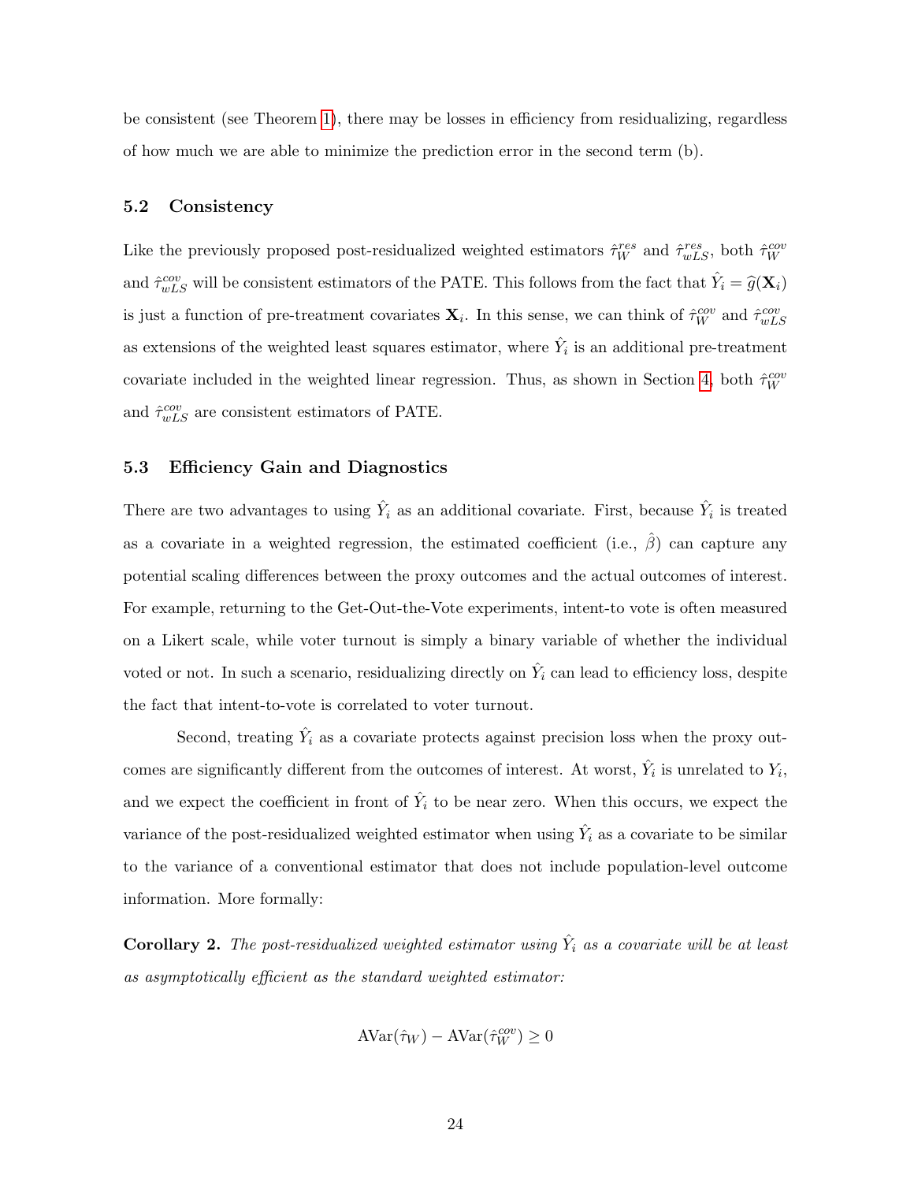be consistent (see Theorem 1), there may be losses in efficiency from residualizing, regardless of how much we are able to minimize the prediction error in the second term (b).

### 5.2 Consistency

Like the previously proposed post-residualized weighted estimators $\hat{\tau}_W^{res}$ and $\hat{\tau}_{wLS}^{res}$, both $\hat{\tau}_W^{cov}$ and $\hat{\tau}_{wLS}^{cov}$ will be consistent estimators of the PATE. This follows from the fact that $\hat{Y}_i = \widehat{g}(\mathbf{X}_i)$ is just a function of pre-treatment covariates $\mathbf{X}_i$. In this sense, we can think of $\hat{\tau}_W^{cov}$ and $\hat{\tau}_{wLS}^{cov}$ as extensions of the weighted least squares estimator, where $\hat{Y}_i$ is an additional pre-treatment covariate included in the weighted linear regression. Thus, as shown in Section 4, both $\hat{\tau}_W^{cov}$ and $\hat{\tau}_{wLS}^{cov}$ are consistent estimators of PATE.

### 5.3 Efficiency Gain and Diagnostics

There are two advantages to using $\hat{Y}_i$ as an additional covariate. First, because $\hat{Y}_i$ is treated as a covariate in a weighted regression, the estimated coefficient (i.e., $\hat{\beta}$) can capture any potential scaling differences between the proxy outcomes and the actual outcomes of interest. For example, returning to the Get-Out-the-Vote experiments, intent-to vote is often measured on a Likert scale, while voter turnout is simply a binary variable of whether the individual voted or not. In such a scenario, residualizing directly on $\hat{Y}_i$ can lead to efficiency loss, despite the fact that intent-to-vote is correlated to voter turnout.

Second, treating $\hat{Y}_i$ as a covariate protects against precision loss when the proxy outcomes are significantly different from the outcomes of interest. At worst, $\hat{Y}_i$ is unrelated to $Y_i$, and we expect the coefficient in front of $\hat{Y}_i$ to be near zero. When this occurs, we expect the variance of the post-residualized weighted estimator when using $\hat{Y}_i$ as a covariate to be similar to the variance of a conventional estimator that does not include population-level outcome information. More formally:

**Corollary 2.** *The post-residualized weighted estimator using $\hat{Y}_i$ as a covariate will be at least as asymptotically efficient as the standard weighted estimator:*

$$\text{AVar}(\hat{\tau}_W) - \text{AVar}(\hat{\tau}_W^{cov}) \geq 0$$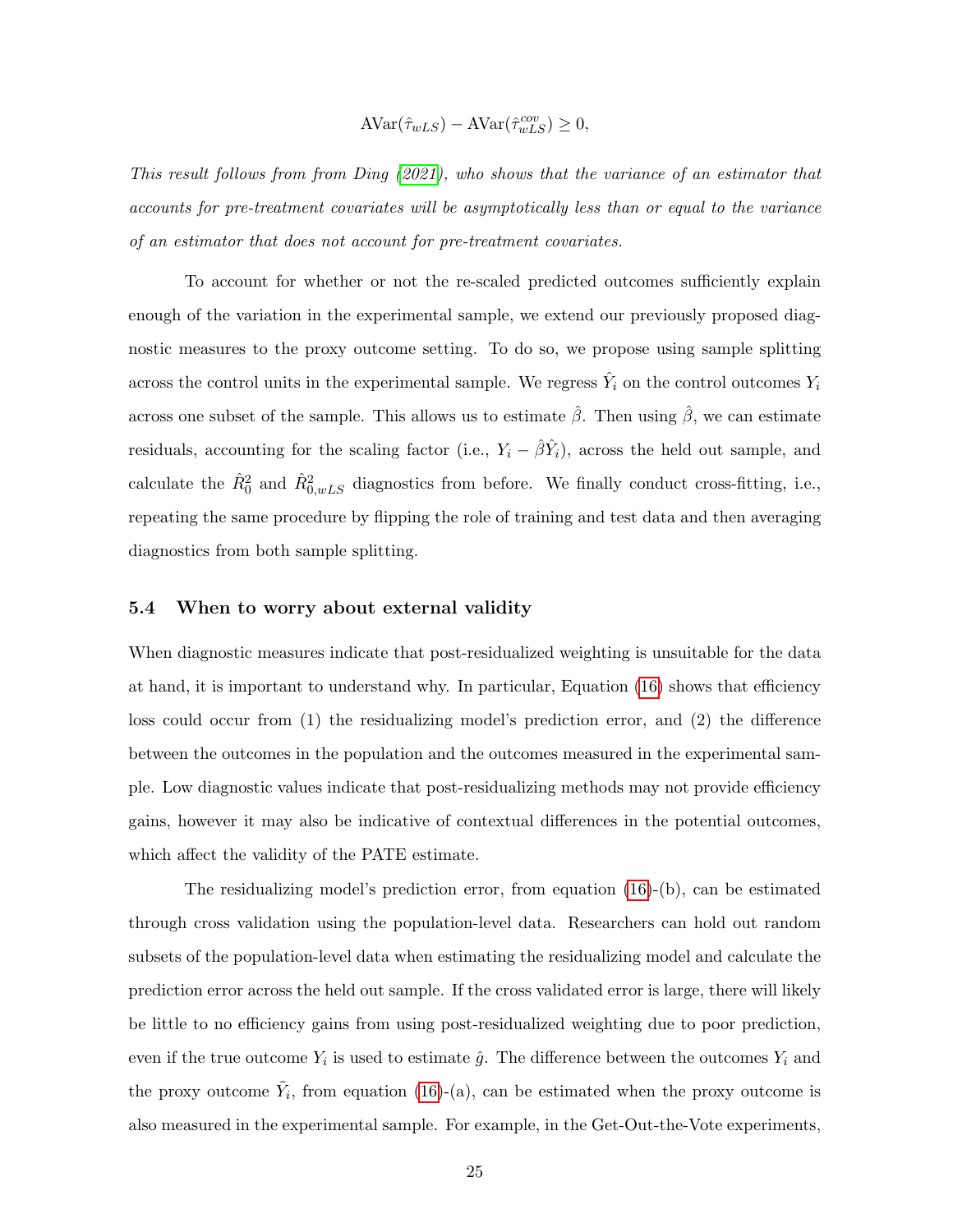$$\text{AVar}(\hat{\tau}_{wLS}) - \text{AVar}(\hat{\tau}_{wLS}^{cov}) \geq 0,$$

*This result follows from from Ding (2021), who shows that the variance of an estimator that accounts for pre-treatment covariates will be asymptotically less than or equal to the variance of an estimator that does not account for pre-treatment covariates.*

To account for whether or not the re-scaled predicted outcomes sufficiently explain enough of the variation in the experimental sample, we extend our previously proposed diagnostic measures to the proxy outcome setting. To do so, we propose using sample splitting across the control units in the experimental sample. We regress $\hat{Y}_i$ on the control outcomes $Y_i$ across one subset of the sample. This allows us to estimate $\hat{\beta}$. Then using $\hat{\beta}$, we can estimate residuals, accounting for the scaling factor (i.e., $Y_i - \hat{\beta}\hat{Y}_i$), across the held out sample, and calculate the $\hat{R}_0^2$ and $\hat{R}_{0,wLS}^2$ diagnostics from before. We finally conduct cross-fitting, i.e., repeating the same procedure by flipping the role of training and test data and then averaging diagnostics from both sample splitting.

### 5.4 When to worry about external validity

When diagnostic measures indicate that post-residualized weighting is unsuitable for the data at hand, it is important to understand why. In particular, Equation (16) shows that efficiency loss could occur from (1) the residualizing model's prediction error, and (2) the difference between the outcomes in the population and the outcomes measured in the experimental sample. Low diagnostic values indicate that post-residualizing methods may not provide efficiency gains, however it may also be indicative of contextual differences in the potential outcomes, which affect the validity of the PATE estimate.

The residualizing model's prediction error, from equation (16)-(b), can be estimated through cross validation using the population-level data. Researchers can hold out random subsets of the population-level data when estimating the residualizing model and calculate the prediction error across the held out sample. If the cross validated error is large, there will likely be little to no efficiency gains from using post-residualized weighting due to poor prediction, even if the true outcome $Y_i$ is used to estimate $\hat{g}$. The difference between the outcomes $Y_i$ and the proxy outcome $\tilde{Y}_i$, from equation (16)-(a), can be estimated when the proxy outcome is also measured in the experimental sample. For example, in the Get-Out-the-Vote experiments,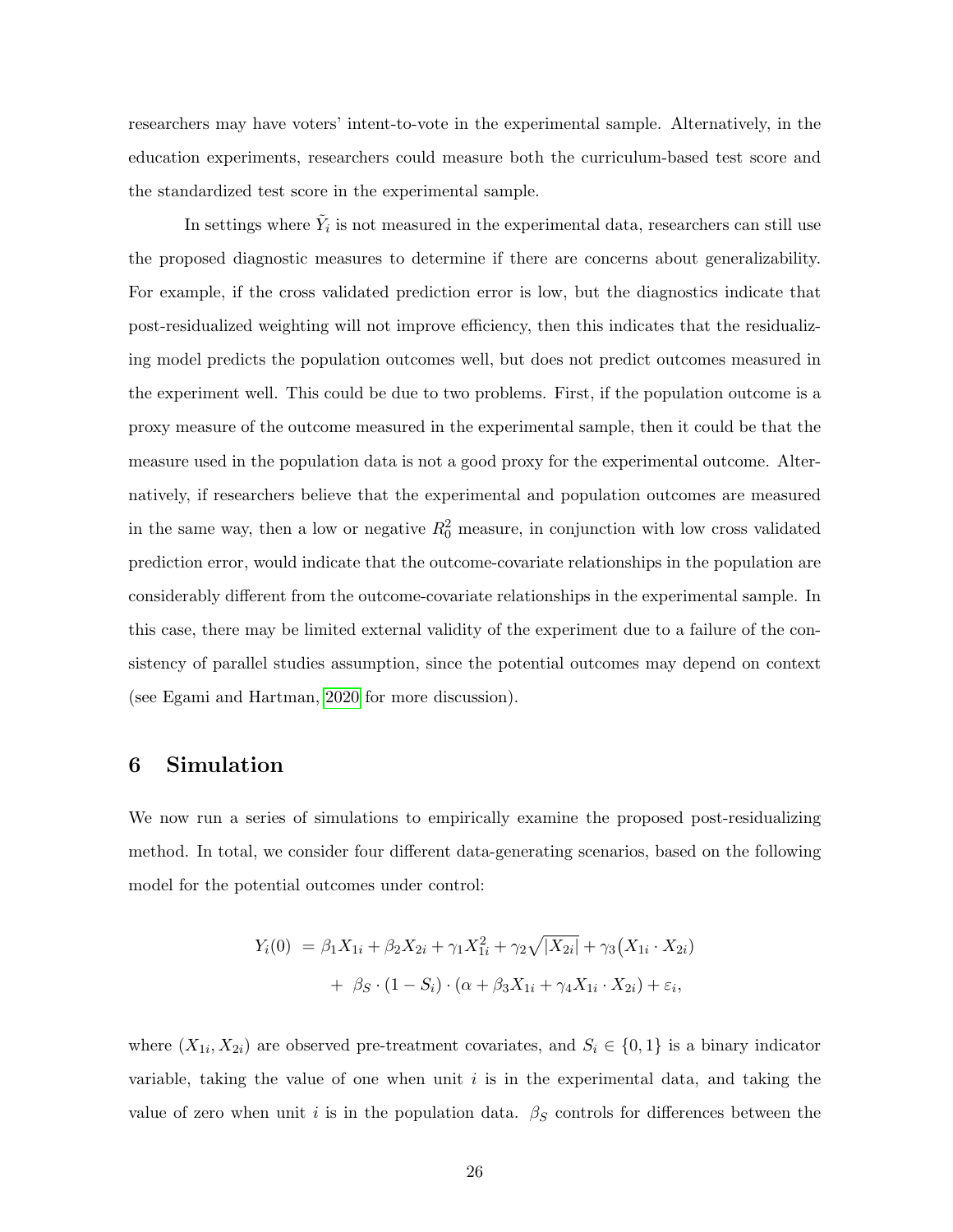researchers may have voters' intent-to-vote in the experimental sample. Alternatively, in the education experiments, researchers could measure both the curriculum-based test score and the standardized test score in the experimental sample.

In settings where $\tilde{Y}_i$ is not measured in the experimental data, researchers can still use the proposed diagnostic measures to determine if there are concerns about generalizability. For example, if the cross validated prediction error is low, but the diagnostics indicate that post-residualized weighting will not improve efficiency, then this indicates that the residualizing model predicts the population outcomes well, but does not predict outcomes measured in the experiment well. This could be due to two problems. First, if the population outcome is a proxy measure of the outcome measured in the experimental sample, then it could be that the measure used in the population data is not a good proxy for the experimental outcome. Alternatively, if researchers believe that the experimental and population outcomes are measured in the same way, then a low or negative $R^2_0$ measure, in conjunction with low cross validated prediction error, would indicate that the outcome-covariate relationships in the population are considerably different from the outcome-covariate relationships in the experimental sample. In this case, there may be limited external validity of the experiment due to a failure of the consistency of parallel studies assumption, since the potential outcomes may depend on context (see Egami and Hartman, 2020 for more discussion).

# 6 Simulation

We now run a series of simulations to empirically examine the proposed post-residualizing method. In total, we consider four different data-generating scenarios, based on the following model for the potential outcomes under control:

$$
\begin{aligned}
Y_i(0) \; &= \beta_1 X_{1i} + \beta_2 X_{2i} + \gamma_1 X_{1i}^2 + \gamma_2 \sqrt{|X_{2i}|} + \gamma_3 \big(X_{1i} \cdot X_{2i}\big) \\
&\quad + \; \beta_S \cdot (1 - S_i) \cdot (\alpha + \beta_3 X_{1i} + \gamma_4 X_{1i} \cdot X_{2i}) + \varepsilon_i,
\end{aligned}
$$

where $(X_{1i}, X_{2i})$ are observed pre-treatment covariates, and $S_i \in \{0, 1\}$ is a binary indicator variable, taking the value of one when unit $i$ is in the experimental data, and taking the value of zero when unit $i$ is in the population data. $\beta_S$ controls for differences between the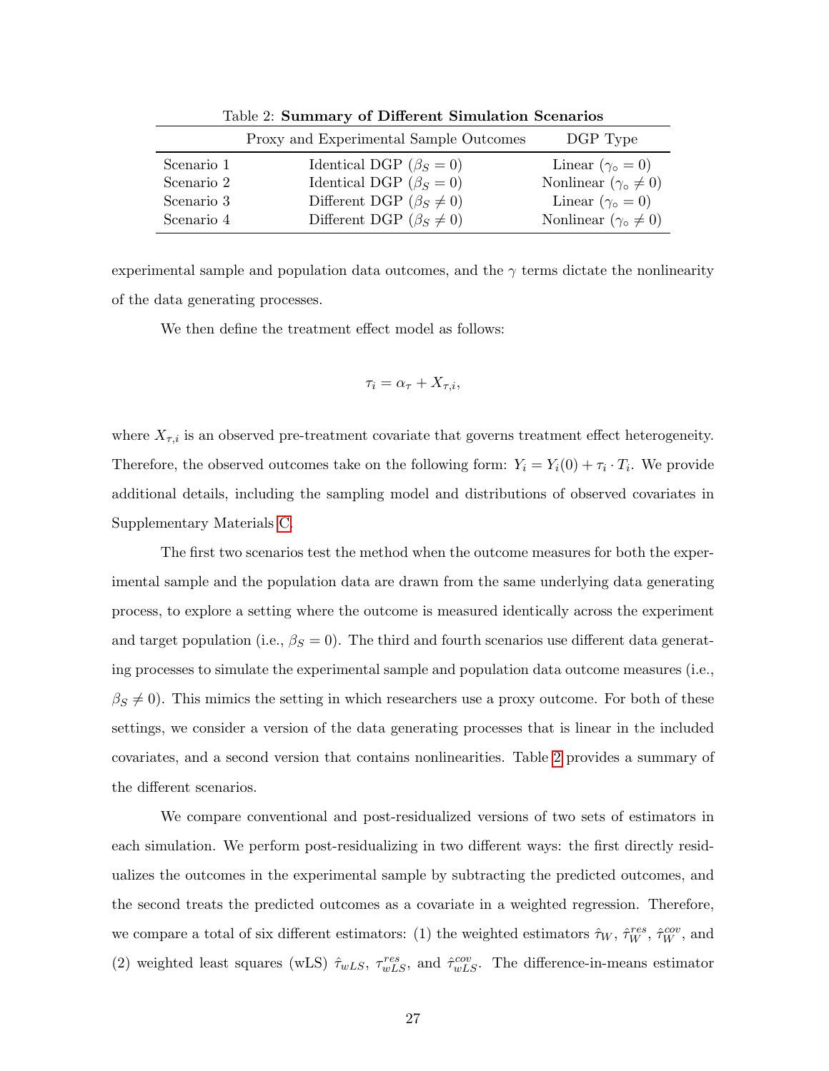Table 2: **Summary of Different Simulation Scenarios**

| | Proxy and Experimental Sample Outcomes | DGP Type |
|---|---|---|
| Scenario 1 | Identical DGP ($\beta_S = 0$) | Linear ($\gamma_\circ = 0$) |
| Scenario 2 | Identical DGP ($\beta_S = 0$) | Nonlinear ($\gamma_\circ \neq 0$) |
| Scenario 3 | Different DGP ($\beta_S \neq 0$) | Linear ($\gamma_\circ = 0$) |
| Scenario 4 | Different DGP ($\beta_S \neq 0$) | Nonlinear ($\gamma_\circ \neq 0$) |

experimental sample and population data outcomes, and the $\gamma$ terms dictate the nonlinearity of the data generating processes.

We then define the treatment effect model as follows:

$$\tau_i = \alpha_\tau + X_{\tau,i},$$

where $X_{\tau,i}$ is an observed pre-treatment covariate that governs treatment effect heterogeneity. Therefore, the observed outcomes take on the following form: $Y_i = Y_i(0) + \tau_i \cdot T_i$. We provide additional details, including the sampling model and distributions of observed covariates in Supplementary Materials C.

The first two scenarios test the method when the outcome measures for both the experimental sample and the population data are drawn from the same underlying data generating process, to explore a setting where the outcome is measured identically across the experiment and target population (i.e., $\beta_S = 0$). The third and fourth scenarios use different data generating processes to simulate the experimental sample and population data outcome measures (i.e., $\beta_S \neq 0$). This mimics the setting in which researchers use a proxy outcome. For both of these settings, we consider a version of the data generating processes that is linear in the included covariates, and a second version that contains nonlinearities. Table 2 provides a summary of the different scenarios.

We compare conventional and post-residualized versions of two sets of estimators in each simulation. We perform post-residualizing in two different ways: the first directly residualizes the outcomes in the experimental sample by subtracting the predicted outcomes, and the second treats the predicted outcomes as a covariate in a weighted regression. Therefore, we compare a total of six different estimators: (1) the weighted estimators $\hat{\tau}_W$, $\hat{\tau}_W^{res}$, $\hat{\tau}_W^{cov}$, and (2) weighted least squares (wLS) $\hat{\tau}_{wLS}$, $\tau_{wLS}^{res}$, and $\hat{\tau}_{wLS}^{cov}$. The difference-in-means estimator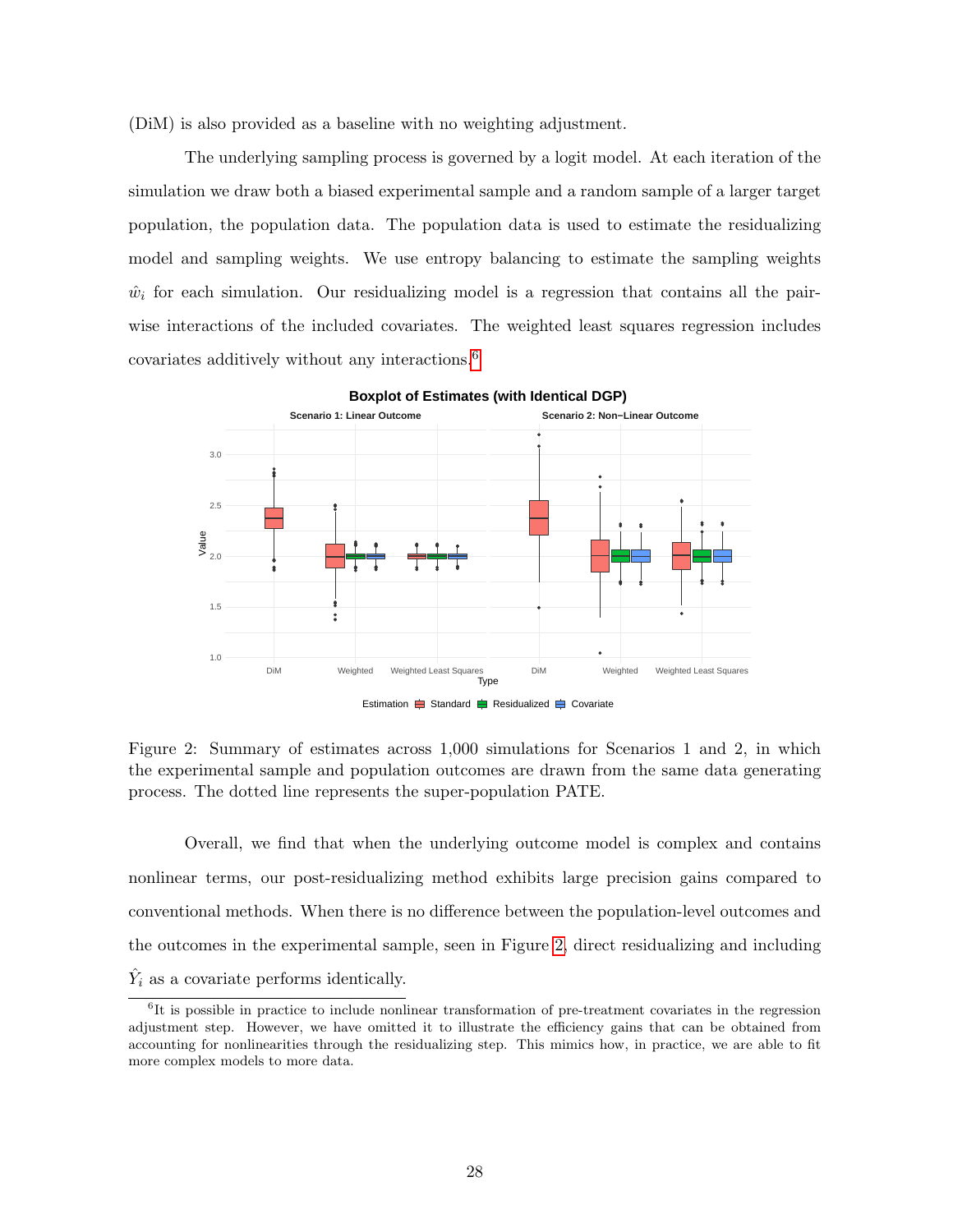(DiM) is also provided as a baseline with no weighting adjustment.

The underlying sampling process is governed by a logit model. At each iteration of the simulation we draw both a biased experimental sample and a random sample of a larger target population, the population data. The population data is used to estimate the residualizing model and sampling weights. We use entropy balancing to estimate the sampling weights $\hat{w}_i$ for each simulation. Our residualizing model is a regression that contains all the pairwise interactions of the included covariates. The weighted least squares regression includes covariates additively without any interactions.[6]

Figure 2: Summary of estimates across 1,000 simulations for Scenarios 1 and 2, in which the experimental sample and population outcomes are drawn from the same data generating process. The dotted line represents the super-population PATE.

Overall, we find that when the underlying outcome model is complex and contains nonlinear terms, our post-residualizing method exhibits large precision gains compared to conventional methods. When there is no difference between the population-level outcomes and the outcomes in the experimental sample, seen in Figure 2, direct residualizing and including $\hat{Y}_i$ as a covariate performs identically.

[6] It is possible in practice to include nonlinear transformation of pre-treatment covariates in the regression adjustment step. However, we have omitted it to illustrate the efficiency gains that can be obtained from accounting for nonlinearities through the residualizing step. This mimics how, in practice, we are able to fit more complex models to more data.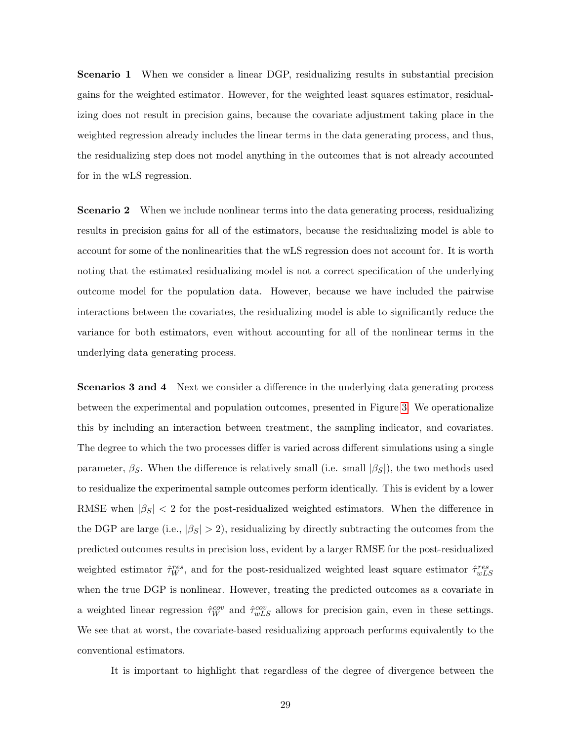**Scenario 1** When we consider a linear DGP, residualizing results in substantial precision gains for the weighted estimator. However, for the weighted least squares estimator, residualizing does not result in precision gains, because the covariate adjustment taking place in the weighted regression already includes the linear terms in the data generating process, and thus, the residualizing step does not model anything in the outcomes that is not already accounted for in the wLS regression.

**Scenario 2** When we include nonlinear terms into the data generating process, residualizing results in precision gains for all of the estimators, because the residualizing model is able to account for some of the nonlinearities that the wLS regression does not account for. It is worth noting that the estimated residualizing model is not a correct specification of the underlying outcome model for the population data. However, because we have included the pairwise interactions between the covariates, the residualizing model is able to significantly reduce the variance for both estimators, even without accounting for all of the nonlinear terms in the underlying data generating process.

**Scenarios 3 and 4** Next we consider a difference in the underlying data generating process between the experimental and population outcomes, presented in Figure 3. We operationalize this by including an interaction between treatment, the sampling indicator, and covariates. The degree to which the two processes differ is varied across different simulations using a single parameter, $\beta_S$. When the difference is relatively small (i.e. small $|\beta_S|$), the two methods used to residualize the experimental sample outcomes perform identically. This is evident by a lower RMSE when $|\beta_S| < 2$ for the post-residualized weighted estimators. When the difference in the DGP are large (i.e., $|\beta_S| > 2$), residualizing by directly subtracting the outcomes from the predicted outcomes results in precision loss, evident by a larger RMSE for the post-residualized weighted estimator $\hat{\tau}_W^{res}$, and for the post-residualized weighted least square estimator $\hat{\tau}_{wLS}^{res}$ when the true DGP is nonlinear. However, treating the predicted outcomes as a covariate in a weighted linear regression $\hat{\tau}_W^{cov}$ and $\hat{\tau}_{wLS}^{cov}$ allows for precision gain, even in these settings. We see that at worst, the covariate-based residualizing approach performs equivalently to the conventional estimators.

It is important to highlight that regardless of the degree of divergence between the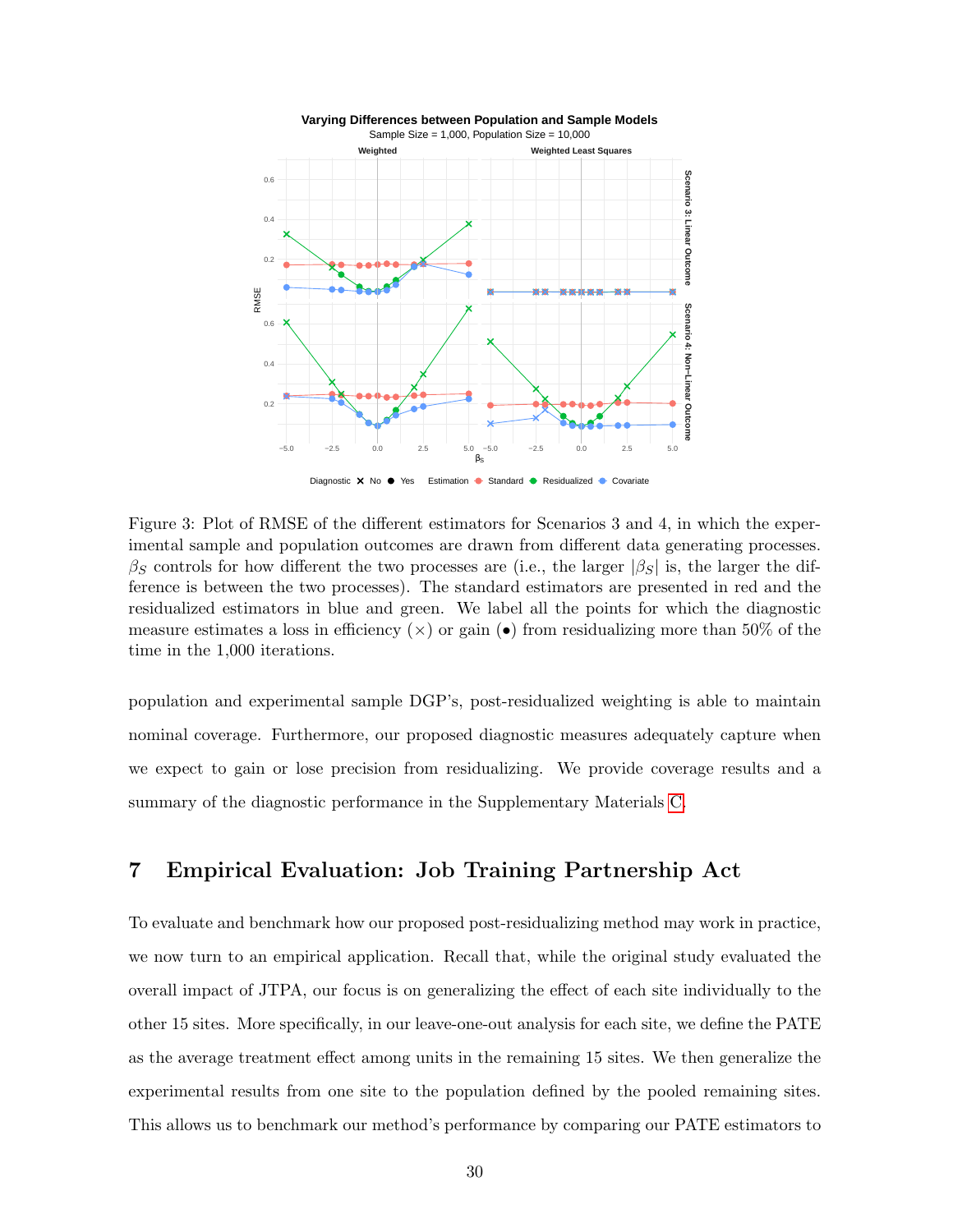Figure 3: Plot of RMSE of the different estimators for Scenarios 3 and 4, in which the experimental sample and population outcomes are drawn from different data generating processes. $\beta_S$ controls for how different the two processes are (i.e., the larger $|\beta_S|$ is, the larger the difference is between the two processes). The standard estimators are presented in red and the residualized estimators in blue and green. We label all the points for which the diagnostic measure estimates a loss in efficiency ($\times$) or gain ($\bullet$) from residualizing more than 50% of the time in the 1,000 iterations.

population and experimental sample DGP's, post-residualized weighting is able to maintain nominal coverage. Furthermore, our proposed diagnostic measures adequately capture when we expect to gain or lose precision from residualizing. We provide coverage results and a summary of the diagnostic performance in the Supplementary Materials C.

## 7 Empirical Evaluation: Job Training Partnership Act

To evaluate and benchmark how our proposed post-residualizing method may work in practice, we now turn to an empirical application. Recall that, while the original study evaluated the overall impact of JTPA, our focus is on generalizing the effect of each site individually to the other 15 sites. More specifically, in our leave-one-out analysis for each site, we define the PATE as the average treatment effect among units in the remaining 15 sites. We then generalize the experimental results from one site to the population defined by the pooled remaining sites. This allows us to benchmark our method's performance by comparing our PATE estimators to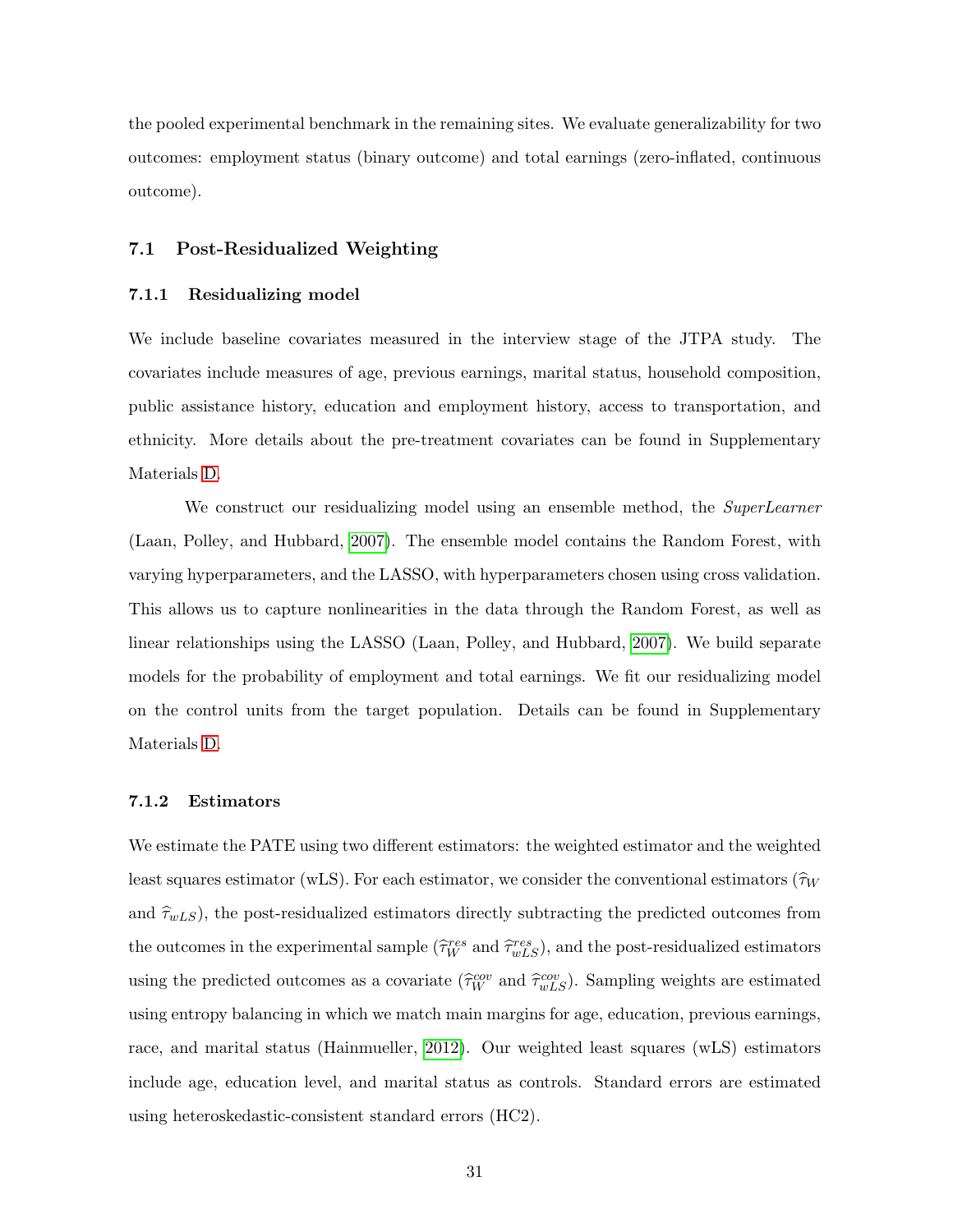the pooled experimental benchmark in the remaining sites. We evaluate generalizability for two outcomes: employment status (binary outcome) and total earnings (zero-inflated, continuous outcome).

### 7.1 Post-Residualized Weighting

#### 7.1.1 Residualizing model

We include baseline covariates measured in the interview stage of the JTPA study. The covariates include measures of age, previous earnings, marital status, household composition, public assistance history, education and employment history, access to transportation, and ethnicity. More details about the pre-treatment covariates can be found in Supplementary Materials D.

We construct our residualizing model using an ensemble method, the *SuperLearner* (Laan, Polley, and Hubbard, 2007). The ensemble model contains the Random Forest, with varying hyperparameters, and the LASSO, with hyperparameters chosen using cross validation. This allows us to capture nonlinearities in the data through the Random Forest, as well as linear relationships using the LASSO (Laan, Polley, and Hubbard, 2007). We build separate models for the probability of employment and total earnings. We fit our residualizing model on the control units from the target population. Details can be found in Supplementary Materials D.

#### 7.1.2 Estimators

We estimate the PATE using two different estimators: the weighted estimator and the weighted least squares estimator (wLS). For each estimator, we consider the conventional estimators ($\widehat{\tau}_W$ and $\widehat{\tau}_{wLS}$), the post-residualized estimators directly subtracting the predicted outcomes from the outcomes in the experimental sample ($\widehat{\tau}_W^{res}$ and $\widehat{\tau}_{wLS}^{res}$), and the post-residualized estimators using the predicted outcomes as a covariate ($\widehat{\tau}_W^{cov}$ and $\widehat{\tau}_{wLS}^{cov}$). Sampling weights are estimated using entropy balancing in which we match main margins for age, education, previous earnings, race, and marital status (Hainmueller, 2012). Our weighted least squares (wLS) estimators include age, education level, and marital status as controls. Standard errors are estimated using heteroskedastic-consistent standard errors (HC2).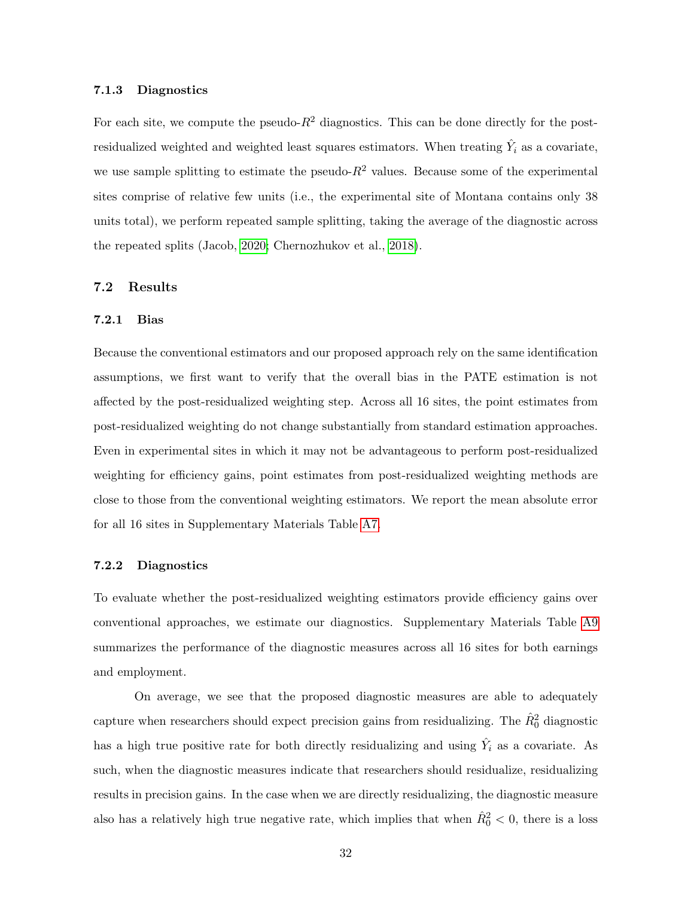#### 7.1.3 Diagnostics

For each site, we compute the pseudo-$R^2$ diagnostics. This can be done directly for the post-residualized weighted and weighted least squares estimators. When treating $\hat{Y}_i$ as a covariate, we use sample splitting to estimate the pseudo-$R^2$ values. Because some of the experimental sites comprise of relative few units (i.e., the experimental site of Montana contains only 38 units total), we perform repeated sample splitting, taking the average of the diagnostic across the repeated splits (Jacob, 2020; Chernozhukov et al., 2018).

### 7.2 Results

#### 7.2.1 Bias

Because the conventional estimators and our proposed approach rely on the same identification assumptions, we first want to verify that the overall bias in the PATE estimation is not affected by the post-residualized weighting step. Across all 16 sites, the point estimates from post-residualized weighting do not change substantially from standard estimation approaches. Even in experimental sites in which it may not be advantageous to perform post-residualized weighting for efficiency gains, point estimates from post-residualized weighting methods are close to those from the conventional weighting estimators. We report the mean absolute error for all 16 sites in Supplementary Materials Table A7.

#### 7.2.2 Diagnostics

To evaluate whether the post-residualized weighting estimators provide efficiency gains over conventional approaches, we estimate our diagnostics. Supplementary Materials Table A9 summarizes the performance of the diagnostic measures across all 16 sites for both earnings and employment.

On average, we see that the proposed diagnostic measures are able to adequately capture when researchers should expect precision gains from residualizing. The $\hat{R}_0^2$ diagnostic has a high true positive rate for both directly residualizing and using $\hat{Y}_i$ as a covariate. As such, when the diagnostic measures indicate that researchers should residualize, residualizing results in precision gains. In the case when we are directly residualizing, the diagnostic measure also has a relatively high true negative rate, which implies that when $\hat{R}_0^2 < 0$, there is a loss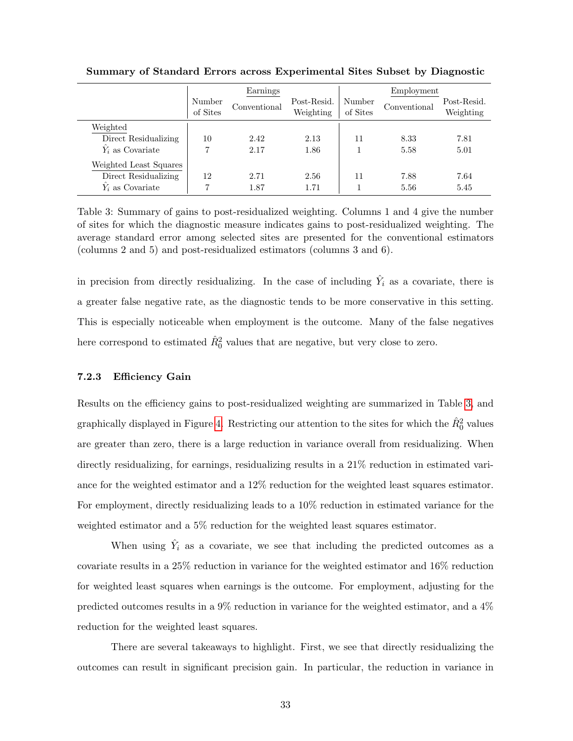**Summary of Standard Errors across Experimental Sites Subset by Diagnostic**

| | Earnings | | | Employment | | |
|---|---|---|---|---|---|---|
| | Number of Sites | Conventional | Post-Resid. Weighting | Number of Sites | Conventional | Post-Resid. Weighting |
| Weighted | | | | | | |
| Direct Residualizing | 10 | 2.42 | 2.13 | 11 | 8.33 | 7.81 |
| $\hat{Y}_i$ as Covariate | 7 | 2.17 | 1.86 | 1 | 5.58 | 5.01 |
| Weighted Least Squares | | | | | | |
| Direct Residualizing | 12 | 2.71 | 2.56 | 11 | 7.88 | 7.64 |
| $\hat{Y}_i$ as Covariate | 7 | 1.87 | 1.71 | 1 | 5.56 | 5.45 |

Table 3: Summary of gains to post-residualized weighting. Columns 1 and 4 give the number of sites for which the diagnostic measure indicates gains to post-residualized weighting. The average standard error among selected sites are presented for the conventional estimators (columns 2 and 5) and post-residualized estimators (columns 3 and 6).

in precision from directly residualizing. In the case of including $\hat{Y}_i$ as a covariate, there is a greater false negative rate, as the diagnostic tends to be more conservative in this setting. This is especially noticeable when employment is the outcome. Many of the false negatives here correspond to estimated $\hat{R}_0^2$ values that are negative, but very close to zero.

#### 7.2.3 Efficiency Gain

Results on the efficiency gains to post-residualized weighting are summarized in Table 3, and graphically displayed in Figure 4. Restricting our attention to the sites for which the $\hat{R}_0^2$ values are greater than zero, there is a large reduction in variance overall from residualizing. When directly residualizing, for earnings, residualizing results in a 21% reduction in estimated variance for the weighted estimator and a 12% reduction for the weighted least squares estimator. For employment, directly residualizing leads to a 10% reduction in estimated variance for the weighted estimator and a 5% reduction for the weighted least squares estimator.

When using $\hat{Y}_i$ as a covariate, we see that including the predicted outcomes as a covariate results in a 25% reduction in variance for the weighted estimator and 16% reduction for weighted least squares when earnings is the outcome. For employment, adjusting for the predicted outcomes results in a 9% reduction in variance for the weighted estimator, and a 4% reduction for the weighted least squares.

There are several takeaways to highlight. First, we see that directly residualizing the outcomes can result in significant precision gain. In particular, the reduction in variance in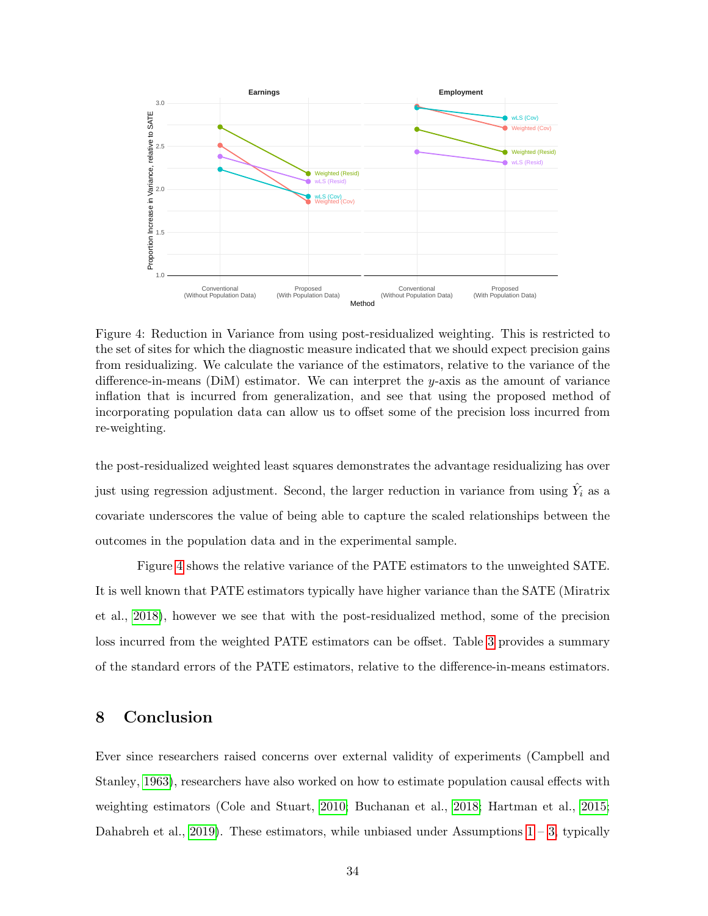Figure 4: Reduction in Variance from using post-residualized weighting. This is restricted to the set of sites for which the diagnostic measure indicated that we should expect precision gains from residualizing. We calculate the variance of the estimators, relative to the variance of the difference-in-means (DiM) estimator. We can interpret the $y$-axis as the amount of variance inflation that is incurred from generalization, and see that using the proposed method of incorporating population data can allow us to offset some of the precision loss incurred from re-weighting.

the post-residualized weighted least squares demonstrates the advantage residualizing has over just using regression adjustment. Second, the larger reduction in variance from using $\hat{Y}_i$ as a covariate underscores the value of being able to capture the scaled relationships between the outcomes in the population data and in the experimental sample.

Figure 4 shows the relative variance of the PATE estimators to the unweighted SATE. It is well known that PATE estimators typically have higher variance than the SATE (Miratrix et al., 2018), however we see that with the post-residualized method, some of the precision loss incurred from the weighted PATE estimators can be offset. Table 3 provides a summary of the standard errors of the PATE estimators, relative to the difference-in-means estimators.

## 8 Conclusion

Ever since researchers raised concerns over external validity of experiments (Campbell and Stanley, 1963), researchers have also worked on how to estimate population causal effects with weighting estimators (Cole and Stuart, 2010; Buchanan et al., 2018; Hartman et al., 2015; Dahabreh et al., 2019). These estimators, while unbiased under Assumptions 1 – 3, typically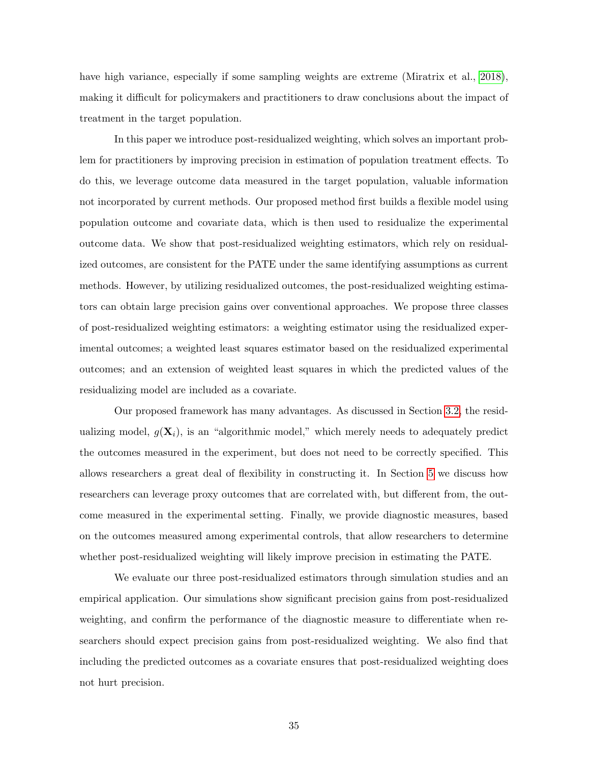have high variance, especially if some sampling weights are extreme (Miratrix et al., 2018), making it difficult for policymakers and practitioners to draw conclusions about the impact of treatment in the target population.

In this paper we introduce post-residualized weighting, which solves an important problem for practitioners by improving precision in estimation of population treatment effects. To do this, we leverage outcome data measured in the target population, valuable information not incorporated by current methods. Our proposed method first builds a flexible model using population outcome and covariate data, which is then used to residualize the experimental outcome data. We show that post-residualized weighting estimators, which rely on residualized outcomes, are consistent for the PATE under the same identifying assumptions as current methods. However, by utilizing residualized outcomes, the post-residualized weighting estimators can obtain large precision gains over conventional approaches. We propose three classes of post-residualized weighting estimators: a weighting estimator using the residualized experimental outcomes; a weighted least squares estimator based on the residualized experimental outcomes; and an extension of weighted least squares in which the predicted values of the residualizing model are included as a covariate.

Our proposed framework has many advantages. As discussed in Section 3.2, the residualizing model, $g(\mathbf{X}_i)$, is an "algorithmic model," which merely needs to adequately predict the outcomes measured in the experiment, but does not need to be correctly specified. This allows researchers a great deal of flexibility in constructing it. In Section 5 we discuss how researchers can leverage proxy outcomes that are correlated with, but different from, the outcome measured in the experimental setting. Finally, we provide diagnostic measures, based on the outcomes measured among experimental controls, that allow researchers to determine whether post-residualized weighting will likely improve precision in estimating the PATE.

We evaluate our three post-residualized estimators through simulation studies and an empirical application. Our simulations show significant precision gains from post-residualized weighting, and confirm the performance of the diagnostic measure to differentiate when researchers should expect precision gains from post-residualized weighting. We also find that including the predicted outcomes as a covariate ensures that post-residualized weighting does not hurt precision.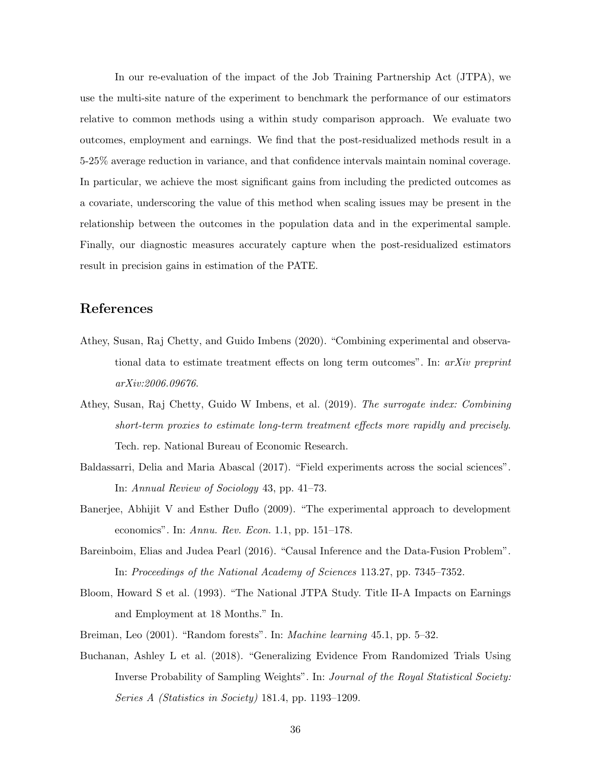In our re-evaluation of the impact of the Job Training Partnership Act (JTPA), we use the multi-site nature of the experiment to benchmark the performance of our estimators relative to common methods using a within study comparison approach. We evaluate two outcomes, employment and earnings. We find that the post-residualized methods result in a 5-25% average reduction in variance, and that confidence intervals maintain nominal coverage. In particular, we achieve the most significant gains from including the predicted outcomes as a covariate, underscoring the value of this method when scaling issues may be present in the relationship between the outcomes in the population data and in the experimental sample. Finally, our diagnostic measures accurately capture when the post-residualized estimators result in precision gains in estimation of the PATE.

## References

Athey, Susan, Raj Chetty, and Guido Imbens (2020). "Combining experimental and observational data to estimate treatment effects on long term outcomes". In: *arXiv preprint arXiv:2006.09676*.

Athey, Susan, Raj Chetty, Guido W Imbens, et al. (2019). *The surrogate index: Combining short-term proxies to estimate long-term treatment effects more rapidly and precisely*. Tech. rep. National Bureau of Economic Research.

Baldassarri, Delia and Maria Abascal (2017). "Field experiments across the social sciences". In: *Annual Review of Sociology* 43, pp. 41–73.

Banerjee, Abhijit V and Esther Duflo (2009). "The experimental approach to development economics". In: *Annu. Rev. Econ.* 1.1, pp. 151–178.

Bareinboim, Elias and Judea Pearl (2016). "Causal Inference and the Data-Fusion Problem". In: *Proceedings of the National Academy of Sciences* 113.27, pp. 7345–7352.

Bloom, Howard S et al. (1993). "The National JTPA Study. Title II-A Impacts on Earnings and Employment at 18 Months." In.

Breiman, Leo (2001). "Random forests". In: *Machine learning* 45.1, pp. 5–32.

Buchanan, Ashley L et al. (2018). "Generalizing Evidence From Randomized Trials Using Inverse Probability of Sampling Weights". In: *Journal of the Royal Statistical Society: Series A (Statistics in Society)* 181.4, pp. 1193–1209.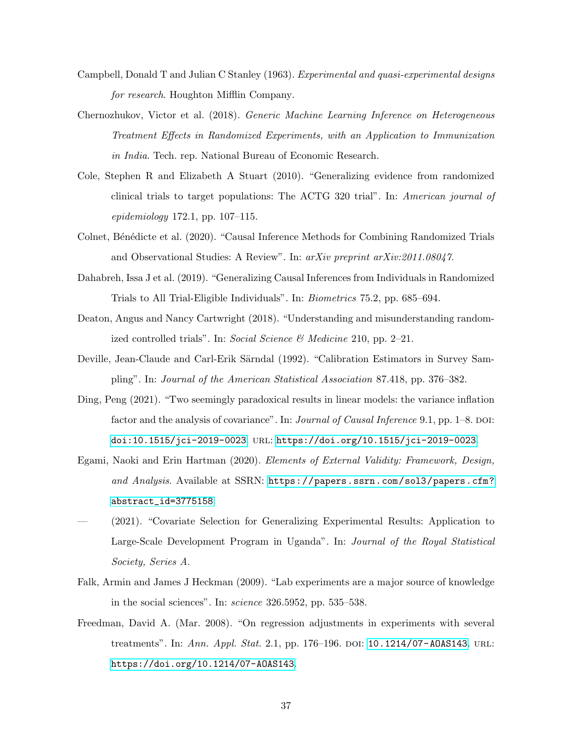Campbell, Donald T and Julian C Stanley (1963). *Experimental and quasi-experimental designs for research*. Houghton Mifflin Company.

Chernozhukov, Victor et al. (2018). *Generic Machine Learning Inference on Heterogeneous Treatment Effects in Randomized Experiments, with an Application to Immunization in India*. Tech. rep. National Bureau of Economic Research.

Cole, Stephen R and Elizabeth A Stuart (2010). "Generalizing evidence from randomized clinical trials to target populations: The ACTG 320 trial". In: *American journal of epidemiology* 172.1, pp. 107–115.

Colnet, Bénédicte et al. (2020). "Causal Inference Methods for Combining Randomized Trials and Observational Studies: A Review". In: *arXiv preprint arXiv:2011.08047*.

Dahabreh, Issa J et al. (2019). "Generalizing Causal Inferences from Individuals in Randomized Trials to All Trial-Eligible Individuals". In: *Biometrics* 75.2, pp. 685–694.

Deaton, Angus and Nancy Cartwright (2018). "Understanding and misunderstanding randomized controlled trials". In: *Social Science & Medicine* 210, pp. 2–21.

Deville, Jean-Claude and Carl-Erik Särndal (1992). "Calibration Estimators in Survey Sampling". In: *Journal of the American Statistical Association* 87.418, pp. 376–382.

Ding, Peng (2021). "Two seemingly paradoxical results in linear models: the variance inflation factor and the analysis of covariance". In: *Journal of Causal Inference* 9.1, pp. 1–8. DOI: doi:10.1515/jci-2019-0023. URL: https://doi.org/10.1515/jci-2019-0023.

Egami, Naoki and Erin Hartman (2020). *Elements of External Validity: Framework, Design, and Analysis*. Available at SSRN: https://papers.ssrn.com/sol3/papers.cfm?abstract_id=3775158.

— (2021). "Covariate Selection for Generalizing Experimental Results: Application to Large-Scale Development Program in Uganda". In: *Journal of the Royal Statistical Society, Series A*.

Falk, Armin and James J Heckman (2009). "Lab experiments are a major source of knowledge in the social sciences". In: *science* 326.5952, pp. 535–538.

Freedman, David A. (Mar. 2008). "On regression adjustments in experiments with several treatments". In: *Ann. Appl. Stat.* 2.1, pp. 176–196. DOI: 10.1214/07-AOAS143. URL: https://doi.org/10.1214/07-AOAS143.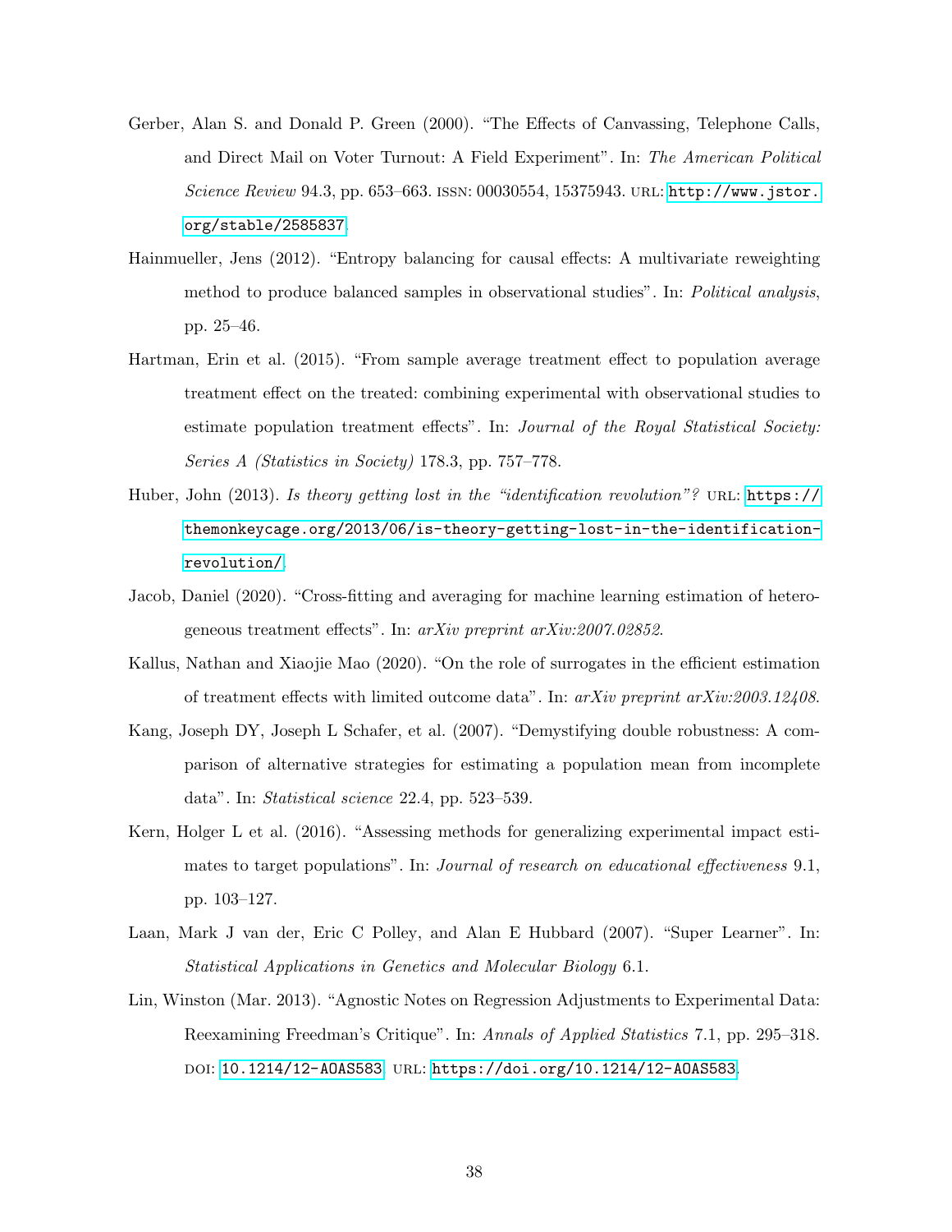Gerber, Alan S. and Donald P. Green (2000). "The Effects of Canvassing, Telephone Calls, and Direct Mail on Voter Turnout: A Field Experiment". In: *The American Political Science Review* 94.3, pp. 653–663. ISSN: 00030554, 15375943. URL: http://www.jstor.org/stable/2585837.

Hainmueller, Jens (2012). "Entropy balancing for causal effects: A multivariate reweighting method to produce balanced samples in observational studies". In: *Political analysis*, pp. 25–46.

Hartman, Erin et al. (2015). "From sample average treatment effect to population average treatment effect on the treated: combining experimental with observational studies to estimate population treatment effects". In: *Journal of the Royal Statistical Society: Series A (Statistics in Society)* 178.3, pp. 757–778.

Huber, John (2013). *Is theory getting lost in the "identification revolution"?* URL: https://themonkeycage.org/2013/06/is-theory-getting-lost-in-the-identification-revolution/.

Jacob, Daniel (2020). "Cross-fitting and averaging for machine learning estimation of heterogeneous treatment effects". In: *arXiv preprint arXiv:2007.02852*.

Kallus, Nathan and Xiaojie Mao (2020). "On the role of surrogates in the efficient estimation of treatment effects with limited outcome data". In: *arXiv preprint arXiv:2003.12408*.

Kang, Joseph DY, Joseph L Schafer, et al. (2007). "Demystifying double robustness: A comparison of alternative strategies for estimating a population mean from incomplete data". In: *Statistical science* 22.4, pp. 523–539.

Kern, Holger L et al. (2016). "Assessing methods for generalizing experimental impact estimates to target populations". In: *Journal of research on educational effectiveness* 9.1, pp. 103–127.

Laan, Mark J van der, Eric C Polley, and Alan E Hubbard (2007). "Super Learner". In: *Statistical Applications in Genetics and Molecular Biology* 6.1.

Lin, Winston (Mar. 2013). "Agnostic Notes on Regression Adjustments to Experimental Data: Reexamining Freedman's Critique". In: *Annals of Applied Statistics* 7.1, pp. 295–318. DOI: 10.1214/12-AOAS583. URL: https://doi.org/10.1214/12-AOAS583.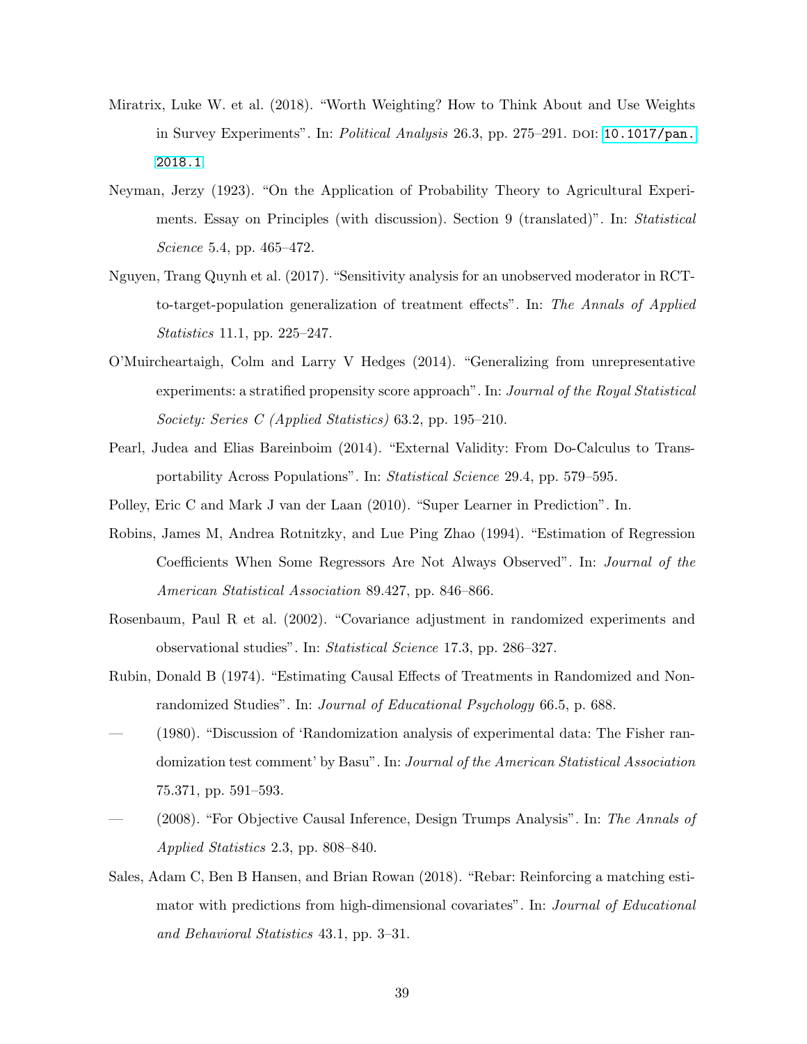Miratrix, Luke W. et al. (2018). "Worth Weighting? How to Think About and Use Weights in Survey Experiments". In: *Political Analysis* 26.3, pp. 275–291. DOI: 10.1017/pan.2018.1

Neyman, Jerzy (1923). "On the Application of Probability Theory to Agricultural Experiments. Essay on Principles (with discussion). Section 9 (translated)". In: *Statistical Science* 5.4, pp. 465–472.

Nguyen, Trang Quynh et al. (2017). "Sensitivity analysis for an unobserved moderator in RCT-to-target-population generalization of treatment effects". In: *The Annals of Applied Statistics* 11.1, pp. 225–247.

O'Muircheartaigh, Colm and Larry V Hedges (2014). "Generalizing from unrepresentative experiments: a stratified propensity score approach". In: *Journal of the Royal Statistical Society: Series C (Applied Statistics)* 63.2, pp. 195–210.

Pearl, Judea and Elias Bareinboim (2014). "External Validity: From Do-Calculus to Transportability Across Populations". In: *Statistical Science* 29.4, pp. 579–595.

Polley, Eric C and Mark J van der Laan (2010). "Super Learner in Prediction". In.

Robins, James M, Andrea Rotnitzky, and Lue Ping Zhao (1994). "Estimation of Regression Coefficients When Some Regressors Are Not Always Observed". In: *Journal of the American Statistical Association* 89.427, pp. 846–866.

Rosenbaum, Paul R et al. (2002). "Covariance adjustment in randomized experiments and observational studies". In: *Statistical Science* 17.3, pp. 286–327.

Rubin, Donald B (1974). "Estimating Causal Effects of Treatments in Randomized and Nonrandomized Studies". In: *Journal of Educational Psychology* 66.5, p. 688.

— (1980). "Discussion of 'Randomization analysis of experimental data: The Fisher randomization test comment' by Basu". In: *Journal of the American Statistical Association* 75.371, pp. 591–593.

— (2008). "For Objective Causal Inference, Design Trumps Analysis". In: *The Annals of Applied Statistics* 2.3, pp. 808–840.

Sales, Adam C, Ben B Hansen, and Brian Rowan (2018). "Rebar: Reinforcing a matching estimator with predictions from high-dimensional covariates". In: *Journal of Educational and Behavioral Statistics* 43.1, pp. 3–31.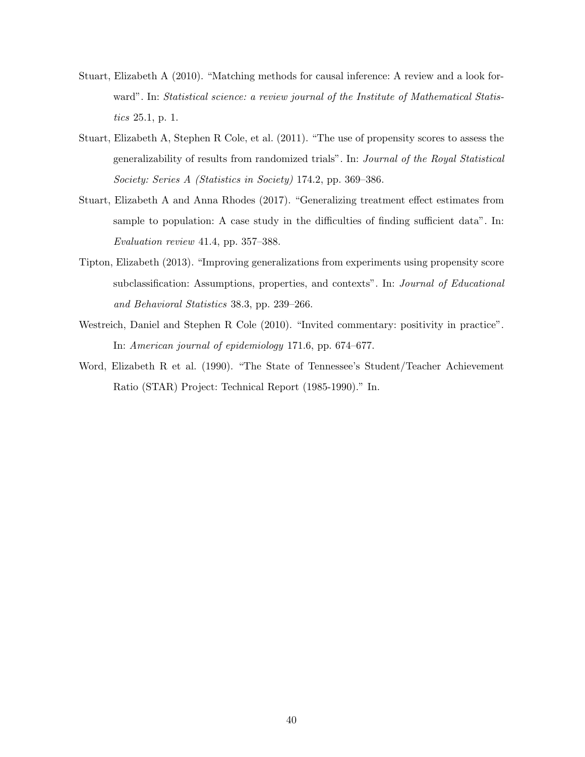Stuart, Elizabeth A (2010). "Matching methods for causal inference: A review and a look forward". In: *Statistical science: a review journal of the Institute of Mathematical Statistics* 25.1, p. 1.

Stuart, Elizabeth A, Stephen R Cole, et al. (2011). "The use of propensity scores to assess the generalizability of results from randomized trials". In: *Journal of the Royal Statistical Society: Series A (Statistics in Society)* 174.2, pp. 369–386.

Stuart, Elizabeth A and Anna Rhodes (2017). "Generalizing treatment effect estimates from sample to population: A case study in the difficulties of finding sufficient data". In: *Evaluation review* 41.4, pp. 357–388.

Tipton, Elizabeth (2013). "Improving generalizations from experiments using propensity score subclassification: Assumptions, properties, and contexts". In: *Journal of Educational and Behavioral Statistics* 38.3, pp. 239–266.

Westreich, Daniel and Stephen R Cole (2010). "Invited commentary: positivity in practice". In: *American journal of epidemiology* 171.6, pp. 674–677.

Word, Elizabeth R et al. (1990). "The State of Tennessee's Student/Teacher Achievement Ratio (STAR) Project: Technical Report (1985-1990)." In.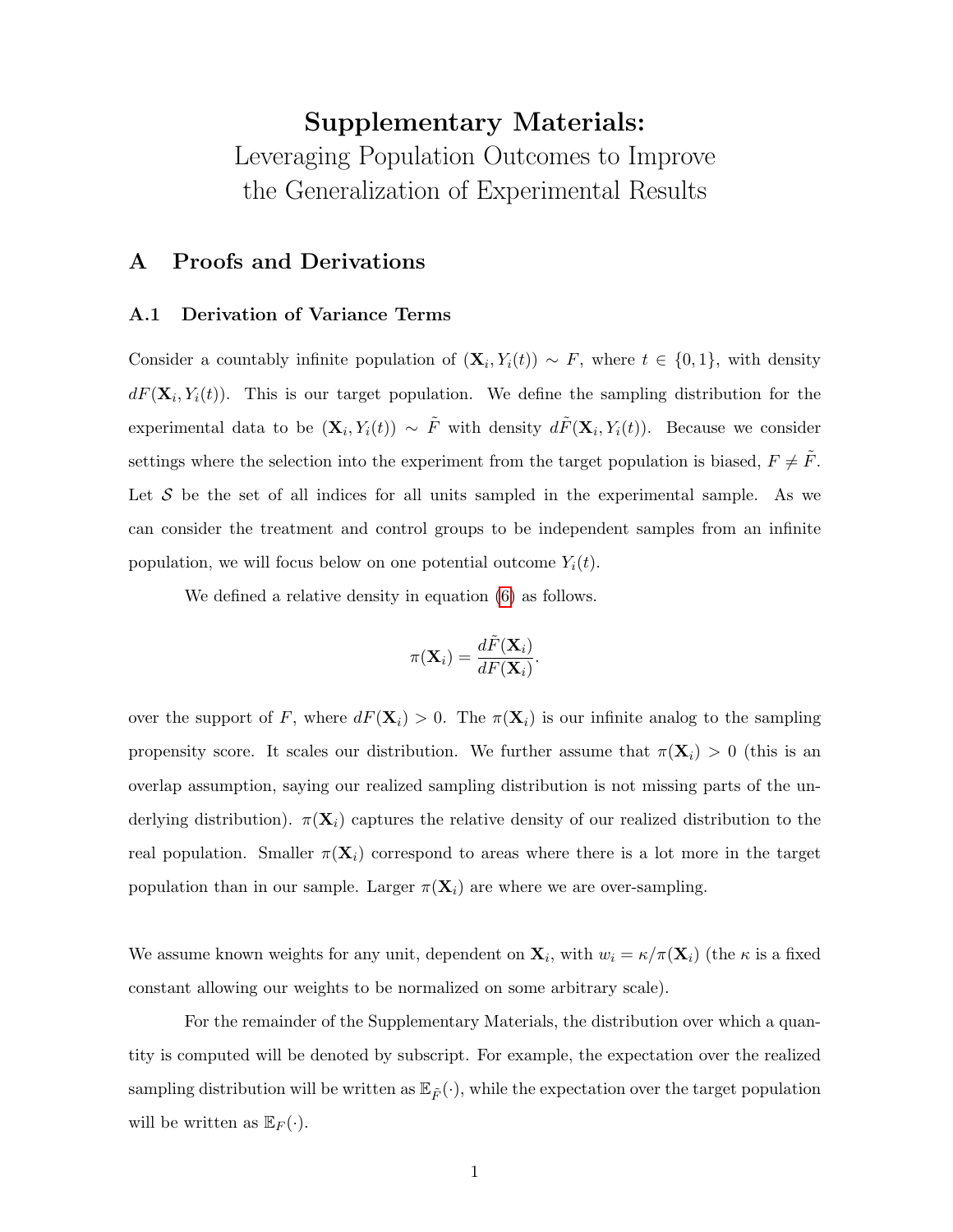# Supplementary Materials:

Leveraging Population Outcomes to Improve the Generalization of Experimental Results

## A Proofs and Derivations

### A.1 Derivation of Variance Terms

Consider a countably infinite population of $(\mathbf{X}_i, Y_i(t)) \sim F$, where $t \in \{0, 1\}$, with density $dF(\mathbf{X}_i, Y_i(t))$. This is our target population. We define the sampling distribution for the experimental data to be $(\mathbf{X}_i, Y_i(t)) \sim \tilde{F}$ with density $d\tilde{F}(\mathbf{X}_i, Y_i(t))$. Because we consider settings where the selection into the experiment from the target population is biased, $F \neq \tilde{F}$. Let $\mathcal{S}$ be the set of all indices for all units sampled in the experimental sample. As we can consider the treatment and control groups to be independent samples from an infinite population, we will focus below on one potential outcome $Y_i(t)$.

We defined a relative density in equation (6) as follows.

$$\pi(\mathbf{X}_i) = \frac{d\tilde{F}(\mathbf{X}_i)}{dF(\mathbf{X}_i)}.$$

over the support of $F$, where $dF(\mathbf{X}_i) > 0$. The $\pi(\mathbf{X}_i)$ is our infinite analog to the sampling propensity score. It scales our distribution. We further assume that $\pi(\mathbf{X}_i) > 0$ (this is an overlap assumption, saying our realized sampling distribution is not missing parts of the underlying distribution). $\pi(\mathbf{X}_i)$ captures the relative density of our realized distribution to the real population. Smaller $\pi(\mathbf{X}_i)$ correspond to areas where there is a lot more in the target population than in our sample. Larger $\pi(\mathbf{X}_i)$ are where we are over-sampling.

We assume known weights for any unit, dependent on $\mathbf{X}_i$, with $w_i = \kappa/\pi(\mathbf{X}_i)$ (the $\kappa$ is a fixed constant allowing our weights to be normalized on some arbitrary scale).

For the remainder of the Supplementary Materials, the distribution over which a quantity is computed will be denoted by subscript. For example, the expectation over the realized sampling distribution will be written as $\mathbb{E}_{\tilde{F}}(\cdot)$, while the expectation over the target population will be written as $\mathbb{E}_F(\cdot)$.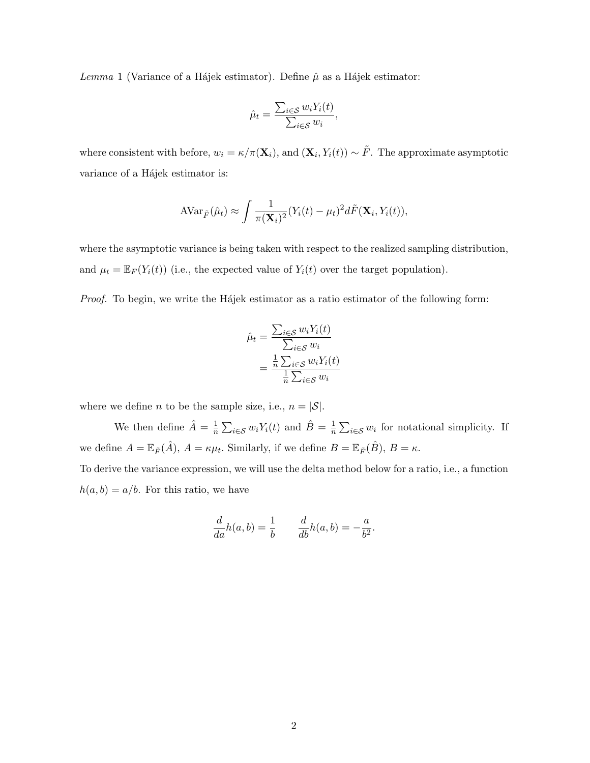*Lemma* 1 (Variance of a Hájek estimator). Define $\hat{\mu}$ as a Hájek estimator:

$$\hat{\mu}_t = \frac{\sum_{i \in \mathcal{S}} w_i Y_i(t)}{\sum_{i \in \mathcal{S}} w_i},$$

where consistent with before, $w_i = \kappa / \pi(\mathbf{X}_i)$, and $(\mathbf{X}_i, Y_i(t)) \sim \tilde{F}$. The approximate asymptotic variance of a Hájek estimator is:

$$\text{AVar}_{\tilde{F}}(\hat{\mu}_t) \approx \int \frac{1}{\pi(\mathbf{X}_i)^2} (Y_i(t) - \mu_t)^2 d\tilde{F}(\mathbf{X}_i, Y_i(t)),$$

where the asymptotic variance is being taken with respect to the realized sampling distribution, and $\mu_t = \mathbb{E}_F(Y_i(t))$ (i.e., the expected value of $Y_i(t)$ over the target population).

*Proof.* To begin, we write the Hájek estimator as a ratio estimator of the following form:

$$\begin{aligned}
\hat{\mu}_t &= \frac{\sum_{i \in \mathcal{S}} w_i Y_i(t)}{\sum_{i \in \mathcal{S}} w_i} \\
&= \frac{\frac{1}{n} \sum_{i \in \mathcal{S}} w_i Y_i(t)}{\frac{1}{n} \sum_{i \in \mathcal{S}} w_i}
\end{aligned}$$

where we define $n$ to be the sample size, i.e., $n = |\mathcal{S}|$.

We then define $\hat{A} = \frac{1}{n} \sum_{i \in \mathcal{S}} w_i Y_i(t)$ and $\hat{B} = \frac{1}{n} \sum_{i \in \mathcal{S}} w_i$ for notational simplicity. If we define $A = \mathbb{E}_{\tilde{F}}(\hat{A})$, $A = \kappa \mu_t$. Similarly, if we define $B = \mathbb{E}_{\tilde{F}}(\hat{B})$, $B = \kappa$.

To derive the variance expression, we will use the delta method below for a ratio, i.e., a function $h(a, b) = a/b$. For this ratio, we have

$$\frac{d}{da} h(a, b) = \frac{1}{b} \qquad \frac{d}{db} h(a, b) = -\frac{a}{b^2}.$$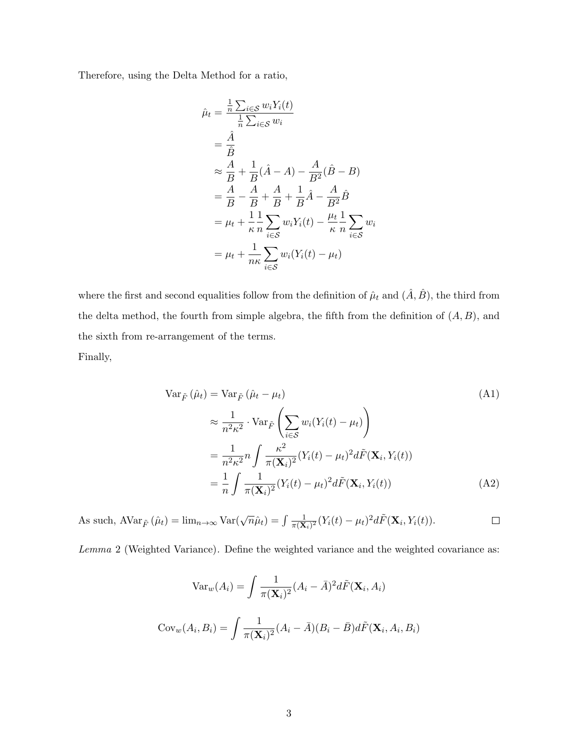Therefore, using the Delta Method for a ratio,

$$
\begin{aligned}
\hat{\mu}_t &= \frac{\frac{1}{n}\sum_{i\in\mathcal{S}} w_i Y_i(t)}{\frac{1}{n}\sum_{i\in\mathcal{S}} w_i} \\
&= \frac{\hat{A}}{\hat{B}} \\
&\approx \frac{A}{B} + \frac{1}{B}(\hat{A} - A) - \frac{A}{B^2}(\hat{B} - B) \\
&= \frac{A}{B} - \frac{A}{B} + \frac{A}{B} + \frac{1}{B}\hat{A} - \frac{A}{B^2}\hat{B} \\
&= \mu_t + \frac{1}{\kappa}\frac{1}{n}\sum_{i\in\mathcal{S}} w_i Y_i(t) - \frac{\mu_t}{\kappa}\frac{1}{n}\sum_{i\in\mathcal{S}} w_i \\
&= \mu_t + \frac{1}{n\kappa}\sum_{i\in\mathcal{S}} w_i (Y_i(t) - \mu_t)
\end{aligned}
$$

where the first and second equalities follow from the definition of $\hat{\mu}_t$ and $(\hat{A}, \hat{B})$, the third from the delta method, the fourth from simple algebra, the fifth from the definition of $(A, B)$, and the sixth from re-arrangement of the terms.

Finally,

$$
\begin{aligned}
\text{Var}_{\tilde{F}}(\hat{\mu}_t) &= \text{Var}_{\tilde{F}}(\hat{\mu}_t - \mu_t) && \text{(A1)} \\
&\approx \frac{1}{n^2\kappa^2} \cdot \text{Var}_{\tilde{F}}\left(\sum_{i\in\mathcal{S}} w_i (Y_i(t) - \mu_t)\right) \\
&= \frac{1}{n^2\kappa^2} n \int \frac{\kappa^2}{\pi(\mathbf{X}_i)^2}(Y_i(t) - \mu_t)^2 d\tilde{F}(\mathbf{X}_i, Y_i(t)) \\
&= \frac{1}{n}\int \frac{1}{\pi(\mathbf{X}_i)^2}(Y_i(t) - \mu_t)^2 d\tilde{F}(\mathbf{X}_i, Y_i(t)) && \text{(A2)}
\end{aligned}
$$

As such, $\text{AVar}_{\tilde{F}}(\hat{\mu}_t) = \lim_{n\to\infty} \text{Var}(\sqrt{n}\hat{\mu}_t) = \int \frac{1}{\pi(\mathbf{X}_i)^2}(Y_i(t) - \mu_t)^2 d\tilde{F}(\mathbf{X}_i, Y_i(t))$. □

*Lemma* 2 (Weighted Variance). Define the weighted variance and the weighted covariance as:

$$
\text{Var}_w(A_i) = \int \frac{1}{\pi(\mathbf{X}_i)^2}(A_i - \bar{A})^2 d\tilde{F}(\mathbf{X}_i, A_i)
$$

$$
\text{Cov}_w(A_i, B_i) = \int \frac{1}{\pi(\mathbf{X}_i)^2}(A_i - \bar{A})(B_i - \bar{B}) d\tilde{F}(\mathbf{X}_i, A_i, B_i)
$$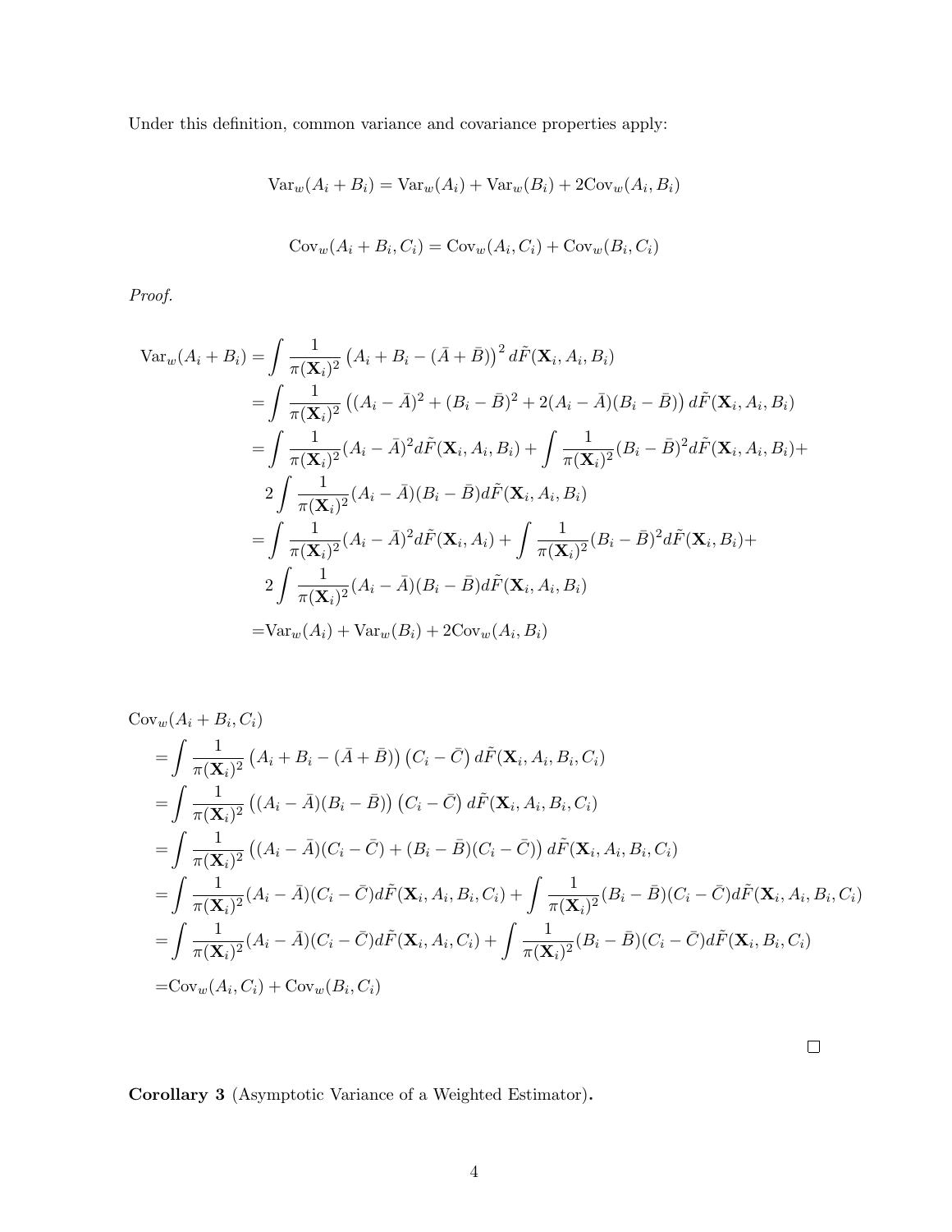Under this definition, common variance and covariance properties apply:

$$\text{Var}_w(A_i + B_i) = \text{Var}_w(A_i) + \text{Var}_w(B_i) + 2\text{Cov}_w(A_i, B_i)$$

$$\text{Cov}_w(A_i + B_i, C_i) = \text{Cov}_w(A_i, C_i) + \text{Cov}_w(B_i, C_i)$$

*Proof.*

$$\begin{aligned}
\text{Var}_w(A_i + B_i) =& \int \frac{1}{\pi(\mathbf{X}_i)^2} \left(A_i + B_i - (\bar{A} + \bar{B})\right)^2 d\tilde{F}(\mathbf{X}_i, A_i, B_i) \\
=& \int \frac{1}{\pi(\mathbf{X}_i)^2} \left((A_i - \bar{A})^2 + (B_i - \bar{B})^2 + 2(A_i - \bar{A})(B_i - \bar{B})\right) d\tilde{F}(\mathbf{X}_i, A_i, B_i) \\
=& \int \frac{1}{\pi(\mathbf{X}_i)^2} (A_i - \bar{A})^2 d\tilde{F}(\mathbf{X}_i, A_i, B_i) + \int \frac{1}{\pi(\mathbf{X}_i)^2} (B_i - \bar{B})^2 d\tilde{F}(\mathbf{X}_i, A_i, B_i) + \\
& 2 \int \frac{1}{\pi(\mathbf{X}_i)^2} (A_i - \bar{A})(B_i - \bar{B}) d\tilde{F}(\mathbf{X}_i, A_i, B_i) \\
=& \int \frac{1}{\pi(\mathbf{X}_i)^2} (A_i - \bar{A})^2 d\tilde{F}(\mathbf{X}_i, A_i) + \int \frac{1}{\pi(\mathbf{X}_i)^2} (B_i - \bar{B})^2 d\tilde{F}(\mathbf{X}_i, B_i) + \\
& 2 \int \frac{1}{\pi(\mathbf{X}_i)^2} (A_i - \bar{A})(B_i - \bar{B}) d\tilde{F}(\mathbf{X}_i, A_i, B_i) \\
=& \text{Var}_w(A_i) + \text{Var}_w(B_i) + 2\text{Cov}_w(A_i, B_i)
\end{aligned}$$

$$\begin{aligned}
&\text{Cov}_w(A_i + B_i, C_i) \\
&= \int \frac{1}{\pi(\mathbf{X}_i)^2} \left(A_i + B_i - (\bar{A} + \bar{B})\right) \left(C_i - \bar{C}\right) d\tilde{F}(\mathbf{X}_i, A_i, B_i, C_i) \\
&= \int \frac{1}{\pi(\mathbf{X}_i)^2} \left((A_i - \bar{A})(B_i - \bar{B})\right) \left(C_i - \bar{C}\right) d\tilde{F}(\mathbf{X}_i, A_i, B_i, C_i) \\
&= \int \frac{1}{\pi(\mathbf{X}_i)^2} \left((A_i - \bar{A})(C_i - \bar{C}) + (B_i - \bar{B})(C_i - \bar{C})\right) d\tilde{F}(\mathbf{X}_i, A_i, B_i, C_i) \\
&= \int \frac{1}{\pi(\mathbf{X}_i)^2} (A_i - \bar{A})(C_i - \bar{C}) d\tilde{F}(\mathbf{X}_i, A_i, B_i, C_i) + \int \frac{1}{\pi(\mathbf{X}_i)^2} (B_i - \bar{B})(C_i - \bar{C}) d\tilde{F}(\mathbf{X}_i, A_i, B_i, C_i) \\
&= \int \frac{1}{\pi(\mathbf{X}_i)^2} (A_i - \bar{A})(C_i - \bar{C}) d\tilde{F}(\mathbf{X}_i, A_i, C_i) + \int \frac{1}{\pi(\mathbf{X}_i)^2} (B_i - \bar{B})(C_i - \bar{C}) d\tilde{F}(\mathbf{X}_i, B_i, C_i) \\
&= \text{Cov}_w(A_i, C_i) + \text{Cov}_w(B_i, C_i)
\end{aligned}$$

□

**Corollary 3** (Asymptotic Variance of a Weighted Estimator)**.**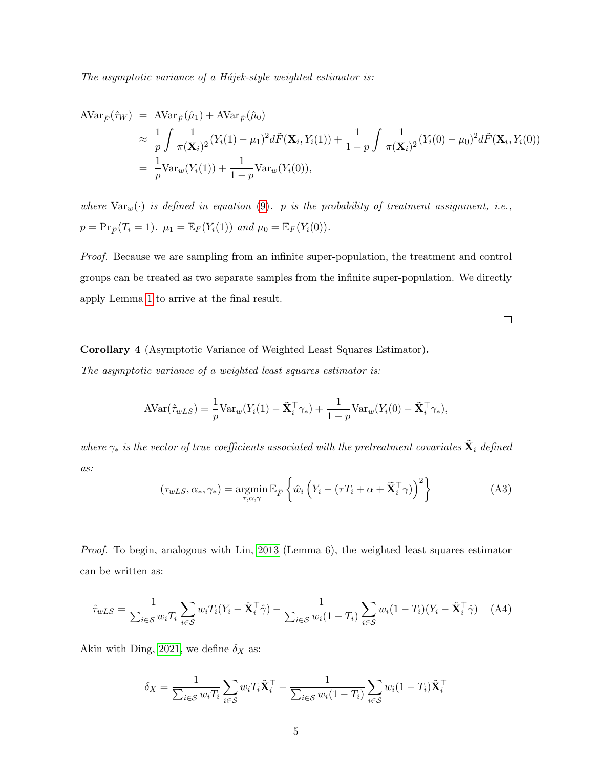*The asymptotic variance of a Hájek-style weighted estimator is:*

$$
\begin{aligned}
\text{AVar}_{\tilde{F}}(\hat{\tau}_W) &= \text{AVar}_{\tilde{F}}(\hat{\mu}_1) + \text{AVar}_{\tilde{F}}(\hat{\mu}_0) \\
&\approx \frac{1}{p}\int \frac{1}{\pi(\mathbf{X}_i)^2}(Y_i(1) - \mu_1)^2 d\tilde{F}(\mathbf{X}_i, Y_i(1)) + \frac{1}{1-p}\int \frac{1}{\pi(\mathbf{X}_i)^2}(Y_i(0) - \mu_0)^2 d\tilde{F}(\mathbf{X}_i, Y_i(0)) \\
&= \frac{1}{p}\text{Var}_w(Y_i(1)) + \frac{1}{1-p}\text{Var}_w(Y_i(0)),
\end{aligned}
$$

*where* $\text{Var}_w(\cdot)$ *is defined in equation* (9). $p$ *is the probability of treatment assignment, i.e.,* $p = \Pr_{\tilde{F}}(T_i = 1)$. $\mu_1 = \mathbb{E}_F(Y_i(1))$ *and* $\mu_0 = \mathbb{E}_F(Y_i(0))$.

*Proof.* Because we are sampling from an infinite super-population, the treatment and control groups can be treated as two separate samples from the infinite super-population. We directly apply Lemma 1 to arrive at the final result. □

**Corollary 4** (Asymptotic Variance of Weighted Least Squares Estimator)**.**
*The asymptotic variance of a weighted least squares estimator is:*

$$
\text{AVar}(\hat{\tau}_{wLS}) = \frac{1}{p}\text{Var}_w(Y_i(1) - \tilde{\mathbf{X}}_i^\top \gamma_*) + \frac{1}{1-p}\text{Var}_w(Y_i(0) - \tilde{\mathbf{X}}_i^\top \gamma_*),
$$

*where* $\gamma_*$ *is the vector of true coefficients associated with the pretreatment covariates* $\tilde{\mathbf{X}}_i$ *defined as:*

$$
(\tau_{wLS}, \alpha_*, \gamma_*) = \underset{\tau,\alpha,\gamma}{\text{argmin}}\, \mathbb{E}_{\tilde{F}}\left\{\hat{w}_i\left(Y_i - (\tau T_i + \alpha + \widetilde{\mathbf{X}}_i^\top \gamma)\right)^2\right\} \tag{A3}
$$

*Proof.* To begin, analogous with Lin, 2013 (Lemma 6), the weighted least squares estimator can be written as:

$$
\hat{\tau}_{wLS} = \frac{1}{\sum_{i\in\mathcal{S}} w_i T_i}\sum_{i\in\mathcal{S}} w_i T_i (Y_i - \tilde{\mathbf{X}}_i^\top \hat{\gamma}) - \frac{1}{\sum_{i\in\mathcal{S}} w_i(1-T_i)}\sum_{i\in\mathcal{S}} w_i(1-T_i)(Y_i - \tilde{\mathbf{X}}_i^\top \hat{\gamma}) \tag{A4}
$$

Akin with Ding, 2021, we define $\delta_X$ as:

$$
\delta_X = \frac{1}{\sum_{i\in\mathcal{S}} w_i T_i}\sum_{i\in\mathcal{S}} w_i T_i \tilde{\mathbf{X}}_i^\top - \frac{1}{\sum_{i\in\mathcal{S}} w_i(1-T_i)}\sum_{i\in\mathcal{S}} w_i(1-T_i)\tilde{\mathbf{X}}_i^\top
$$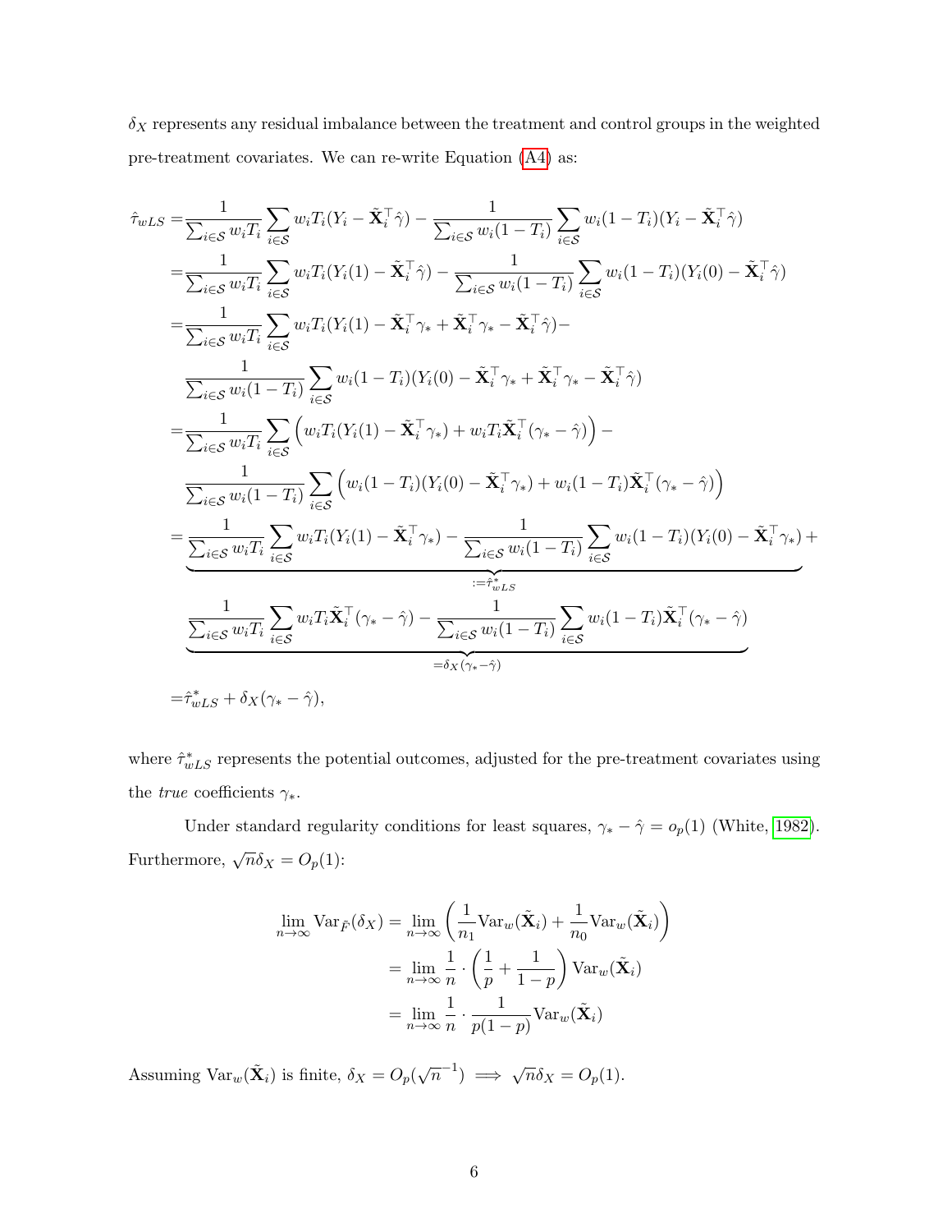$\delta_X$ represents any residual imbalance between the treatment and control groups in the weighted pre-treatment covariates. We can re-write Equation (A4) as:

$$
\begin{aligned}
\hat{\tau}_{wLS} =& \frac{1}{\sum_{i \in \mathcal{S}} w_i T_i} \sum_{i \in \mathcal{S}} w_i T_i (Y_i - \tilde{\mathbf{X}}_i^\top \hat{\gamma}) - \frac{1}{\sum_{i \in \mathcal{S}} w_i (1-T_i)} \sum_{i \in \mathcal{S}} w_i (1-T_i)(Y_i - \tilde{\mathbf{X}}_i^\top \hat{\gamma}) \\
=& \frac{1}{\sum_{i \in \mathcal{S}} w_i T_i} \sum_{i \in \mathcal{S}} w_i T_i (Y_i(1) - \tilde{\mathbf{X}}_i^\top \hat{\gamma}) - \frac{1}{\sum_{i \in \mathcal{S}} w_i (1-T_i)} \sum_{i \in \mathcal{S}} w_i (1-T_i)(Y_i(0) - \tilde{\mathbf{X}}_i^\top \hat{\gamma}) \\
=& \frac{1}{\sum_{i \in \mathcal{S}} w_i T_i} \sum_{i \in \mathcal{S}} w_i T_i (Y_i(1) - \tilde{\mathbf{X}}_i^\top \gamma_* + \tilde{\mathbf{X}}_i^\top \gamma_* - \tilde{\mathbf{X}}_i^\top \hat{\gamma}) - \\
& \frac{1}{\sum_{i \in \mathcal{S}} w_i (1-T_i)} \sum_{i \in \mathcal{S}} w_i (1-T_i)(Y_i(0) - \tilde{\mathbf{X}}_i^\top \gamma_* + \tilde{\mathbf{X}}_i^\top \gamma_* - \tilde{\mathbf{X}}_i^\top \hat{\gamma}) \\
=& \frac{1}{\sum_{i \in \mathcal{S}} w_i T_i} \sum_{i \in \mathcal{S}} \Big( w_i T_i (Y_i(1) - \tilde{\mathbf{X}}_i^\top \gamma_*) + w_i T_i \tilde{\mathbf{X}}_i^\top (\gamma_* - \hat{\gamma}) \Big) - \\
& \frac{1}{\sum_{i \in \mathcal{S}} w_i (1-T_i)} \sum_{i \in \mathcal{S}} \Big( w_i (1-T_i)(Y_i(0) - \tilde{\mathbf{X}}_i^\top \gamma_*) + w_i (1-T_i) \tilde{\mathbf{X}}_i^\top (\gamma_* - \hat{\gamma}) \Big) \\
=& \underbrace{\frac{1}{\sum_{i \in \mathcal{S}} w_i T_i} \sum_{i \in \mathcal{S}} w_i T_i (Y_i(1) - \tilde{\mathbf{X}}_i^\top \gamma_*) - \frac{1}{\sum_{i \in \mathcal{S}} w_i (1-T_i)} \sum_{i \in \mathcal{S}} w_i (1-T_i)(Y_i(0) - \tilde{\mathbf{X}}_i^\top \gamma_*)}_{:= \hat{\tau}^*_{wLS}} + \\
& \underbrace{\frac{1}{\sum_{i \in \mathcal{S}} w_i T_i} \sum_{i \in \mathcal{S}} w_i T_i \tilde{\mathbf{X}}_i^\top (\gamma_* - \hat{\gamma}) - \frac{1}{\sum_{i \in \mathcal{S}} w_i (1-T_i)} \sum_{i \in \mathcal{S}} w_i (1-T_i) \tilde{\mathbf{X}}_i^\top (\gamma_* - \hat{\gamma})}_{= \delta_X (\gamma_* - \hat{\gamma})} \\
=& \hat{\tau}^*_{wLS} + \delta_X (\gamma_* - \hat{\gamma}),
\end{aligned}
$$

where $\hat{\tau}^*_{wLS}$ represents the potential outcomes, adjusted for the pre-treatment covariates using the *true* coefficients $\gamma_*$.

Under standard regularity conditions for least squares, $\gamma_* - \hat{\gamma} = o_p(1)$ (White, 1982). Furthermore, $\sqrt{n}\delta_X = O_p(1)$:

$$
\begin{aligned}
\lim_{n \to \infty} \text{Var}_{\bar{F}}(\delta_X) &= \lim_{n \to \infty} \left( \frac{1}{n_1} \text{Var}_w(\tilde{\mathbf{X}}_i) + \frac{1}{n_0} \text{Var}_w(\tilde{\mathbf{X}}_i) \right) \\
&= \lim_{n \to \infty} \frac{1}{n} \cdot \left( \frac{1}{p} + \frac{1}{1-p} \right) \text{Var}_w(\tilde{\mathbf{X}}_i) \\
&= \lim_{n \to \infty} \frac{1}{n} \cdot \frac{1}{p(1-p)} \text{Var}_w(\tilde{\mathbf{X}}_i)
\end{aligned}
$$

Assuming $\text{Var}_w(\tilde{\mathbf{X}}_i)$ is finite, $\delta_X = O_p(\sqrt{n}^{-1}) \implies \sqrt{n}\delta_X = O_p(1)$.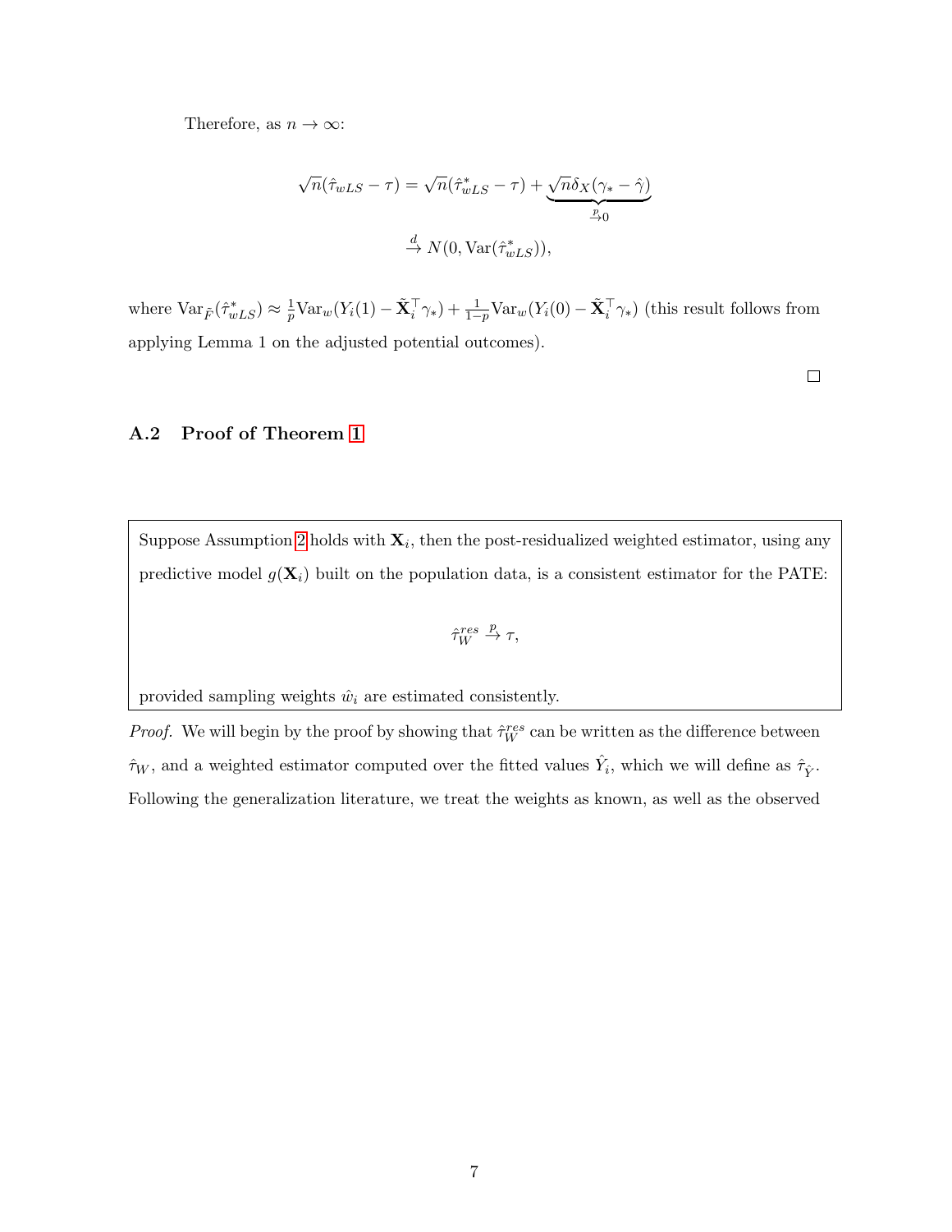Therefore, as $n \to \infty$:

$$\sqrt{n}(\hat{\tau}_{wLS} - \tau) = \sqrt{n}(\hat{\tau}^*_{wLS} - \tau) + \underbrace{\sqrt{n}\delta_X(\gamma_* - \hat{\gamma})}_{\xrightarrow{p} 0}$$

$$\xrightarrow{d} N(0, \text{Var}(\hat{\tau}^*_{wLS})),$$

where $\text{Var}_{\tilde{F}}(\hat{\tau}^*_{wLS}) \approx \frac{1}{p}\text{Var}_w(Y_i(1) - \tilde{\mathbf{X}}_i^\top \gamma_*) + \frac{1}{1-p}\text{Var}_w(Y_i(0) - \tilde{\mathbf{X}}_i^\top \gamma_*)$ (this result follows from applying Lemma 1 on the adjusted potential outcomes).

□

## A.2 Proof of Theorem 1

Suppose Assumption 2 holds with $\mathbf{X}_i$, then the post-residualized weighted estimator, using any predictive model $g(\mathbf{X}_i)$ built on the population data, is a consistent estimator for the PATE:

$$\hat{\tau}_W^{res} \xrightarrow{p} \tau,$$

provided sampling weights $\hat{w}_i$ are estimated consistently.

*Proof.* We will begin by the proof by showing that $\hat{\tau}_W^{res}$ can be written as the difference between $\hat{\tau}_W$, and a weighted estimator computed over the fitted values $\hat{Y}_i$, which we will define as $\hat{\tau}_{\hat{Y}}$. Following the generalization literature, we treat the weights as known, as well as the observed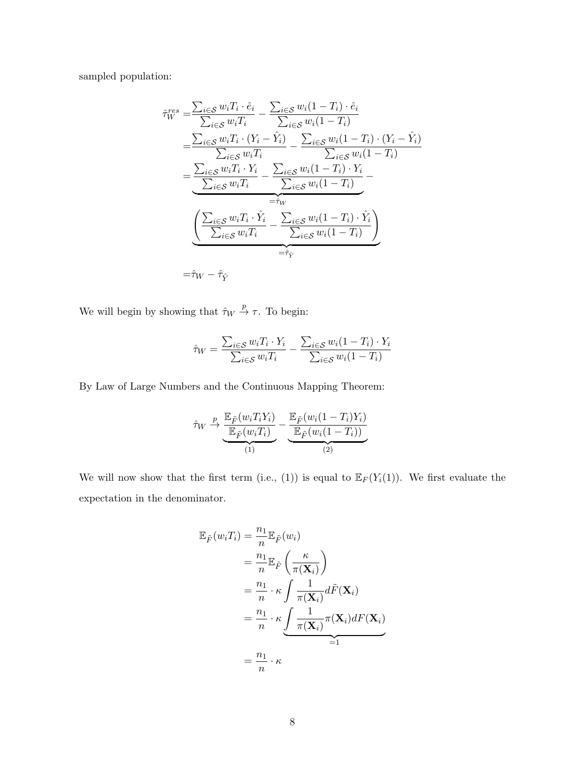sampled population:

$$
\begin{aligned}
\hat{\tau}_W^{res} =& \frac{\sum_{i\in\mathcal{S}} w_i T_i \cdot \hat{e}_i}{\sum_{i\in\mathcal{S}} w_i T_i} - \frac{\sum_{i\in\mathcal{S}} w_i (1-T_i) \cdot \hat{e}_i}{\sum_{i\in\mathcal{S}} w_i (1-T_i)} \\
=& \frac{\sum_{i\in\mathcal{S}} w_i T_i \cdot (Y_i - \hat{Y}_i)}{\sum_{i\in\mathcal{S}} w_i T_i} - \frac{\sum_{i\in\mathcal{S}} w_i (1-T_i) \cdot (Y_i - \hat{Y}_i)}{\sum_{i\in\mathcal{S}} w_i (1-T_i)} \\
=& \underbrace{\frac{\sum_{i\in\mathcal{S}} w_i T_i \cdot Y_i}{\sum_{i\in\mathcal{S}} w_i T_i} - \frac{\sum_{i\in\mathcal{S}} w_i (1-T_i) \cdot Y_i}{\sum_{i\in\mathcal{S}} w_i (1-T_i)}}_{=\hat{\tau}_W} - \\
& \underbrace{\left( \frac{\sum_{i\in\mathcal{S}} w_i T_i \cdot \hat{Y}_i}{\sum_{i\in\mathcal{S}} w_i T_i} - \frac{\sum_{i\in\mathcal{S}} w_i (1-T_i) \cdot \hat{Y}_i}{\sum_{i\in\mathcal{S}} w_i (1-T_i)} \right)}_{=\hat{\tau}_{\hat{Y}}} \\
=& \hat{\tau}_W - \hat{\tau}_{\hat{Y}}
\end{aligned}
$$

We will begin by showing that $\hat{\tau}_W \xrightarrow{p} \tau$. To begin:

$$
\hat{\tau}_W = \frac{\sum_{i\in\mathcal{S}} w_i T_i \cdot Y_i}{\sum_{i\in\mathcal{S}} w_i T_i} - \frac{\sum_{i\in\mathcal{S}} w_i (1-T_i) \cdot Y_i}{\sum_{i\in\mathcal{S}} w_i (1-T_i)}
$$

By Law of Large Numbers and the Continuous Mapping Theorem:

$$
\hat{\tau}_W \xrightarrow{p} \underbrace{\frac{\mathbb{E}_{\tilde{F}}(w_i T_i Y_i)}{\mathbb{E}_{\tilde{F}}(w_i T_i)}}_{(1)} - \underbrace{\frac{\mathbb{E}_{\tilde{F}}(w_i (1-T_i) Y_i)}{\mathbb{E}_{\tilde{F}}(w_i (1-T_i))}}_{(2)}
$$

We will now show that the first term (i.e., (1)) is equal to $\mathbb{E}_F(Y_i(1))$. We first evaluate the expectation in the denominator.

$$
\begin{aligned}
\mathbb{E}_{\tilde{F}}(w_i T_i) &= \frac{n_1}{n} \mathbb{E}_{\tilde{F}}(w_i) \\
&= \frac{n_1}{n} \mathbb{E}_{\tilde{F}} \left( \frac{\kappa}{\pi(\mathbf{X}_i)} \right) \\
&= \frac{n_1}{n} \cdot \kappa \int \frac{1}{\pi(\mathbf{X}_i)} d\tilde{F}(\mathbf{X}_i) \\
&= \frac{n_1}{n} \cdot \kappa \underbrace{\int \frac{1}{\pi(\mathbf{X}_i)} \pi(\mathbf{X}_i) dF(\mathbf{X}_i)}_{=1} \\
&= \frac{n_1}{n} \cdot \kappa
\end{aligned}
$$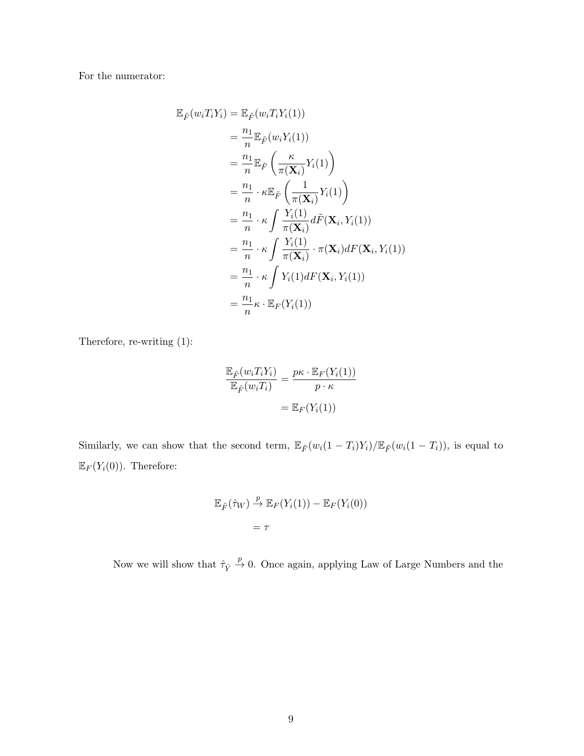For the numerator:

$$
\begin{aligned}
\mathbb{E}_{\tilde{F}}(w_i T_i Y_i) &= \mathbb{E}_{\tilde{F}}(w_i T_i Y_i(1)) \\
&= \frac{n_1}{n} \mathbb{E}_{\tilde{F}}(w_i Y_i(1)) \\
&= \frac{n_1}{n} \mathbb{E}_{\tilde{F}} \left( \frac{\kappa}{\pi(\mathbf{X}_i)} Y_i(1) \right) \\
&= \frac{n_1}{n} \cdot \kappa \mathbb{E}_{\tilde{F}} \left( \frac{1}{\pi(\mathbf{X}_i)} Y_i(1) \right) \\
&= \frac{n_1}{n} \cdot \kappa \int \frac{Y_i(1)}{\pi(\mathbf{X}_i)} d\tilde{F}(\mathbf{X}_i, Y_i(1)) \\
&= \frac{n_1}{n} \cdot \kappa \int \frac{Y_i(1)}{\pi(\mathbf{X}_i)} \cdot \pi(\mathbf{X}_i) dF(\mathbf{X}_i, Y_i(1)) \\
&= \frac{n_1}{n} \cdot \kappa \int Y_i(1) dF(\mathbf{X}_i, Y_i(1)) \\
&= \frac{n_1}{n} \kappa \cdot \mathbb{E}_F(Y_i(1))
\end{aligned}
$$

Therefore, re-writing (1):

$$
\begin{aligned}
\frac{\mathbb{E}_{\tilde{F}}(w_i T_i Y_i)}{\mathbb{E}_{\tilde{F}}(w_i T_i)} &= \frac{p\kappa \cdot \mathbb{E}_F(Y_i(1))}{p \cdot \kappa} \\
&= \mathbb{E}_F(Y_i(1))
\end{aligned}
$$

Similarly, we can show that the second term, $\mathbb{E}_{\tilde{F}}(w_i(1 - T_i)Y_i)/\mathbb{E}_{\tilde{F}}(w_i(1 - T_i))$, is equal to $\mathbb{E}_F(Y_i(0))$. Therefore:

$$
\begin{aligned}
\mathbb{E}_{\tilde{F}}(\hat{\tau}_W) &\xrightarrow{p} \mathbb{E}_F(Y_i(1)) - \mathbb{E}_F(Y_i(0)) \\
&= \tau
\end{aligned}
$$

Now we will show that $\hat{\tau}_{\hat{Y}} \xrightarrow{p} 0$. Once again, applying Law of Large Numbers and the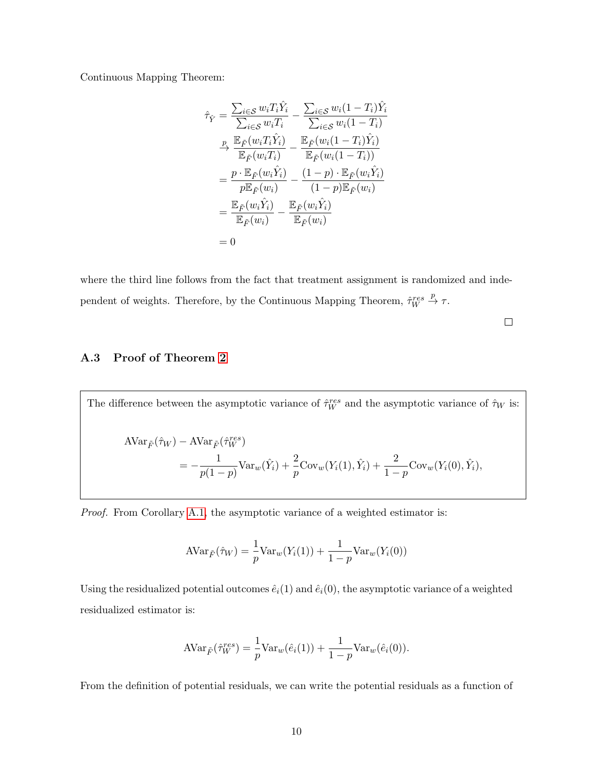Continuous Mapping Theorem:

$$
\begin{aligned}
\hat{\tau}_{\hat{Y}} &= \frac{\sum_{i \in \mathcal{S}} w_i T_i \hat{Y}_i}{\sum_{i \in \mathcal{S}} w_i T_i} - \frac{\sum_{i \in \mathcal{S}} w_i (1 - T_i) \hat{Y}_i}{\sum_{i \in \mathcal{S}} w_i (1 - T_i)} \\
&\xrightarrow{p} \frac{\mathbb{E}_{\tilde{F}}(w_i T_i \hat{Y}_i)}{\mathbb{E}_{\tilde{F}}(w_i T_i)} - \frac{\mathbb{E}_{\tilde{F}}(w_i (1 - T_i) \hat{Y}_i)}{\mathbb{E}_{\tilde{F}}(w_i (1 - T_i))} \\
&= \frac{p \cdot \mathbb{E}_{\tilde{F}}(w_i \hat{Y}_i)}{p \mathbb{E}_{\tilde{F}}(w_i)} - \frac{(1-p) \cdot \mathbb{E}_{\tilde{F}}(w_i \hat{Y}_i)}{(1-p) \mathbb{E}_{\tilde{F}}(w_i)} \\
&= \frac{\mathbb{E}_{\tilde{F}}(w_i \hat{Y}_i)}{\mathbb{E}_{\tilde{F}}(w_i)} - \frac{\mathbb{E}_{\tilde{F}}(w_i \hat{Y}_i)}{\mathbb{E}_{\tilde{F}}(w_i)} \\
&= 0
\end{aligned}
$$

where the third line follows from the fact that treatment assignment is randomized and independent of weights. Therefore, by the Continuous Mapping Theorem, $\hat{\tau}_W^{res} \xrightarrow{p} \tau$.

□

### A.3 Proof of Theorem 2

The difference between the asymptotic variance of $\hat{\tau}_W^{res}$ and the asymptotic variance of $\hat{\tau}_W$ is:

$$
\begin{aligned}
&\text{AVar}_{\tilde{F}}(\hat{\tau}_W) - \text{AVar}_{\tilde{F}}(\hat{\tau}_W^{res}) \\
&\quad = -\frac{1}{p(1-p)} \text{Var}_w(\hat{Y}_i) + \frac{2}{p} \text{Cov}_w(Y_i(1), \hat{Y}_i) + \frac{2}{1-p} \text{Cov}_w(Y_i(0), \hat{Y}_i),
\end{aligned}
$$

*Proof.* From Corollary A.1, the asymptotic variance of a weighted estimator is:

$$
\text{AVar}_{\tilde{F}}(\hat{\tau}_W) = \frac{1}{p} \text{Var}_w(Y_i(1)) + \frac{1}{1-p} \text{Var}_w(Y_i(0))
$$

Using the residualized potential outcomes $\hat{e}_i(1)$ and $\hat{e}_i(0)$, the asymptotic variance of a weighted residualized estimator is:

$$
\text{AVar}_{\tilde{F}}(\hat{\tau}_W^{res}) = \frac{1}{p} \text{Var}_w(\hat{e}_i(1)) + \frac{1}{1-p} \text{Var}_w(\hat{e}_i(0)).
$$

From the definition of potential residuals, we can write the potential residuals as a function of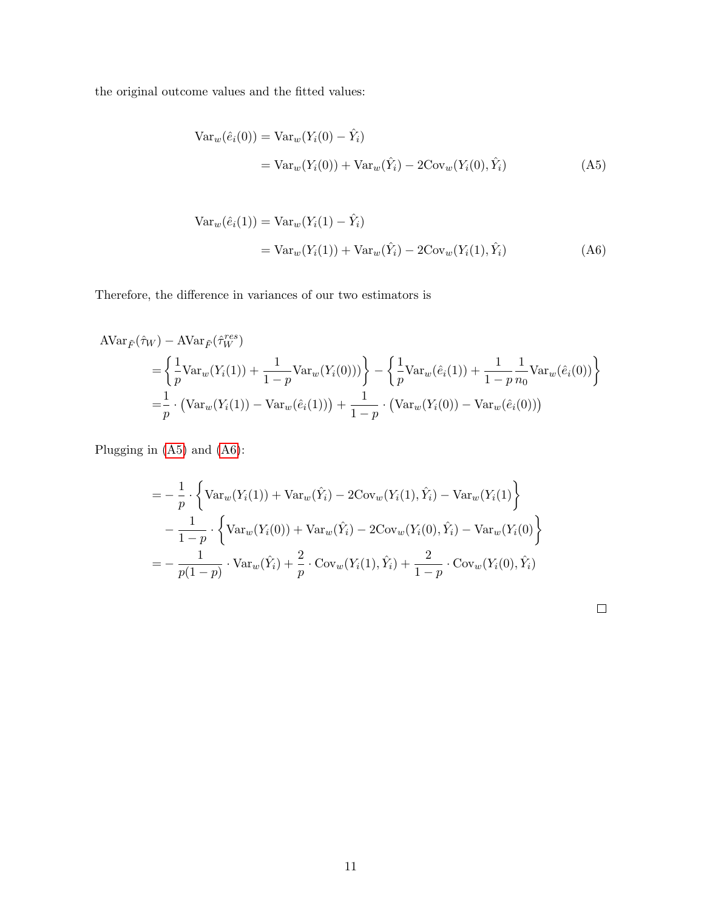the original outcome values and the fitted values:

$$
\begin{aligned}
\text{Var}_w(\hat{e}_i(0)) &= \text{Var}_w(Y_i(0) - \hat{Y}_i) \\
&= \text{Var}_w(Y_i(0)) + \text{Var}_w(\hat{Y}_i) - 2\text{Cov}_w(Y_i(0), \hat{Y}_i)
\end{aligned} \tag{A5}
$$

$$
\begin{aligned}
\text{Var}_w(\hat{e}_i(1)) &= \text{Var}_w(Y_i(1) - \hat{Y}_i) \\
&= \text{Var}_w(Y_i(1)) + \text{Var}_w(\hat{Y}_i) - 2\text{Cov}_w(Y_i(1), \hat{Y}_i)
\end{aligned} \tag{A6}
$$

Therefore, the difference in variances of our two estimators is

$$
\begin{aligned}
&\text{AVar}_{\tilde{F}}(\hat{\tau}_W) - \text{AVar}_{\tilde{F}}(\hat{\tau}_W^{res}) \\
&\quad= \left\{ \frac{1}{p}\text{Var}_w(Y_i(1)) + \frac{1}{1-p}\text{Var}_w(Y_i(0)) \right\} - \left\{ \frac{1}{p}\text{Var}_w(\hat{e}_i(1)) + \frac{1}{1-p}\frac{1}{n_0}\text{Var}_w(\hat{e}_i(0)) \right\} \\
&\quad= \frac{1}{p} \cdot \big(\text{Var}_w(Y_i(1)) - \text{Var}_w(\hat{e}_i(1))\big) + \frac{1}{1-p} \cdot \big(\text{Var}_w(Y_i(0)) - \text{Var}_w(\hat{e}_i(0))\big)
\end{aligned}
$$

Plugging in (A5) and (A6):

$$
\begin{aligned}
&= -\frac{1}{p} \cdot \left\{ \text{Var}_w(Y_i(1)) + \text{Var}_w(\hat{Y}_i) - 2\text{Cov}_w(Y_i(1), \hat{Y}_i) - \text{Var}_w(Y_i(1) \right\} \\
&\quad - \frac{1}{1-p} \cdot \left\{ \text{Var}_w(Y_i(0)) + \text{Var}_w(\hat{Y}_i) - 2\text{Cov}_w(Y_i(0), \hat{Y}_i) - \text{Var}_w(Y_i(0) \right\} \\
&= -\frac{1}{p(1-p)} \cdot \text{Var}_w(\hat{Y}_i) + \frac{2}{p} \cdot \text{Cov}_w(Y_i(1), \hat{Y}_i) + \frac{2}{1-p} \cdot \text{Cov}_w(Y_i(0), \hat{Y}_i)
\end{aligned}
$$

□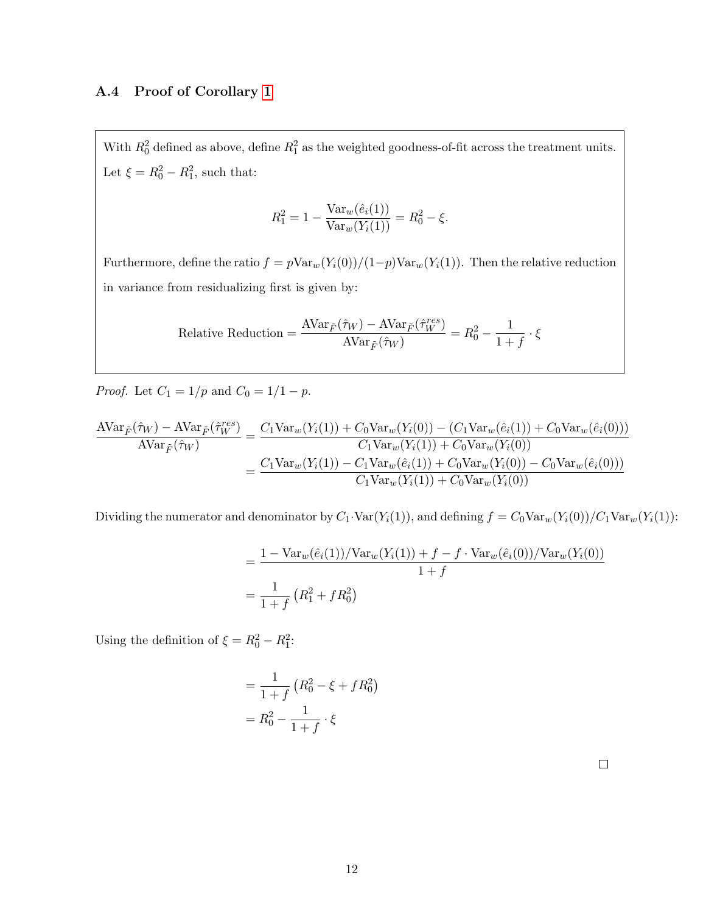### A.4 Proof of Corollary 1

With $R_0^2$ defined as above, define $R_1^2$ as the weighted goodness-of-fit across the treatment units. Let $\xi = R_0^2 - R_1^2$, such that:

$$R_1^2 = 1 - \frac{\text{Var}_w(\hat{e}_i(1))}{\text{Var}_w(Y_i(1))} = R_0^2 - \xi.$$

Furthermore, define the ratio $f = p\text{Var}_w(Y_i(0))/(1-p)\text{Var}_w(Y_i(1))$. Then the relative reduction in variance from residualizing first is given by:

$$\text{Relative Reduction} = \frac{\text{AVar}_{\tilde{F}}(\hat{\tau}_W) - \text{AVar}_{\tilde{F}}(\hat{\tau}_W^{res})}{\text{AVar}_{\tilde{F}}(\hat{\tau}_W)} = R_0^2 - \frac{1}{1+f} \cdot \xi$$

*Proof.* Let $C_1 = 1/p$ and $C_0 = 1/1-p$.

$$\begin{aligned}
\frac{\text{AVar}_{\tilde{F}}(\hat{\tau}_W) - \text{AVar}_{\tilde{F}}(\hat{\tau}_W^{res})}{\text{AVar}_{\tilde{F}}(\hat{\tau}_W)} &= \frac{C_1\text{Var}_w(Y_i(1)) + C_0\text{Var}_w(Y_i(0)) - (C_1\text{Var}_w(\hat{e}_i(1)) + C_0\text{Var}_w(\hat{e}_i(0)))}{C_1\text{Var}_w(Y_i(1)) + C_0\text{Var}_w(Y_i(0))} \\
&= \frac{C_1\text{Var}_w(Y_i(1)) - C_1\text{Var}_w(\hat{e}_i(1)) + C_0\text{Var}_w(Y_i(0)) - C_0\text{Var}_w(\hat{e}_i(0)))}{C_1\text{Var}_w(Y_i(1)) + C_0\text{Var}_w(Y_i(0))}
\end{aligned}$$

Dividing the numerator and denominator by $C_1 \cdot \text{Var}(Y_i(1))$, and defining $f = C_0\text{Var}_w(Y_i(0))/C_1\text{Var}_w(Y_i(1))$:

$$\begin{aligned}
&= \frac{1 - \text{Var}_w(\hat{e}_i(1))/\text{Var}_w(Y_i(1)) + f - f \cdot \text{Var}_w(\hat{e}_i(0))/\text{Var}_w(Y_i(0))}{1+f} \\
&= \frac{1}{1+f}\left(R_1^2 + fR_0^2\right)
\end{aligned}$$

Using the definition of $\xi = R_0^2 - R_1^2$:

$$\begin{aligned}
&= \frac{1}{1+f}\left(R_0^2 - \xi + fR_0^2\right) \\
&= R_0^2 - \frac{1}{1+f} \cdot \xi
\end{aligned}$$

□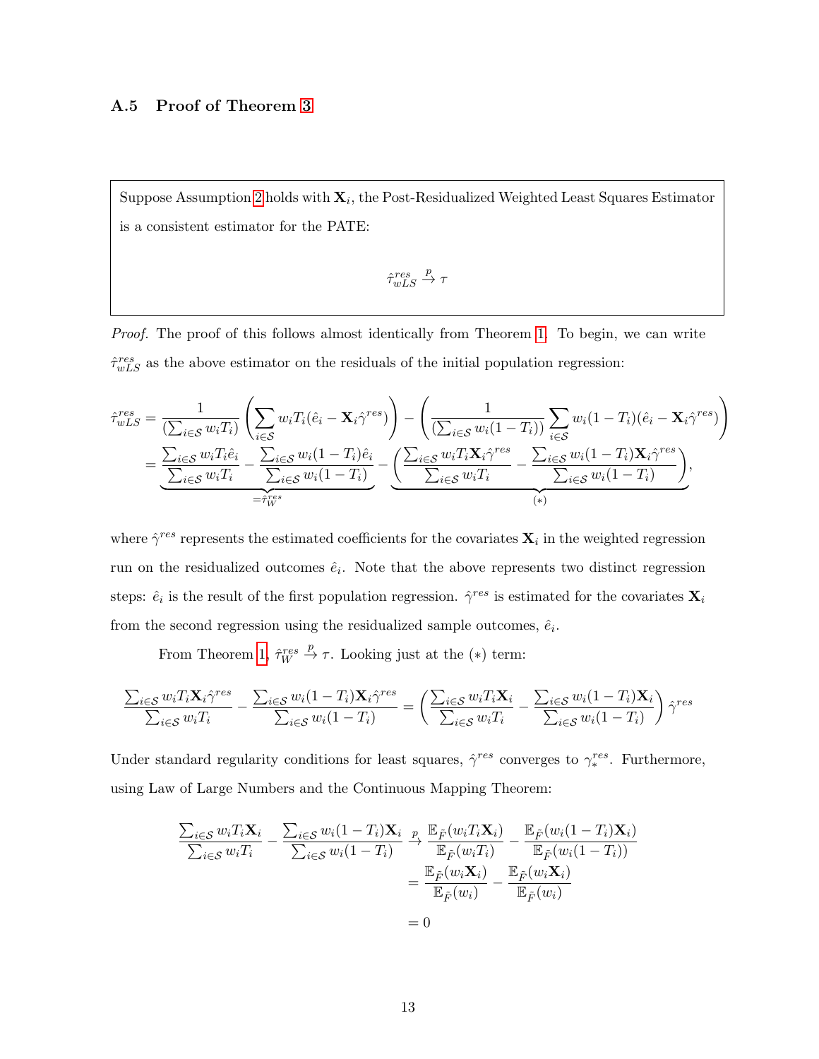### A.5 Proof of Theorem 3

Suppose Assumption 2 holds with $\mathbf{X}_i$, the Post-Residualized Weighted Least Squares Estimator is a consistent estimator for the PATE:

$$\hat{\tau}^{res}_{wLS} \xrightarrow{p} \tau$$

*Proof.* The proof of this follows almost identically from Theorem 1. To begin, we can write $\hat{\tau}^{res}_{wLS}$ as the above estimator on the residuals of the initial population regression:

$$\begin{aligned}
\hat{\tau}^{res}_{wLS} &= \frac{1}{(\sum_{i \in \mathcal{S}} w_i T_i)} \left( \sum_{i \in \mathcal{S}} w_i T_i (\hat{e}_i - \mathbf{X}_i \hat{\gamma}^{res}) \right) - \left( \frac{1}{(\sum_{i \in \mathcal{S}} w_i (1-T_i))} \sum_{i \in \mathcal{S}} w_i (1-T_i)(\hat{e}_i - \mathbf{X}_i \hat{\gamma}^{res}) \right) \\
&= \underbrace{\frac{\sum_{i \in \mathcal{S}} w_i T_i \hat{e}_i}{\sum_{i \in \mathcal{S}} w_i T_i} - \frac{\sum_{i \in \mathcal{S}} w_i (1-T_i) \hat{e}_i}{\sum_{i \in \mathcal{S}} w_i (1-T_i)}}_{=\hat{\tau}^{res}_W} - \underbrace{\left( \frac{\sum_{i \in \mathcal{S}} w_i T_i \mathbf{X}_i \hat{\gamma}^{res}}{\sum_{i \in \mathcal{S}} w_i T_i} - \frac{\sum_{i \in \mathcal{S}} w_i (1-T_i) \mathbf{X}_i \hat{\gamma}^{res}}{\sum_{i \in \mathcal{S}} w_i (1-T_i)} \right)}_{(*)},
\end{aligned}$$

where $\hat{\gamma}^{res}$ represents the estimated coefficients for the covariates $\mathbf{X}_i$ in the weighted regression run on the residualized outcomes $\hat{e}_i$. Note that the above represents two distinct regression steps: $\hat{e}_i$ is the result of the first population regression. $\hat{\gamma}^{res}$ is estimated for the covariates $\mathbf{X}_i$ from the second regression using the residualized sample outcomes, $\hat{e}_i$.

From Theorem 1, $\hat{\tau}^{res}_W \xrightarrow{p} \tau$. Looking just at the $(*)$ term:

$$\frac{\sum_{i \in \mathcal{S}} w_i T_i \mathbf{X}_i \hat{\gamma}^{res}}{\sum_{i \in \mathcal{S}} w_i T_i} - \frac{\sum_{i \in \mathcal{S}} w_i (1-T_i) \mathbf{X}_i \hat{\gamma}^{res}}{\sum_{i \in \mathcal{S}} w_i (1-T_i)} = \left( \frac{\sum_{i \in \mathcal{S}} w_i T_i \mathbf{X}_i}{\sum_{i \in \mathcal{S}} w_i T_i} - \frac{\sum_{i \in \mathcal{S}} w_i (1-T_i) \mathbf{X}_i}{\sum_{i \in \mathcal{S}} w_i (1-T_i)} \right) \hat{\gamma}^{res}$$

Under standard regularity conditions for least squares, $\hat{\gamma}^{res}$ converges to $\gamma^{res}_*$. Furthermore, using Law of Large Numbers and the Continuous Mapping Theorem:

$$\begin{aligned}
\frac{\sum_{i \in \mathcal{S}} w_i T_i \mathbf{X}_i}{\sum_{i \in \mathcal{S}} w_i T_i} - \frac{\sum_{i \in \mathcal{S}} w_i (1-T_i) \mathbf{X}_i}{\sum_{i \in \mathcal{S}} w_i (1-T_i)} &\xrightarrow{p} \frac{\mathbb{E}_{\tilde{F}}(w_i T_i \mathbf{X}_i)}{\mathbb{E}_{\tilde{F}}(w_i T_i)} - \frac{\mathbb{E}_{\tilde{F}}(w_i (1-T_i) \mathbf{X}_i)}{\mathbb{E}_{\tilde{F}}(w_i (1-T_i))} \\
&= \frac{\mathbb{E}_{\tilde{F}}(w_i \mathbf{X}_i)}{\mathbb{E}_{\tilde{F}}(w_i)} - \frac{\mathbb{E}_{\tilde{F}}(w_i \mathbf{X}_i)}{\mathbb{E}_{\tilde{F}}(w_i)} \\
&= 0
\end{aligned}$$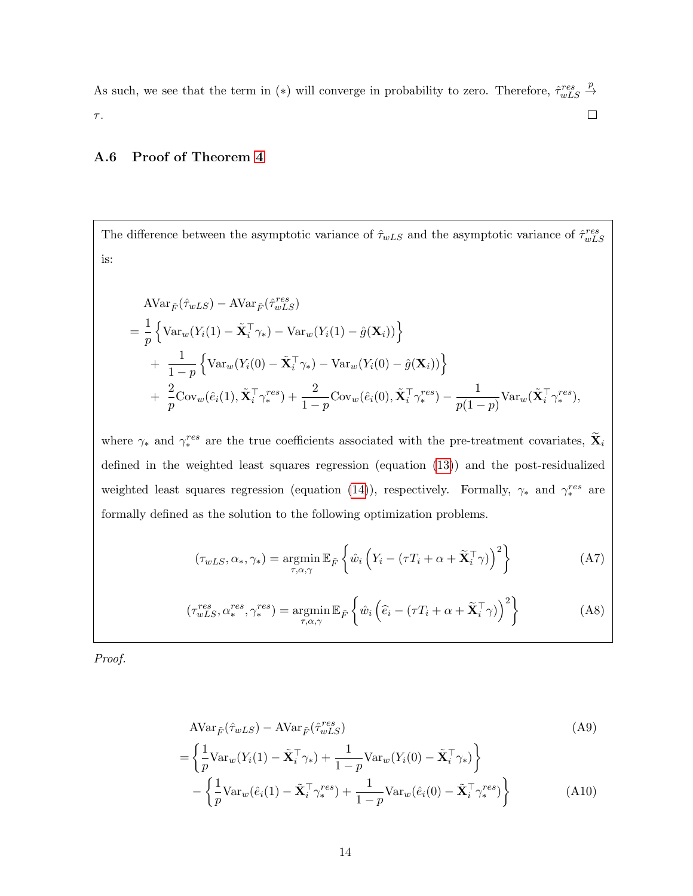As such, we see that the term in $(*)$ will converge in probability to zero. Therefore, $\hat{\tau}_{wLS}^{res} \xrightarrow{p} \tau$. □

### A.6 Proof of Theorem 4

The difference between the asymptotic variance of $\hat{\tau}_{wLS}$ and the asymptotic variance of $\hat{\tau}_{wLS}^{res}$ is:

$$
\begin{aligned}
&\text{AVar}_{\tilde{F}}(\hat{\tau}_{wLS}) - \text{AVar}_{\tilde{F}}(\hat{\tau}_{wLS}^{res}) \\
&= \frac{1}{p}\left\{\text{Var}_w(Y_i(1) - \tilde{\mathbf{X}}_i^\top \gamma_*) - \text{Var}_w(Y_i(1) - \hat{g}(\mathbf{X}_i))\right\} \\
&\quad + \frac{1}{1-p}\left\{\text{Var}_w(Y_i(0) - \tilde{\mathbf{X}}_i^\top \gamma_*) - \text{Var}_w(Y_i(0) - \hat{g}(\mathbf{X}_i))\right\} \\
&\quad + \frac{2}{p}\text{Cov}_w(\hat{e}_i(1), \tilde{\mathbf{X}}_i^\top \gamma_*^{res}) + \frac{2}{1-p}\text{Cov}_w(\hat{e}_i(0), \tilde{\mathbf{X}}_i^\top \gamma_*^{res}) - \frac{1}{p(1-p)}\text{Var}_w(\tilde{\mathbf{X}}_i^\top \gamma_*^{res}),
\end{aligned}
$$

where $\gamma_*$ and $\gamma_*^{res}$ are the true coefficients associated with the pre-treatment covariates, $\widetilde{\mathbf{X}}_i$ defined in the weighted least squares regression (equation (13)) and the post-residualized weighted least squares regression (equation (14)), respectively. Formally, $\gamma_*$ and $\gamma_*^{res}$ are formally defined as the solution to the following optimization problems.

$$
(\tau_{wLS}, \alpha_*, \gamma_*) = \underset{\tau,\alpha,\gamma}{\text{argmin}}\, \mathbb{E}_{\tilde{F}}\left\{\hat{w}_i\left(Y_i - (\tau T_i + \alpha + \widetilde{\mathbf{X}}_i^\top \gamma)\right)^2\right\} \tag{A7}
$$

$$
(\tau_{wLS}^{res}, \alpha_*^{res}, \gamma_*^{res}) = \underset{\tau,\alpha,\gamma}{\text{argmin}}\, \mathbb{E}_{\tilde{F}}\left\{\hat{w}_i\left(\widehat{e}_i - (\tau T_i + \alpha + \widetilde{\mathbf{X}}_i^\top \gamma)\right)^2\right\} \tag{A8}
$$

*Proof.*

$$
\text{AVar}_{\tilde{F}}(\hat{\tau}_{wLS}) - \text{AVar}_{\tilde{F}}(\hat{\tau}_{wLS}^{res}) \tag{A9}
$$

$$
\begin{aligned}
&= \left\{\frac{1}{p}\text{Var}_w(Y_i(1) - \tilde{\mathbf{X}}_i^\top \gamma_*) + \frac{1}{1-p}\text{Var}_w(Y_i(0) - \tilde{\mathbf{X}}_i^\top \gamma_*)\right\} \\
&\quad - \left\{\frac{1}{p}\text{Var}_w(\hat{e}_i(1) - \tilde{\mathbf{X}}_i^\top \gamma_*^{res}) + \frac{1}{1-p}\text{Var}_w(\hat{e}_i(0) - \tilde{\mathbf{X}}_i^\top \gamma_*^{res})\right\}
\end{aligned} \tag{A10}
$$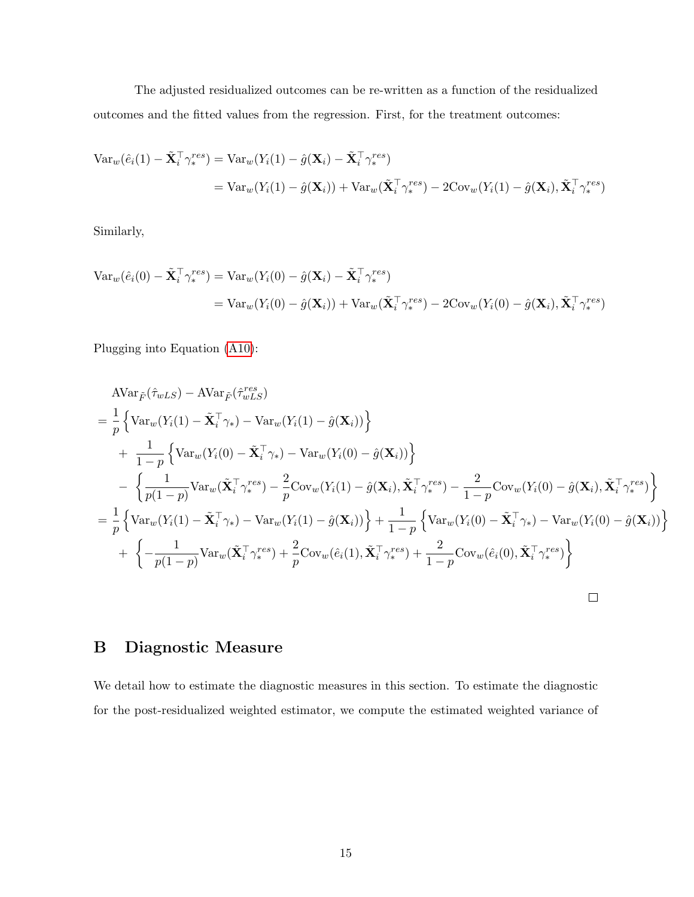The adjusted residualized outcomes can be re-written as a function of the residualized outcomes and the fitted values from the regression. First, for the treatment outcomes:

$$
\begin{aligned}
\text{Var}_w(\hat{e}_i(1) - \tilde{\mathbf{X}}_i^\top \gamma_*^{res}) &= \text{Var}_w(Y_i(1) - \hat{g}(\mathbf{X}_i) - \tilde{\mathbf{X}}_i^\top \gamma_*^{res}) \\
&= \text{Var}_w(Y_i(1) - \hat{g}(\mathbf{X}_i)) + \text{Var}_w(\tilde{\mathbf{X}}_i^\top \gamma_*^{res}) - 2\text{Cov}_w(Y_i(1) - \hat{g}(\mathbf{X}_i), \tilde{\mathbf{X}}_i^\top \gamma_*^{res})
\end{aligned}
$$

Similarly,

$$
\begin{aligned}
\text{Var}_w(\hat{e}_i(0) - \tilde{\mathbf{X}}_i^\top \gamma_*^{res}) &= \text{Var}_w(Y_i(0) - \hat{g}(\mathbf{X}_i) - \tilde{\mathbf{X}}_i^\top \gamma_*^{res}) \\
&= \text{Var}_w(Y_i(0) - \hat{g}(\mathbf{X}_i)) + \text{Var}_w(\tilde{\mathbf{X}}_i^\top \gamma_*^{res}) - 2\text{Cov}_w(Y_i(0) - \hat{g}(\mathbf{X}_i), \tilde{\mathbf{X}}_i^\top \gamma_*^{res})
\end{aligned}
$$

Plugging into Equation (A10):

$$
\begin{aligned}
&\text{AVar}_{\tilde{F}}(\hat{\tau}_{wLS}) - \text{AVar}_{\tilde{F}}(\hat{\tau}_{wLS}^{res}) \\
&= \frac{1}{p}\left\{\text{Var}_w(Y_i(1) - \tilde{\mathbf{X}}_i^\top \gamma_*) - \text{Var}_w(Y_i(1) - \hat{g}(\mathbf{X}_i))\right\} \\
&\quad + \frac{1}{1-p}\left\{\text{Var}_w(Y_i(0) - \tilde{\mathbf{X}}_i^\top \gamma_*) - \text{Var}_w(Y_i(0) - \hat{g}(\mathbf{X}_i))\right\} \\
&\quad - \left\{\frac{1}{p(1-p)}\text{Var}_w(\tilde{\mathbf{X}}_i^\top \gamma_*^{res}) - \frac{2}{p}\text{Cov}_w(Y_i(1) - \hat{g}(\mathbf{X}_i), \tilde{\mathbf{X}}_i^\top \gamma_*^{res}) - \frac{2}{1-p}\text{Cov}_w(Y_i(0) - \hat{g}(\mathbf{X}_i), \tilde{\mathbf{X}}_i^\top \gamma_*^{res})\right\} \\
&= \frac{1}{p}\left\{\text{Var}_w(Y_i(1) - \tilde{\mathbf{X}}_i^\top \gamma_*) - \text{Var}_w(Y_i(1) - \hat{g}(\mathbf{X}_i))\right\} + \frac{1}{1-p}\left\{\text{Var}_w(Y_i(0) - \tilde{\mathbf{X}}_i^\top \gamma_*) - \text{Var}_w(Y_i(0) - \hat{g}(\mathbf{X}_i))\right\} \\
&\quad + \left\{-\frac{1}{p(1-p)}\text{Var}_w(\tilde{\mathbf{X}}_i^\top \gamma_*^{res}) + \frac{2}{p}\text{Cov}_w(\hat{e}_i(1), \tilde{\mathbf{X}}_i^\top \gamma_*^{res}) + \frac{2}{1-p}\text{Cov}_w(\hat{e}_i(0), \tilde{\mathbf{X}}_i^\top \gamma_*^{res})\right\}
\end{aligned}
$$

□

# B Diagnostic Measure

We detail how to estimate the diagnostic measures in this section. To estimate the diagnostic for the post-residualized weighted estimator, we compute the estimated weighted variance of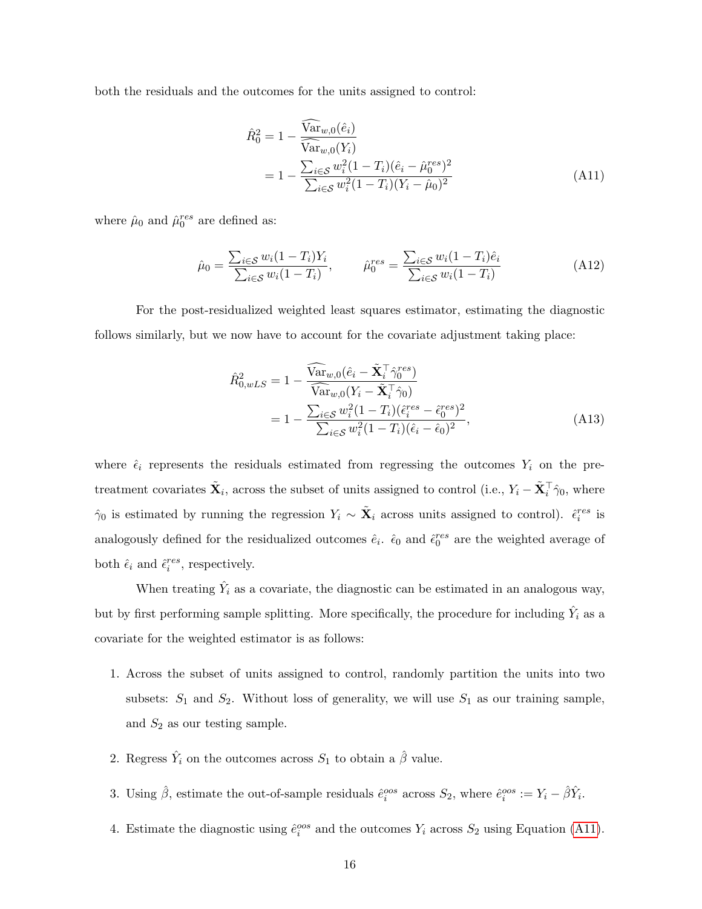both the residuals and the outcomes for the units assigned to control:

$$
\begin{aligned}
\hat{R}_0^2 &= 1 - \frac{\widehat{\text{Var}}_{w,0}(\hat{e}_i)}{\widehat{\text{Var}}_{w,0}(Y_i)} \\
&= 1 - \frac{\sum_{i \in \mathcal{S}} w_i^2 (1 - T_i)(\hat{e}_i - \hat{\mu}_0^{res})^2}{\sum_{i \in \mathcal{S}} w_i^2 (1 - T_i)(Y_i - \hat{\mu}_0)^2}
\end{aligned}
\tag{A11}
$$

where $\hat{\mu}_0$ and $\hat{\mu}_0^{res}$ are defined as:

$$
\hat{\mu}_0 = \frac{\sum_{i \in \mathcal{S}} w_i (1 - T_i) Y_i}{\sum_{i \in \mathcal{S}} w_i (1 - T_i)}, \qquad \hat{\mu}_0^{res} = \frac{\sum_{i \in \mathcal{S}} w_i (1 - T_i) \hat{e}_i}{\sum_{i \in \mathcal{S}} w_i (1 - T_i)}
\tag{A12}
$$

For the post-residualized weighted least squares estimator, estimating the diagnostic follows similarly, but we now have to account for the covariate adjustment taking place:

$$
\begin{aligned}
\hat{R}_{0,wLS}^2 &= 1 - \frac{\widehat{\text{Var}}_{w,0}(\hat{e}_i - \tilde{\mathbf{X}}_i^\top \hat{\gamma}_0^{res})}{\widehat{\text{Var}}_{w,0}(Y_i - \tilde{\mathbf{X}}_i^\top \hat{\gamma}_0)} \\
&= 1 - \frac{\sum_{i \in \mathcal{S}} w_i^2 (1 - T_i)(\hat{\epsilon}_i^{res} - \hat{\epsilon}_0^{res})^2}{\sum_{i \in \mathcal{S}} w_i^2 (1 - T_i)(\hat{\epsilon}_i - \hat{\epsilon}_0)^2},
\end{aligned}
\tag{A13}
$$

where $\hat{\epsilon}_i$ represents the residuals estimated from regressing the outcomes $Y_i$ on the pre-treatment covariates $\tilde{\mathbf{X}}_i$, across the subset of units assigned to control (i.e., $Y_i - \tilde{\mathbf{X}}_i^\top \hat{\gamma}_0$, where $\hat{\gamma}_0$ is estimated by running the regression $Y_i \sim \tilde{\mathbf{X}}_i$ across units assigned to control). $\hat{\epsilon}_i^{res}$ is analogously defined for the residualized outcomes $\hat{e}_i$. $\hat{\epsilon}_0$ and $\hat{\epsilon}_0^{res}$ are the weighted average of both $\hat{\epsilon}_i$ and $\hat{\epsilon}_i^{res}$, respectively.

When treating $\hat{Y}_i$ as a covariate, the diagnostic can be estimated in an analogous way, but by first performing sample splitting. More specifically, the procedure for including $\hat{Y}_i$ as a covariate for the weighted estimator is as follows:

1. Across the subset of units assigned to control, randomly partition the units into two subsets: $S_1$ and $S_2$. Without loss of generality, we will use $S_1$ as our training sample, and $S_2$ as our testing sample.
2. Regress $\hat{Y}_i$ on the outcomes across $S_1$ to obtain a $\hat{\beta}$ value.
3. Using $\hat{\beta}$, estimate the out-of-sample residuals $\hat{e}_i^{oos}$ across $S_2$, where $\hat{e}_i^{oos} := Y_i - \hat{\beta}\hat{Y}_i$.
4. Estimate the diagnostic using $\hat{e}_i^{oos}$ and the outcomes $Y_i$ across $S_2$ using Equation (A11).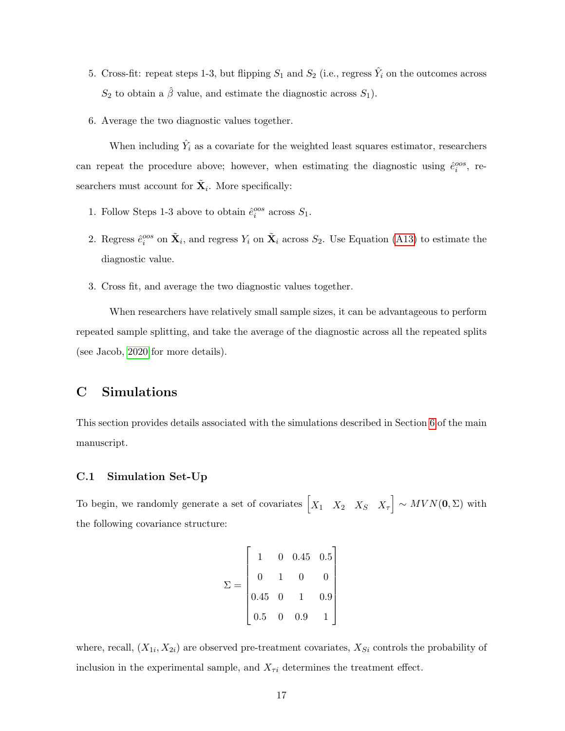5. Cross-fit: repeat steps 1-3, but flipping $S_1$ and $S_2$ (i.e., regress $\hat{Y}_i$ on the outcomes across $S_2$ to obtain a $\hat{\beta}$ value, and estimate the diagnostic across $S_1$).

6. Average the two diagnostic values together.

When including $\hat{Y}_i$ as a covariate for the weighted least squares estimator, researchers can repeat the procedure above; however, when estimating the diagnostic using $\hat{e}_i^{oos}$, researchers must account for $\tilde{\mathbf{X}}_i$. More specifically:

1. Follow Steps 1-3 above to obtain $\hat{e}_i^{oos}$ across $S_1$.

2. Regress $\hat{e}_i^{oos}$ on $\tilde{\mathbf{X}}_i$, and regress $Y_i$ on $\tilde{\mathbf{X}}_i$ across $S_2$. Use Equation (A13) to estimate the diagnostic value.

3. Cross fit, and average the two diagnostic values together.

When researchers have relatively small sample sizes, it can be advantageous to perform repeated sample splitting, and take the average of the diagnostic across all the repeated splits (see Jacob, 2020 for more details).

# C Simulations

This section provides details associated with the simulations described in Section 6 of the main manuscript.

## C.1 Simulation Set-Up

To begin, we randomly generate a set of covariates $\begin{bmatrix} X_1 & X_2 & X_S & X_\tau \end{bmatrix} \sim MVN(\mathbf{0}, \Sigma)$ with the following covariance structure:

$$\Sigma = \begin{bmatrix} 1 & 0 & 0.45 & 0.5 \\ 0 & 1 & 0 & 0 \\ 0.45 & 0 & 1 & 0.9 \\ 0.5 & 0 & 0.9 & 1 \end{bmatrix}$$

where, recall, $(X_{1i}, X_{2i})$ are observed pre-treatment covariates, $X_{Si}$ controls the probability of inclusion in the experimental sample, and $X_{\tau i}$ determines the treatment effect.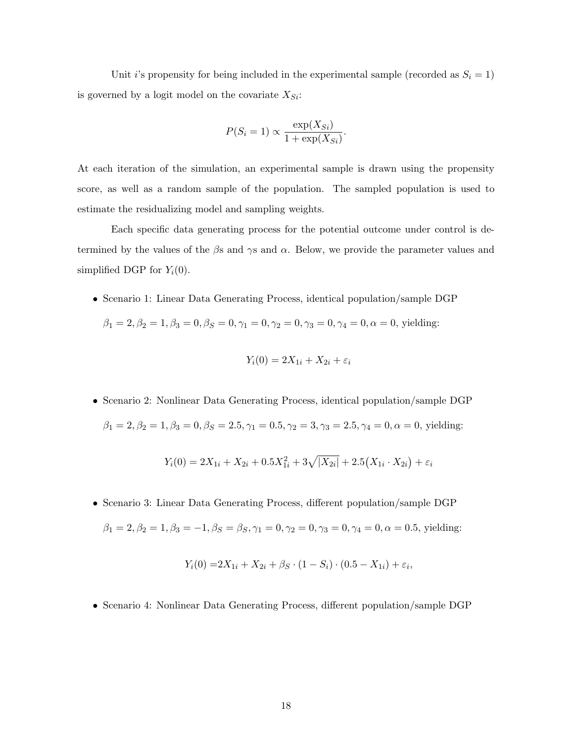Unit $i$'s propensity for being included in the experimental sample (recorded as $S_i = 1$) is governed by a logit model on the covariate $X_{Si}$:

$$P(S_i = 1) \propto \frac{\exp(X_{Si})}{1 + \exp(X_{Si})}.$$

At each iteration of the simulation, an experimental sample is drawn using the propensity score, as well as a random sample of the population. The sampled population is used to estimate the residualizing model and sampling weights.

Each specific data generating process for the potential outcome under control is determined by the values of the $\beta$s and $\gamma$s and $\alpha$. Below, we provide the parameter values and simplified DGP for $Y_i(0)$.

- Scenario 1: Linear Data Generating Process, identical population/sample DGP

  $\beta_1 = 2, \beta_2 = 1, \beta_3 = 0, \beta_S = 0, \gamma_1 = 0, \gamma_2 = 0, \gamma_3 = 0, \gamma_4 = 0, \alpha = 0$, yielding:

$$Y_i(0) = 2X_{1i} + X_{2i} + \varepsilon_i$$

- Scenario 2: Nonlinear Data Generating Process, identical population/sample DGP

  $\beta_1 = 2, \beta_2 = 1, \beta_3 = 0, \beta_S = 2.5, \gamma_1 = 0.5, \gamma_2 = 3, \gamma_3 = 2.5, \gamma_4 = 0, \alpha = 0$, yielding:

$$Y_i(0) = 2X_{1i} + X_{2i} + 0.5X_{1i}^2 + 3\sqrt{|X_{2i}|} + 2.5\big(X_{1i} \cdot X_{2i}\big) + \varepsilon_i$$

- Scenario 3: Linear Data Generating Process, different population/sample DGP

  $\beta_1 = 2, \beta_2 = 1, \beta_3 = -1, \beta_S = \beta_S, \gamma_1 = 0, \gamma_2 = 0, \gamma_3 = 0, \gamma_4 = 0, \alpha = 0.5$, yielding:

$$Y_i(0) = 2X_{1i} + X_{2i} + \beta_S \cdot (1 - S_i) \cdot (0.5 - X_{1i}) + \varepsilon_i,$$

- Scenario 4: Nonlinear Data Generating Process, different population/sample DGP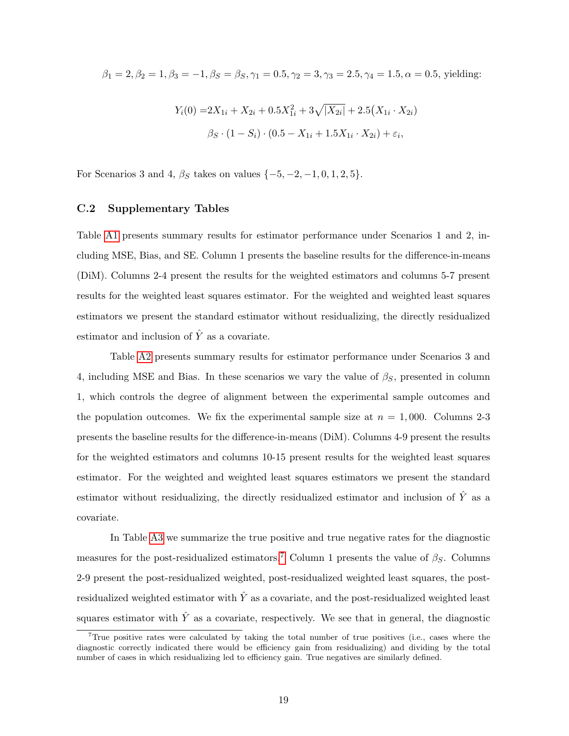$\beta_1 = 2, \beta_2 = 1, \beta_3 = -1, \beta_S = \beta_S, \gamma_1 = 0.5, \gamma_2 = 3, \gamma_3 = 2.5, \gamma_4 = 1.5, \alpha = 0.5$, yielding:

$$
\begin{aligned}
Y_i(0) =& 2X_{1i} + X_{2i} + 0.5X_{1i}^2 + 3\sqrt{|X_{2i}|} + 2.5\big(X_{1i} \cdot X_{2i}\big) \\
& \beta_S \cdot (1 - S_i) \cdot (0.5 - X_{1i} + 1.5X_{1i} \cdot X_{2i}) + \varepsilon_i,
\end{aligned}
$$

For Scenarios 3 and 4, $\beta_S$ takes on values $\{-5, -2, -1, 0, 1, 2, 5\}$.

## C.2 Supplementary Tables

Table A1 presents summary results for estimator performance under Scenarios 1 and 2, including MSE, Bias, and SE. Column 1 presents the baseline results for the difference-in-means (DiM). Columns 2-4 present the results for the weighted estimators and columns 5-7 present results for the weighted least squares estimator. For the weighted and weighted least squares estimators we present the standard estimator without residualizing, the directly residualized estimator and inclusion of $\hat{Y}$ as a covariate.

Table A2 presents summary results for estimator performance under Scenarios 3 and 4, including MSE and Bias. In these scenarios we vary the value of $\beta_S$, presented in column 1, which controls the degree of alignment between the experimental sample outcomes and the population outcomes. We fix the experimental sample size at $n = 1,000$. Columns 2-3 presents the baseline results for the difference-in-means (DiM). Columns 4-9 present the results for the weighted estimators and columns 10-15 present results for the weighted least squares estimator. For the weighted and weighted least squares estimators we present the standard estimator without residualizing, the directly residualized estimator and inclusion of $\hat{Y}$ as a covariate.

In Table A3 we summarize the true positive and true negative rates for the diagnostic measures for the post-residualized estimators.[7] Column 1 presents the value of $\beta_S$. Columns 2-9 present the post-residualized weighted, post-residualized weighted least squares, the post-residualized weighted estimator with $\hat{Y}$ as a covariate, and the post-residualized weighted least squares estimator with $\hat{Y}$ as a covariate, respectively. We see that in general, the diagnostic

[7] True positive rates were calculated by taking the total number of true positives (i.e., cases where the diagnostic correctly indicated there would be efficiency gain from residualizing) and dividing by the total number of cases in which residualizing led to efficiency gain. True negatives are similarly defined.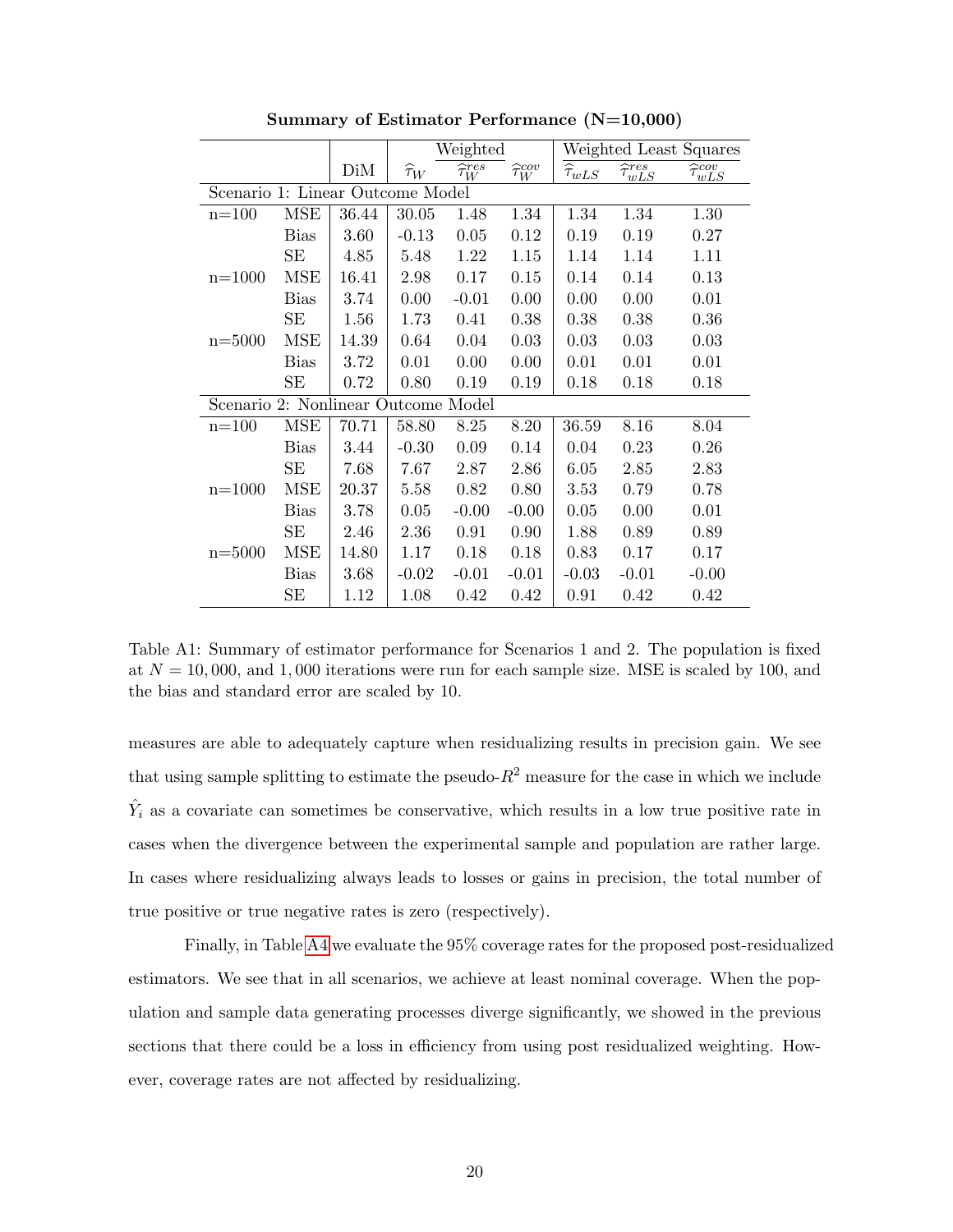**Summary of Estimator Performance (N=10,000)**

| | | DiM | Weighted | | | Weighted Least Squares | | |
|---|---|---|---|---|---|---|---|---|
| | | | $\widehat{\tau}_W$ | $\widehat{\tau}_W^{res}$ | $\widehat{\tau}_W^{cov}$ | $\widehat{\tau}_{wLS}$ | $\widehat{\tau}_{wLS}^{res}$ | $\widehat{\tau}_{wLS}^{cov}$ |
| Scenario 1: Linear Outcome Model | | | | | | | | |
| n=100 | MSE | 36.44 | 30.05 | 1.48 | 1.34 | 1.34 | 1.34 | 1.30 |
| | Bias | 3.60 | -0.13 | 0.05 | 0.12 | 0.19 | 0.19 | 0.27 |
| | SE | 4.85 | 5.48 | 1.22 | 1.15 | 1.14 | 1.14 | 1.11 |
| n=1000 | MSE | 16.41 | 2.98 | 0.17 | 0.15 | 0.14 | 0.14 | 0.13 |
| | Bias | 3.74 | 0.00 | -0.01 | 0.00 | 0.00 | 0.00 | 0.01 |
| | SE | 1.56 | 1.73 | 0.41 | 0.38 | 0.38 | 0.38 | 0.36 |
| n=5000 | MSE | 14.39 | 0.64 | 0.04 | 0.03 | 0.03 | 0.03 | 0.03 |
| | Bias | 3.72 | 0.01 | 0.00 | 0.00 | 0.01 | 0.01 | 0.01 |
| | SE | 0.72 | 0.80 | 0.19 | 0.19 | 0.18 | 0.18 | 0.18 |
| Scenario 2: Nonlinear Outcome Model | | | | | | | | |
| n=100 | MSE | 70.71 | 58.80 | 8.25 | 8.20 | 36.59 | 8.16 | 8.04 |
| | Bias | 3.44 | -0.30 | 0.09 | 0.14 | 0.04 | 0.23 | 0.26 |
| | SE | 7.68 | 7.67 | 2.87 | 2.86 | 6.05 | 2.85 | 2.83 |
| n=1000 | MSE | 20.37 | 5.58 | 0.82 | 0.80 | 3.53 | 0.79 | 0.78 |
| | Bias | 3.78 | 0.05 | -0.00 | -0.00 | 0.05 | 0.00 | 0.01 |
| | SE | 2.46 | 2.36 | 0.91 | 0.90 | 1.88 | 0.89 | 0.89 |
| n=5000 | MSE | 14.80 | 1.17 | 0.18 | 0.18 | 0.83 | 0.17 | 0.17 |
| | Bias | 3.68 | -0.02 | -0.01 | -0.01 | -0.03 | -0.01 | -0.00 |
| | SE | 1.12 | 1.08 | 0.42 | 0.42 | 0.91 | 0.42 | 0.42 |

Table A1: Summary of estimator performance for Scenarios 1 and 2. The population is fixed at $N = 10,000$, and $1,000$ iterations were run for each sample size. MSE is scaled by 100, and the bias and standard error are scaled by 10.

measures are able to adequately capture when residualizing results in precision gain. We see that using sample splitting to estimate the pseudo-$R^2$ measure for the case in which we include $\hat{Y}_i$ as a covariate can sometimes be conservative, which results in a low true positive rate in cases when the divergence between the experimental sample and population are rather large. In cases where residualizing always leads to losses or gains in precision, the total number of true positive or true negative rates is zero (respectively).

Finally, in Table A4 we evaluate the 95% coverage rates for the proposed post-residualized estimators. We see that in all scenarios, we achieve at least nominal coverage. When the population and sample data generating processes diverge significantly, we showed in the previous sections that there could be a loss in efficiency from using post residualized weighting. However, coverage rates are not affected by residualizing.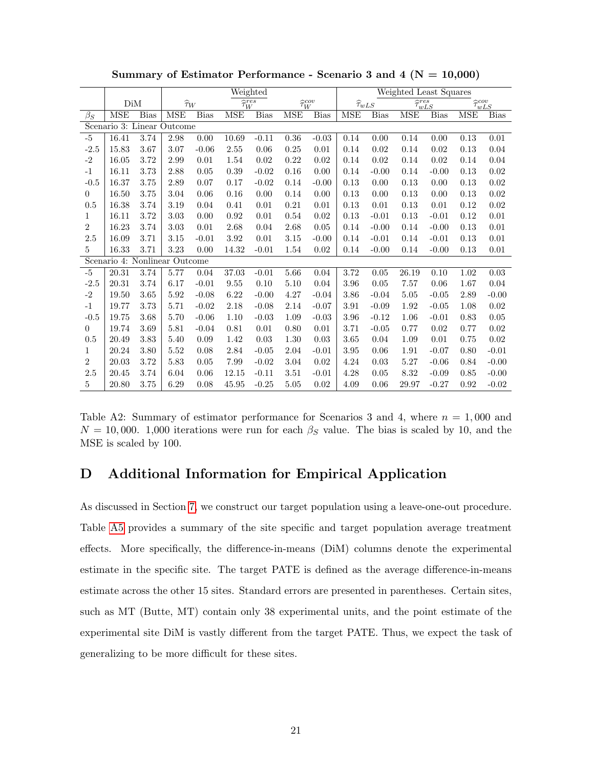**Summary of Estimator Performance - Scenario 3 and 4 (N = 10,000)**

| | | | Weighted | | | | | | Weighted Least Squares | | | | | |
|---|---|---|---|---|---|---|---|---|---|---|---|---|---|---|
| | DiM | | $\widehat{\tau}_W$ | | $\widehat{\tau}_W^{res}$ | | $\widehat{\tau}_W^{cov}$ | | $\widehat{\tau}_{wLS}$ | | $\widehat{\tau}_{wLS}^{res}$ | | $\widehat{\tau}_{wLS}^{cov}$ | |
| $\beta_S$ | MSE | Bias | MSE | Bias | MSE | Bias | MSE | Bias | MSE | Bias | MSE | Bias | MSE | Bias |
| Scenario 3: Linear Outcome | | | | | | | | | | | | | | |
| -5 | 16.41 | 3.74 | 2.98 | 0.00 | 10.69 | -0.11 | 0.36 | -0.03 | 0.14 | 0.00 | 0.14 | 0.00 | 0.13 | 0.01 |
| -2.5 | 15.83 | 3.67 | 3.07 | -0.06 | 2.55 | 0.06 | 0.25 | 0.01 | 0.14 | 0.02 | 0.14 | 0.02 | 0.13 | 0.04 |
| -2 | 16.05 | 3.72 | 2.99 | 0.01 | 1.54 | 0.02 | 0.22 | 0.02 | 0.14 | 0.02 | 0.14 | 0.02 | 0.14 | 0.04 |
| -1 | 16.11 | 3.73 | 2.88 | 0.05 | 0.39 | -0.02 | 0.16 | 0.00 | 0.14 | -0.00 | 0.14 | -0.00 | 0.13 | 0.02 |
| -0.5 | 16.37 | 3.75 | 2.89 | 0.07 | 0.17 | -0.02 | 0.14 | -0.00 | 0.13 | 0.00 | 0.13 | 0.00 | 0.13 | 0.02 |
| 0 | 16.50 | 3.75 | 3.04 | 0.06 | 0.16 | 0.00 | 0.14 | 0.00 | 0.13 | 0.00 | 0.13 | 0.00 | 0.13 | 0.02 |
| 0.5 | 16.38 | 3.74 | 3.19 | 0.04 | 0.41 | 0.01 | 0.21 | 0.01 | 0.13 | 0.01 | 0.13 | 0.01 | 0.12 | 0.02 |
| 1 | 16.11 | 3.72 | 3.03 | 0.00 | 0.92 | 0.01 | 0.54 | 0.02 | 0.13 | -0.01 | 0.13 | -0.01 | 0.12 | 0.01 |
| 2 | 16.23 | 3.74 | 3.03 | 0.01 | 2.68 | 0.04 | 2.68 | 0.05 | 0.14 | -0.00 | 0.14 | -0.00 | 0.13 | 0.01 |
| 2.5 | 16.09 | 3.71 | 3.15 | -0.01 | 3.92 | 0.01 | 3.15 | -0.00 | 0.14 | -0.01 | 0.14 | -0.01 | 0.13 | 0.01 |
| 5 | 16.33 | 3.71 | 3.23 | 0.00 | 14.32 | -0.01 | 1.54 | 0.02 | 0.14 | -0.00 | 0.14 | -0.00 | 0.13 | 0.01 |
| Scenario 4: Nonlinear Outcome | | | | | | | | | | | | | | |
| -5 | 20.31 | 3.74 | 5.77 | 0.04 | 37.03 | -0.01 | 5.66 | 0.04 | 3.72 | 0.05 | 26.19 | 0.10 | 1.02 | 0.03 |
| -2.5 | 20.31 | 3.74 | 6.17 | -0.01 | 9.55 | 0.10 | 5.10 | 0.04 | 3.96 | 0.05 | 7.57 | 0.06 | 1.67 | 0.04 |
| -2 | 19.50 | 3.65 | 5.92 | -0.08 | 6.22 | -0.00 | 4.27 | -0.04 | 3.86 | -0.04 | 5.05 | -0.05 | 2.89 | -0.00 |
| -1 | 19.77 | 3.73 | 5.71 | -0.02 | 2.18 | -0.08 | 2.14 | -0.07 | 3.91 | -0.09 | 1.92 | -0.05 | 1.08 | 0.02 |
| -0.5 | 19.75 | 3.68 | 5.70 | -0.06 | 1.10 | -0.03 | 1.09 | -0.03 | 3.96 | -0.12 | 1.06 | -0.01 | 0.83 | 0.05 |
| 0 | 19.74 | 3.69 | 5.81 | -0.04 | 0.81 | 0.01 | 0.80 | 0.01 | 3.71 | -0.05 | 0.77 | 0.02 | 0.77 | 0.02 |
| 0.5 | 20.49 | 3.83 | 5.40 | 0.09 | 1.42 | 0.03 | 1.30 | 0.03 | 3.65 | 0.04 | 1.09 | 0.01 | 0.75 | 0.02 |
| 1 | 20.24 | 3.80 | 5.52 | 0.08 | 2.84 | -0.05 | 2.04 | -0.01 | 3.95 | 0.06 | 1.91 | -0.07 | 0.80 | -0.01 |
| 2 | 20.03 | 3.72 | 5.83 | 0.05 | 7.99 | -0.02 | 3.04 | 0.02 | 4.24 | 0.03 | 5.27 | -0.06 | 0.84 | -0.00 |
| 2.5 | 20.45 | 3.74 | 6.04 | 0.06 | 12.15 | -0.11 | 3.51 | -0.01 | 4.28 | 0.05 | 8.32 | -0.09 | 0.85 | -0.00 |
| 5 | 20.80 | 3.75 | 6.29 | 0.08 | 45.95 | -0.25 | 5.05 | 0.02 | 4.09 | 0.06 | 29.97 | -0.27 | 0.92 | -0.02 |

Table A2: Summary of estimator performance for Scenarios 3 and 4, where $n = 1,000$ and $N = 10,000$. 1,000 iterations were run for each $\beta_S$ value. The bias is scaled by 10, and the MSE is scaled by 100.

# D Additional Information for Empirical Application

As discussed in Section 7, we construct our target population using a leave-one-out procedure. Table A5 provides a summary of the site specific and target population average treatment effects. More specifically, the difference-in-means (DiM) columns denote the experimental estimate in the specific site. The target PATE is defined as the average difference-in-means estimate across the other 15 sites. Standard errors are presented in parentheses. Certain sites, such as MT (Butte, MT) contain only 38 experimental units, and the point estimate of the experimental site DiM is vastly different from the target PATE. Thus, we expect the task of generalizing to be more difficult for these sites.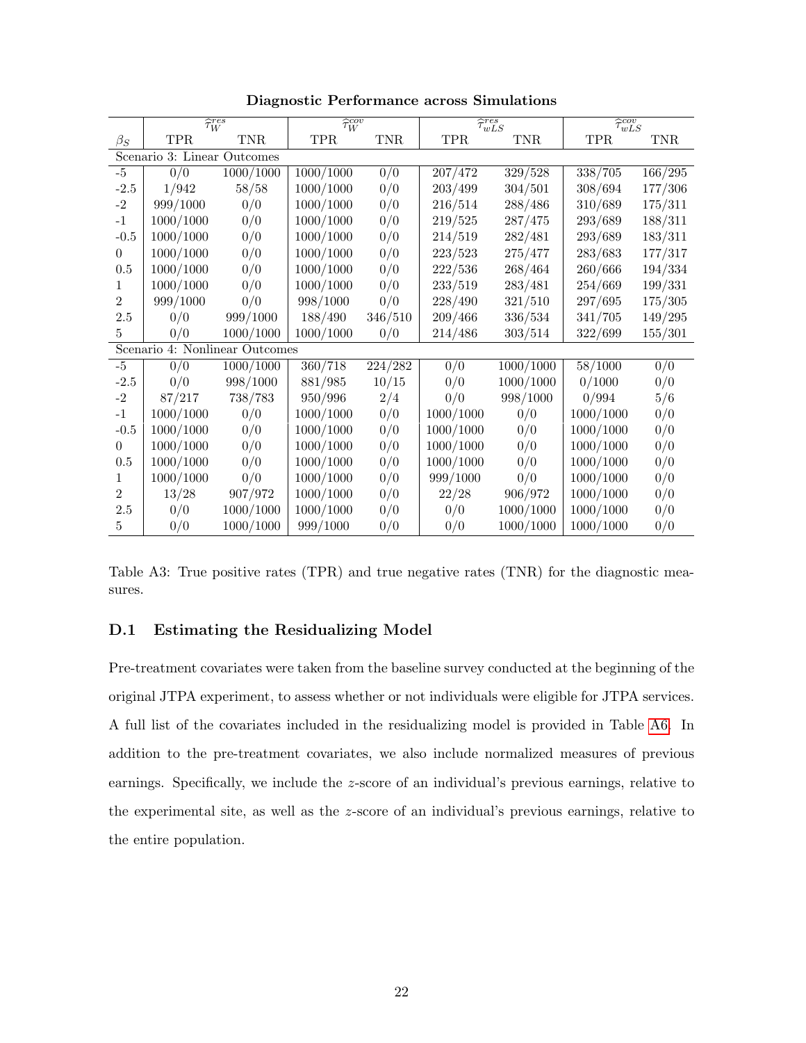**Diagnostic Performance across Simulations**

| | $\widehat{\tau}_{W}^{res}$ | | $\widehat{\tau}_{W}^{cov}$ | | $\widehat{\tau}_{wLS}^{res}$ | | $\widehat{\tau}_{wLS}^{cov}$ | |
|---|---|---|---|---|---|---|---|---|
| $\beta_S$ | TPR | TNR | TPR | TNR | TPR | TNR | TPR | TNR |
| Scenario 3: Linear Outcomes | | | | | | | | |
| -5 | 0/0 | 1000/1000 | 1000/1000 | 0/0 | 207/472 | 329/528 | 338/705 | 166/295 |
| -2.5 | 1/942 | 58/58 | 1000/1000 | 0/0 | 203/499 | 304/501 | 308/694 | 177/306 |
| -2 | 999/1000 | 0/0 | 1000/1000 | 0/0 | 216/514 | 288/486 | 310/689 | 175/311 |
| -1 | 1000/1000 | 0/0 | 1000/1000 | 0/0 | 219/525 | 287/475 | 293/689 | 188/311 |
| -0.5 | 1000/1000 | 0/0 | 1000/1000 | 0/0 | 214/519 | 282/481 | 293/689 | 183/311 |
| 0 | 1000/1000 | 0/0 | 1000/1000 | 0/0 | 223/523 | 275/477 | 283/683 | 177/317 |
| 0.5 | 1000/1000 | 0/0 | 1000/1000 | 0/0 | 222/536 | 268/464 | 260/666 | 194/334 |
| 1 | 1000/1000 | 0/0 | 1000/1000 | 0/0 | 233/519 | 283/481 | 254/669 | 199/331 |
| 2 | 999/1000 | 0/0 | 998/1000 | 0/0 | 228/490 | 321/510 | 297/695 | 175/305 |
| 2.5 | 0/0 | 999/1000 | 188/490 | 346/510 | 209/466 | 336/534 | 341/705 | 149/295 |
| 5 | 0/0 | 1000/1000 | 1000/1000 | 0/0 | 214/486 | 303/514 | 322/699 | 155/301 |
| Scenario 4: Nonlinear Outcomes | | | | | | | | |
| -5 | 0/0 | 1000/1000 | 360/718 | 224/282 | 0/0 | 1000/1000 | 58/1000 | 0/0 |
| -2.5 | 0/0 | 998/1000 | 881/985 | 10/15 | 0/0 | 1000/1000 | 0/1000 | 0/0 |
| -2 | 87/217 | 738/783 | 950/996 | 2/4 | 0/0 | 998/1000 | 0/994 | 5/6 |
| -1 | 1000/1000 | 0/0 | 1000/1000 | 0/0 | 1000/1000 | 0/0 | 1000/1000 | 0/0 |
| -0.5 | 1000/1000 | 0/0 | 1000/1000 | 0/0 | 1000/1000 | 0/0 | 1000/1000 | 0/0 |
| 0 | 1000/1000 | 0/0 | 1000/1000 | 0/0 | 1000/1000 | 0/0 | 1000/1000 | 0/0 |
| 0.5 | 1000/1000 | 0/0 | 1000/1000 | 0/0 | 1000/1000 | 0/0 | 1000/1000 | 0/0 |
| 1 | 1000/1000 | 0/0 | 1000/1000 | 0/0 | 999/1000 | 0/0 | 1000/1000 | 0/0 |
| 2 | 13/28 | 907/972 | 1000/1000 | 0/0 | 22/28 | 906/972 | 1000/1000 | 0/0 |
| 2.5 | 0/0 | 1000/1000 | 1000/1000 | 0/0 | 0/0 | 1000/1000 | 1000/1000 | 0/0 |
| 5 | 0/0 | 1000/1000 | 999/1000 | 0/0 | 0/0 | 1000/1000 | 1000/1000 | 0/0 |

Table A3: True positive rates (TPR) and true negative rates (TNR) for the diagnostic measures.

### D.1 Estimating the Residualizing Model

Pre-treatment covariates were taken from the baseline survey conducted at the beginning of the original JTPA experiment, to assess whether or not individuals were eligible for JTPA services. A full list of the covariates included in the residualizing model is provided in Table A6. In addition to the pre-treatment covariates, we also include normalized measures of previous earnings. Specifically, we include the $z$-score of an individual's previous earnings, relative to the experimental site, as well as the $z$-score of an individual's previous earnings, relative to the entire population.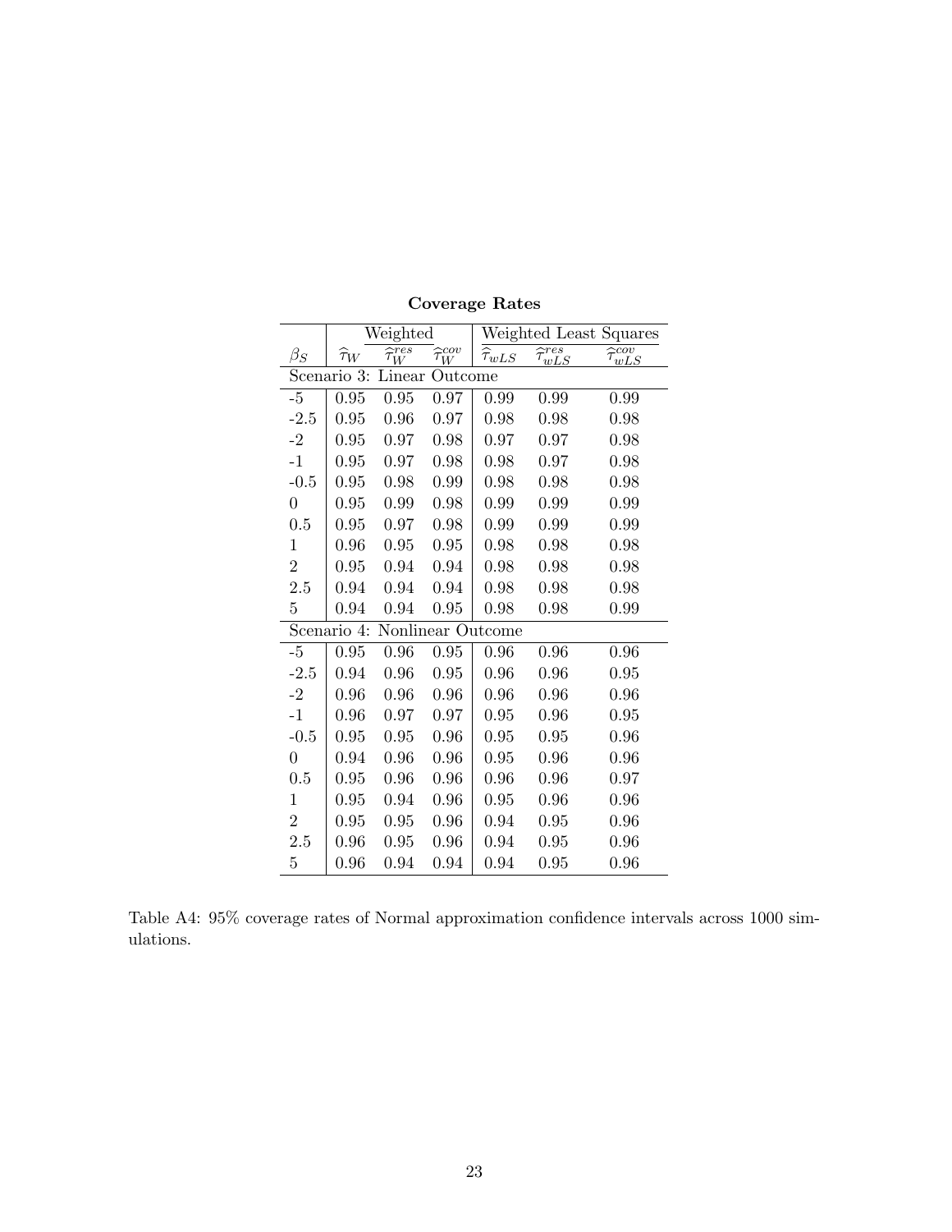**Coverage Rates**

| | Weighted | | | Weighted Least Squares | | |
|---|---|---|---|---|---|---|
| $\beta_S$ | $\widehat{\tau}_W$ | $\widehat{\tau}_W^{res}$ | $\widehat{\tau}_W^{cov}$ | $\widehat{\tau}_{wLS}$ | $\widehat{\tau}_{wLS}^{res}$ | $\widehat{\tau}_{wLS}^{cov}$ |
| Scenario 3: Linear Outcome | | | | | | |
| -5 | 0.95 | 0.95 | 0.97 | 0.99 | 0.99 | 0.99 |
| -2.5 | 0.95 | 0.96 | 0.97 | 0.98 | 0.98 | 0.98 |
| -2 | 0.95 | 0.97 | 0.98 | 0.97 | 0.97 | 0.98 |
| -1 | 0.95 | 0.97 | 0.98 | 0.98 | 0.97 | 0.98 |
| -0.5 | 0.95 | 0.98 | 0.99 | 0.98 | 0.98 | 0.98 |
| 0 | 0.95 | 0.99 | 0.98 | 0.99 | 0.99 | 0.99 |
| 0.5 | 0.95 | 0.97 | 0.98 | 0.99 | 0.99 | 0.99 |
| 1 | 0.96 | 0.95 | 0.95 | 0.98 | 0.98 | 0.98 |
| 2 | 0.95 | 0.94 | 0.94 | 0.98 | 0.98 | 0.98 |
| 2.5 | 0.94 | 0.94 | 0.94 | 0.98 | 0.98 | 0.98 |
| 5 | 0.94 | 0.94 | 0.95 | 0.98 | 0.98 | 0.99 |
| Scenario 4: Nonlinear Outcome | | | | | | |
| -5 | 0.95 | 0.96 | 0.95 | 0.96 | 0.96 | 0.96 |
| -2.5 | 0.94 | 0.96 | 0.95 | 0.96 | 0.96 | 0.95 |
| -2 | 0.96 | 0.96 | 0.96 | 0.96 | 0.96 | 0.96 |
| -1 | 0.96 | 0.97 | 0.97 | 0.95 | 0.96 | 0.95 |
| -0.5 | 0.95 | 0.95 | 0.96 | 0.95 | 0.95 | 0.96 |
| 0 | 0.94 | 0.96 | 0.96 | 0.95 | 0.96 | 0.96 |
| 0.5 | 0.95 | 0.96 | 0.96 | 0.96 | 0.96 | 0.97 |
| 1 | 0.95 | 0.94 | 0.96 | 0.95 | 0.96 | 0.96 |
| 2 | 0.95 | 0.95 | 0.96 | 0.94 | 0.95 | 0.96 |
| 2.5 | 0.96 | 0.95 | 0.96 | 0.94 | 0.95 | 0.96 |
| 5 | 0.96 | 0.94 | 0.94 | 0.94 | 0.95 | 0.96 |

Table A4: 95% coverage rates of Normal approximation confidence intervals across 1000 simulations.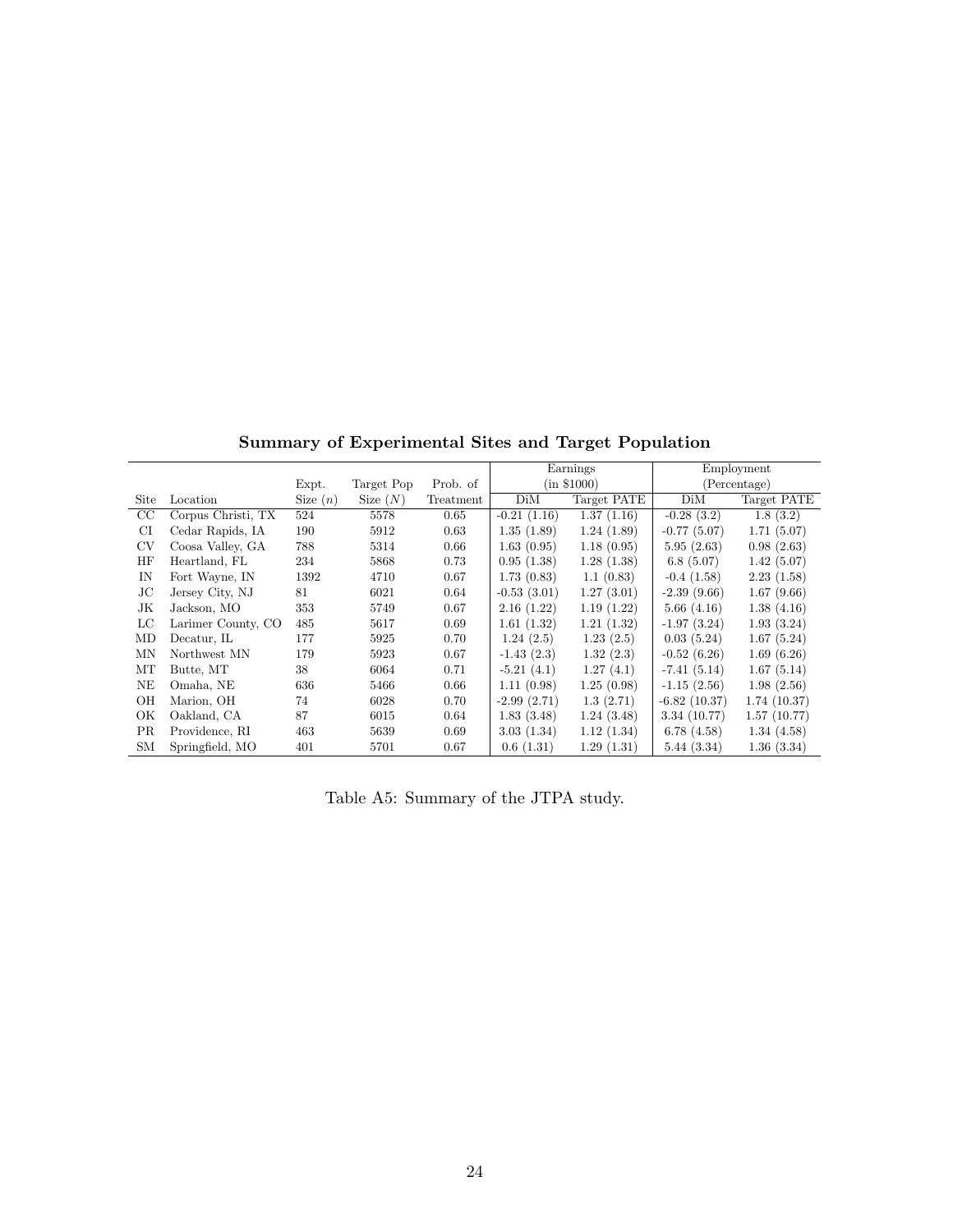**Summary of Experimental Sites and Target Population**

| Site | Location | Expt. Size ($n$) | Target Pop Size ($N$) | Prob. of Treatment | Earnings (in \$1000) | | Employment (Percentage) | |
|---|---|---|---|---|---|---|---|---|
| | | | | | DiM | Target PATE | DiM | Target PATE |
| CC | Corpus Christi, TX | 524 | 5578 | 0.65 | -0.21 (1.16) | 1.37 (1.16) | -0.28 (3.2) | 1.8 (3.2) |
| CI | Cedar Rapids, IA | 190 | 5912 | 0.63 | 1.35 (1.89) | 1.24 (1.89) | -0.77 (5.07) | 1.71 (5.07) |
| CV | Coosa Valley, GA | 788 | 5314 | 0.66 | 1.63 (0.95) | 1.18 (0.95) | 5.95 (2.63) | 0.98 (2.63) |
| HF | Heartland, FL | 234 | 5868 | 0.73 | 0.95 (1.38) | 1.28 (1.38) | 6.8 (5.07) | 1.42 (5.07) |
| IN | Fort Wayne, IN | 1392 | 4710 | 0.67 | 1.73 (0.83) | 1.1 (0.83) | -0.4 (1.58) | 2.23 (1.58) |
| JC | Jersey City, NJ | 81 | 6021 | 0.64 | -0.53 (3.01) | 1.27 (3.01) | -2.39 (9.66) | 1.67 (9.66) |
| JK | Jackson, MO | 353 | 5749 | 0.67 | 2.16 (1.22) | 1.19 (1.22) | 5.66 (4.16) | 1.38 (4.16) |
| LC | Larimer County, CO | 485 | 5617 | 0.69 | 1.61 (1.32) | 1.21 (1.32) | -1.97 (3.24) | 1.93 (3.24) |
| MD | Decatur, IL | 177 | 5925 | 0.70 | 1.24 (2.5) | 1.23 (2.5) | 0.03 (5.24) | 1.67 (5.24) |
| MN | Northwest MN | 179 | 5923 | 0.67 | -1.43 (2.3) | 1.32 (2.3) | -0.52 (6.26) | 1.69 (6.26) |
| MT | Butte, MT | 38 | 6064 | 0.71 | -5.21 (4.1) | 1.27 (4.1) | -7.41 (5.14) | 1.67 (5.14) |
| NE | Omaha, NE | 636 | 5466 | 0.66 | 1.11 (0.98) | 1.25 (0.98) | -1.15 (2.56) | 1.98 (2.56) |
| OH | Marion, OH | 74 | 6028 | 0.70 | -2.99 (2.71) | 1.3 (2.71) | -6.82 (10.37) | 1.74 (10.37) |
| OK | Oakland, CA | 87 | 6015 | 0.64 | 1.83 (3.48) | 1.24 (3.48) | 3.34 (10.77) | 1.57 (10.77) |
| PR | Providence, RI | 463 | 5639 | 0.69 | 3.03 (1.34) | 1.12 (1.34) | 6.78 (4.58) | 1.34 (4.58) |
| SM | Springfield, MO | 401 | 5701 | 0.67 | 0.6 (1.31) | 1.29 (1.31) | 5.44 (3.34) | 1.36 (3.34) |

Table A5: Summary of the JTPA study.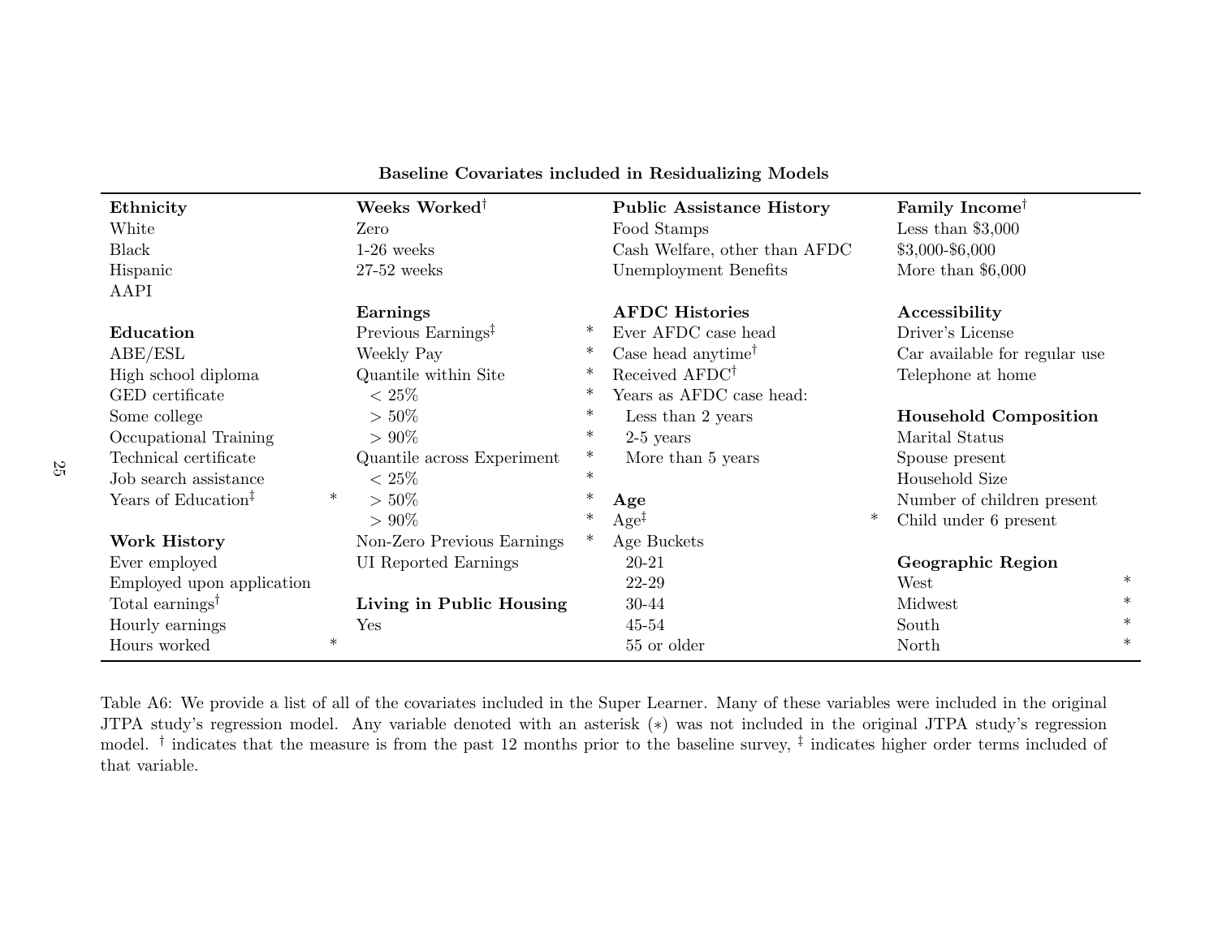**Baseline Covariates included in Residualizing Models**

| **Ethnicity** | | **Weeks Worked**[†] | | **Public Assistance History** | | **Family Income**[†] | |
|---|---|---|---|---|---|---|---|
| White | | Zero | | Food Stamps | | Less than $3,000 | |
| Black | | 1-26 weeks | | Cash Welfare, other than AFDC | | $3,000-$6,000 | |
| Hispanic | | 27-52 weeks | | Unemployment Benefits | | More than $6,000 | |
| AAPI | | | | | | | |
| | | **Earnings** | | **AFDC Histories** | | **Accessibility** | |
| **Education** | | Previous Earnings[‡] | * | Ever AFDC case head | | Driver's License | |
| ABE/ESL | | Weekly Pay | * | Case head anytime[†] | | Car available for regular use | |
| High school diploma | | Quantile within Site | * | Received AFDC[†] | | Telephone at home | |
| GED certificate | | $< 25\%$ | * | Years as AFDC case head: | | | |
| Some college | | $> 50\%$ | * | Less than 2 years | | **Household Composition** | |
| Occupational Training | | $> 90\%$ | * | 2-5 years | | Marital Status | |
| Technical certificate | | Quantile across Experiment | * | More than 5 years | | Spouse present | |
| Job search assistance | | $< 25\%$ | * | | | Household Size | |
| Years of Education[‡] | * | $> 50\%$ | * | **Age** | | Number of children present | |
| | | $> 90\%$ | * | Age[‡] | * | Child under 6 present | |
| **Work History** | | Non-Zero Previous Earnings | * | Age Buckets | | | |
| Ever employed | | UI Reported Earnings | | 20-21 | | **Geographic Region** | |
| Employed upon application | | | | 22-29 | | West | * |
| Total earnings[†] | | **Living in Public Housing** | | 30-44 | | Midwest | * |
| Hourly earnings | | Yes | | 45-54 | | South | * |
| Hours worked | * | | | 55 or older | | North | * |

Table A6: We provide a list of all of the covariates included in the Super Learner. Many of these variables were included in the original JTPA study's regression model. Any variable denoted with an asterisk (*) was not included in the original JTPA study's regression model. † indicates that the measure is from the past 12 months prior to the baseline survey, ‡ indicates higher order terms included of that variable.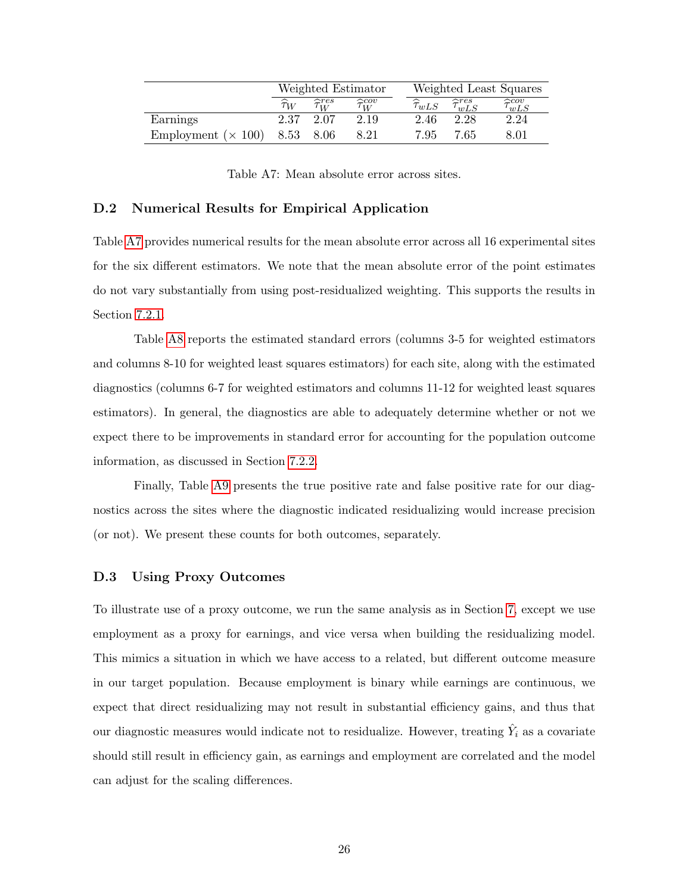| | Weighted Estimator | | | Weighted Least Squares | | |
|---|---|---|---|---|---|---|
| | $\widehat{\tau}_W$ | $\widehat{\tau}_W^{res}$ | $\widehat{\tau}_W^{cov}$ | $\widehat{\tau}_{wLS}$ | $\widehat{\tau}_{wLS}^{res}$ | $\widehat{\tau}_{wLS}^{cov}$ |
| Earnings | 2.37 | 2.07 | 2.19 | 2.46 | 2.28 | 2.24 |
| Employment ($\times$ 100) | 8.53 | 8.06 | 8.21 | 7.95 | 7.65 | 8.01 |

Table A7: Mean absolute error across sites.

### D.2 Numerical Results for Empirical Application

Table A7 provides numerical results for the mean absolute error across all 16 experimental sites for the six different estimators. We note that the mean absolute error of the point estimates do not vary substantially from using post-residualized weighting. This supports the results in Section 7.2.1.

Table A8 reports the estimated standard errors (columns 3-5 for weighted estimators and columns 8-10 for weighted least squares estimators) for each site, along with the estimated diagnostics (columns 6-7 for weighted estimators and columns 11-12 for weighted least squares estimators). In general, the diagnostics are able to adequately determine whether or not we expect there to be improvements in standard error for accounting for the population outcome information, as discussed in Section 7.2.2.

Finally, Table A9 presents the true positive rate and false positive rate for our diagnostics across the sites where the diagnostic indicated residualizing would increase precision (or not). We present these counts for both outcomes, separately.

### D.3 Using Proxy Outcomes

To illustrate use of a proxy outcome, we run the same analysis as in Section 7, except we use employment as a proxy for earnings, and vice versa when building the residualizing model. This mimics a situation in which we have access to a related, but different outcome measure in our target population. Because employment is binary while earnings are continuous, we expect that direct residualizing may not result in substantial efficiency gains, and thus that our diagnostic measures would indicate not to residualize. However, treating $\hat{Y}_i$ as a covariate should still result in efficiency gain, as earnings and employment are correlated and the model can adjust for the scaling differences.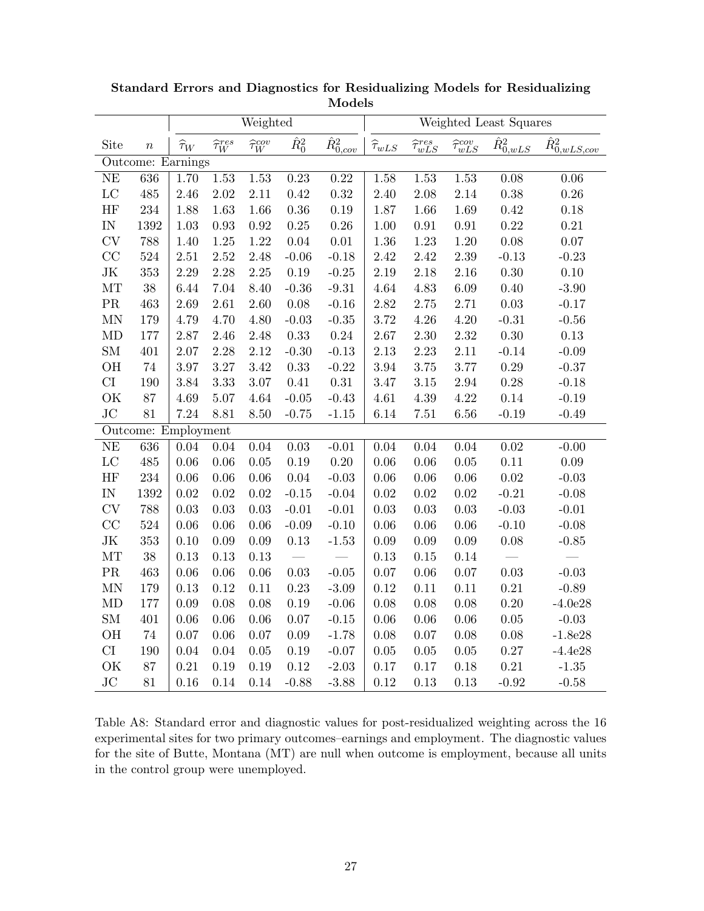**Standard Errors and Diagnostics for Residualizing Models for Residualizing Models**

| | | Weighted | | | | | Weighted Least Squares | | | | |
|---|---|---|---|---|---|---|---|---|---|---|---|
| Site | $n$ | $\widehat{\tau}_W$ | $\widehat{\tau}_W^{res}$ | $\widehat{\tau}_W^{cov}$ | $\hat{R}_0^2$ | $\hat{R}_{0,cov}^2$ | $\widehat{\tau}_{wLS}$ | $\widehat{\tau}_{wLS}^{res}$ | $\widehat{\tau}_{wLS}^{cov}$ | $\hat{R}_{0,wLS}^2$ | $\hat{R}_{0,wLS,cov}^2$ |
| Outcome: Earnings | | | | | | | | | | | |
| NE | 636 | 1.70 | 1.53 | 1.53 | 0.23 | 0.22 | 1.58 | 1.53 | 1.53 | 0.08 | 0.06 |
| LC | 485 | 2.46 | 2.02 | 2.11 | 0.42 | 0.32 | 2.40 | 2.08 | 2.14 | 0.38 | 0.26 |
| HF | 234 | 1.88 | 1.63 | 1.66 | 0.36 | 0.19 | 1.87 | 1.66 | 1.69 | 0.42 | 0.18 |
| IN | 1392 | 1.03 | 0.93 | 0.92 | 0.25 | 0.26 | 1.00 | 0.91 | 0.91 | 0.22 | 0.21 |
| CV | 788 | 1.40 | 1.25 | 1.22 | 0.04 | 0.01 | 1.36 | 1.23 | 1.20 | 0.08 | 0.07 |
| CC | 524 | 2.51 | 2.52 | 2.48 | -0.06 | -0.18 | 2.42 | 2.42 | 2.39 | -0.13 | -0.23 |
| JK | 353 | 2.29 | 2.28 | 2.25 | 0.19 | -0.25 | 2.19 | 2.18 | 2.16 | 0.30 | 0.10 |
| MT | 38 | 6.44 | 7.04 | 8.40 | -0.36 | -9.31 | 4.64 | 4.83 | 6.09 | 0.40 | -3.90 |
| PR | 463 | 2.69 | 2.61 | 2.60 | 0.08 | -0.16 | 2.82 | 2.75 | 2.71 | 0.03 | -0.17 |
| MN | 179 | 4.79 | 4.70 | 4.80 | -0.03 | -0.35 | 3.72 | 4.26 | 4.20 | -0.31 | -0.56 |
| MD | 177 | 2.87 | 2.46 | 2.48 | 0.33 | 0.24 | 2.67 | 2.30 | 2.32 | 0.30 | 0.13 |
| SM | 401 | 2.07 | 2.28 | 2.12 | -0.30 | -0.13 | 2.13 | 2.23 | 2.11 | -0.14 | -0.09 |
| OH | 74 | 3.97 | 3.27 | 3.42 | 0.33 | -0.22 | 3.94 | 3.75 | 3.77 | 0.29 | -0.37 |
| CI | 190 | 3.84 | 3.33 | 3.07 | 0.41 | 0.31 | 3.47 | 3.15 | 2.94 | 0.28 | -0.18 |
| OK | 87 | 4.69 | 5.07 | 4.64 | -0.05 | -0.43 | 4.61 | 4.39 | 4.22 | 0.14 | -0.19 |
| JC | 81 | 7.24 | 8.81 | 8.50 | -0.75 | -1.15 | 6.14 | 7.51 | 6.56 | -0.19 | -0.49 |
| Outcome: Employment | | | | | | | | | | | |
| NE | 636 | 0.04 | 0.04 | 0.04 | 0.03 | -0.01 | 0.04 | 0.04 | 0.04 | 0.02 | -0.00 |
| LC | 485 | 0.06 | 0.06 | 0.05 | 0.19 | 0.20 | 0.06 | 0.06 | 0.05 | 0.11 | 0.09 |
| HF | 234 | 0.06 | 0.06 | 0.06 | 0.04 | -0.03 | 0.06 | 0.06 | 0.06 | 0.02 | -0.03 |
| IN | 1392 | 0.02 | 0.02 | 0.02 | -0.15 | -0.04 | 0.02 | 0.02 | 0.02 | -0.21 | -0.08 |
| CV | 788 | 0.03 | 0.03 | 0.03 | -0.01 | -0.01 | 0.03 | 0.03 | 0.03 | -0.03 | -0.01 |
| CC | 524 | 0.06 | 0.06 | 0.06 | -0.09 | -0.10 | 0.06 | 0.06 | 0.06 | -0.10 | -0.08 |
| JK | 353 | 0.10 | 0.09 | 0.09 | 0.13 | -1.53 | 0.09 | 0.09 | 0.09 | 0.08 | -0.85 |
| MT | 38 | 0.13 | 0.13 | 0.13 | — | — | 0.13 | 0.15 | 0.14 | — | — |
| PR | 463 | 0.06 | 0.06 | 0.06 | 0.03 | -0.05 | 0.07 | 0.06 | 0.07 | 0.03 | -0.03 |
| MN | 179 | 0.13 | 0.12 | 0.11 | 0.23 | -3.09 | 0.12 | 0.11 | 0.11 | 0.21 | -0.89 |
| MD | 177 | 0.09 | 0.08 | 0.08 | 0.19 | -0.06 | 0.08 | 0.08 | 0.08 | 0.20 | -4.0e28 |
| SM | 401 | 0.06 | 0.06 | 0.06 | 0.07 | -0.15 | 0.06 | 0.06 | 0.06 | 0.05 | -0.03 |
| OH | 74 | 0.07 | 0.06 | 0.07 | 0.09 | -1.78 | 0.08 | 0.07 | 0.08 | 0.08 | -1.8e28 |
| CI | 190 | 0.04 | 0.04 | 0.05 | 0.19 | -0.07 | 0.05 | 0.05 | 0.05 | 0.27 | -4.4e28 |
| OK | 87 | 0.21 | 0.19 | 0.19 | 0.12 | -2.03 | 0.17 | 0.17 | 0.18 | 0.21 | -1.35 |
| JC | 81 | 0.16 | 0.14 | 0.14 | -0.88 | -3.88 | 0.12 | 0.13 | 0.13 | -0.92 | -0.58 |

Table A8: Standard error and diagnostic values for post-residualized weighting across the 16 experimental sites for two primary outcomes–earnings and employment. The diagnostic values for the site of Butte, Montana (MT) are null when outcome is employment, because all units in the control group were unemployed.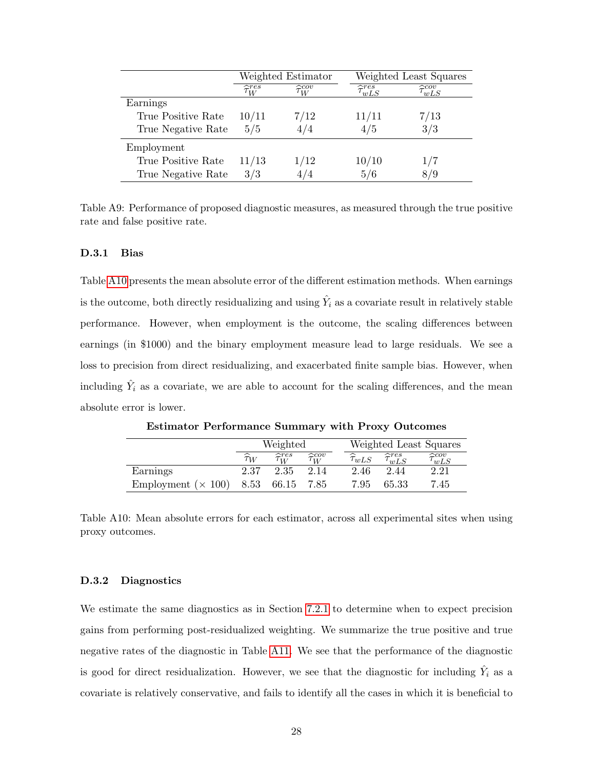| | Weighted Estimator | | Weighted Least Squares | |
|---|---|---|---|---|
| | $\widehat{\tau}_W^{res}$ | $\widehat{\tau}_W^{cov}$ | $\widehat{\tau}_{wLS}^{res}$ | $\widehat{\tau}_{wLS}^{cov}$ |
| Earnings | | | | |
| True Positive Rate | 10/11 | 7/12 | 11/11 | 7/13 |
| True Negative Rate | 5/5 | 4/4 | 4/5 | 3/3 |
| Employment | | | | |
| True Positive Rate | 11/13 | 1/12 | 10/10 | 1/7 |
| True Negative Rate | 3/3 | 4/4 | 5/6 | 8/9 |

Table A9: Performance of proposed diagnostic measures, as measured through the true positive rate and false positive rate.

### D.3.1 Bias

Table A10 presents the mean absolute error of the different estimation methods. When earnings is the outcome, both directly residualizing and using $\hat{Y}_i$ as a covariate result in relatively stable performance. However, when employment is the outcome, the scaling differences between earnings (in \$1000) and the binary employment measure lead to large residuals. We see a loss to precision from direct residualizing, and exacerbated finite sample bias. However, when including $\hat{Y}_i$ as a covariate, we are able to account for the scaling differences, and the mean absolute error is lower.

**Estimator Performance Summary with Proxy Outcomes**

| | Weighted | | | Weighted Least Squares | | |
|---|---|---|---|---|---|---|
| | $\widehat{\tau}_W$ | $\widehat{\tau}_W^{res}$ | $\widehat{\tau}_W^{cov}$ | $\widehat{\tau}_{wLS}$ | $\widehat{\tau}_{wLS}^{res}$ | $\widehat{\tau}_{wLS}^{cov}$ |
| Earnings | 2.37 | 2.35 | 2.14 | 2.46 | 2.44 | 2.21 |
| Employment ($\times$ 100) | 8.53 | 66.15 | 7.85 | 7.95 | 65.33 | 7.45 |

Table A10: Mean absolute errors for each estimator, across all experimental sites when using proxy outcomes.

### D.3.2 Diagnostics

We estimate the same diagnostics as in Section 7.2.1 to determine when to expect precision gains from performing post-residualized weighting. We summarize the true positive and true negative rates of the diagnostic in Table A11. We see that the performance of the diagnostic is good for direct residualization. However, we see that the diagnostic for including $\hat{Y}_i$ as a covariate is relatively conservative, and fails to identify all the cases in which it is beneficial to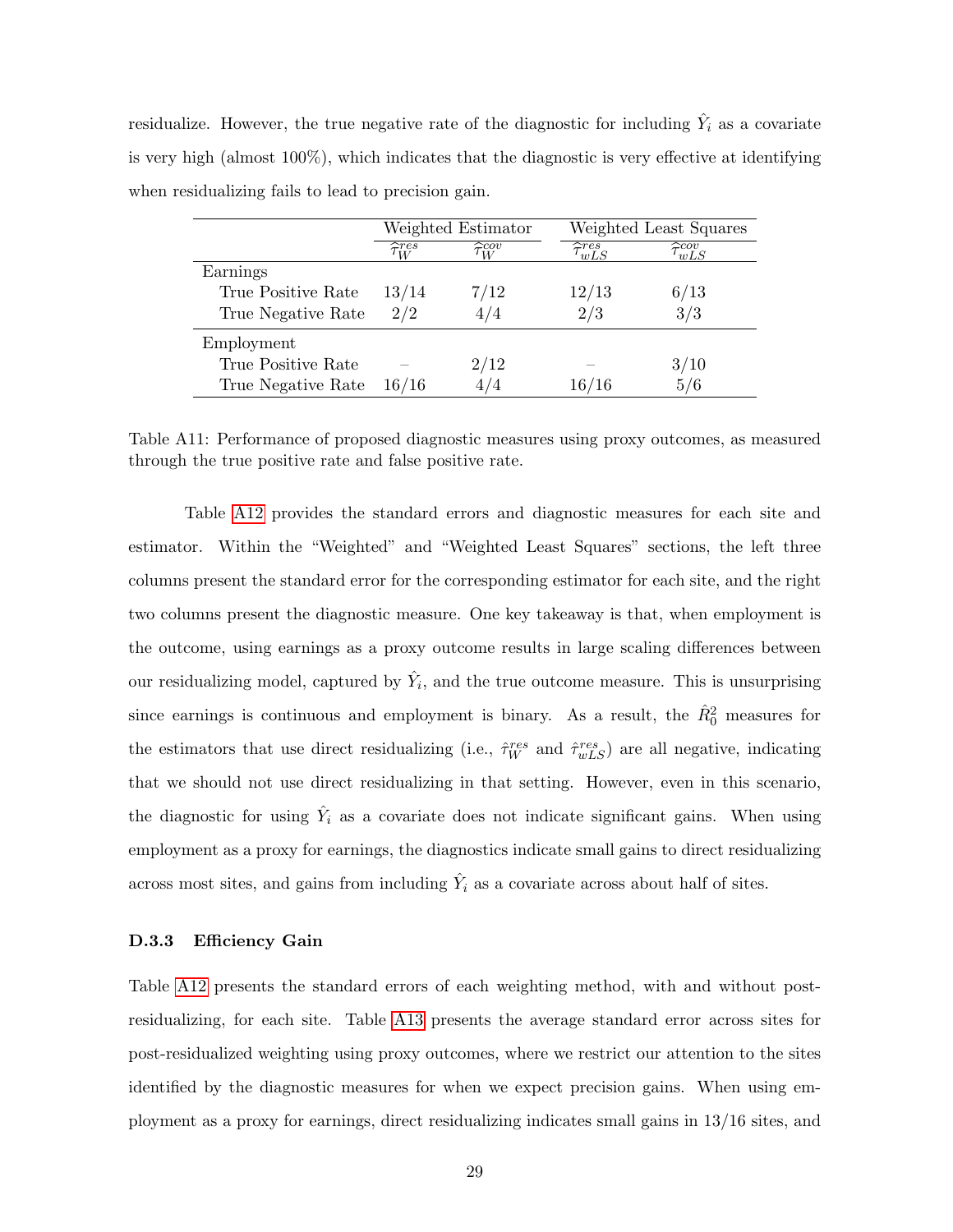residualize. However, the true negative rate of the diagnostic for including $\hat{Y}_i$ as a covariate is very high (almost 100%), which indicates that the diagnostic is very effective at identifying when residualizing fails to lead to precision gain.

| | Weighted Estimator | | Weighted Least Squares | |
|---|---|---|---|---|
| | $\widehat{\tau}_W^{res}$ | $\widehat{\tau}_W^{cov}$ | $\widehat{\tau}_{wLS}^{res}$ | $\widehat{\tau}_{wLS}^{cov}$ |
| Earnings | | | | |
| True Positive Rate | 13/14 | 7/12 | 12/13 | 6/13 |
| True Negative Rate | 2/2 | 4/4 | 2/3 | 3/3 |
| Employment | | | | |
| True Positive Rate | – | 2/12 | – | 3/10 |
| True Negative Rate | 16/16 | 4/4 | 16/16 | 5/6 |

Table A11: Performance of proposed diagnostic measures using proxy outcomes, as measured through the true positive rate and false positive rate.

Table A12 provides the standard errors and diagnostic measures for each site and estimator. Within the "Weighted" and "Weighted Least Squares" sections, the left three columns present the standard error for the corresponding estimator for each site, and the right two columns present the diagnostic measure. One key takeaway is that, when employment is the outcome, using earnings as a proxy outcome results in large scaling differences between our residualizing model, captured by $\hat{Y}_i$, and the true outcome measure. This is unsurprising since earnings is continuous and employment is binary. As a result, the $\hat{R}_0^2$ measures for the estimators that use direct residualizing (i.e., $\hat{\tau}_W^{res}$ and $\hat{\tau}_{wLS}^{res}$) are all negative, indicating that we should not use direct residualizing in that setting. However, even in this scenario, the diagnostic for using $\hat{Y}_i$ as a covariate does not indicate significant gains. When using employment as a proxy for earnings, the diagnostics indicate small gains to direct residualizing across most sites, and gains from including $\hat{Y}_i$ as a covariate across about half of sites.

#### D.3.3 Efficiency Gain

Table A12 presents the standard errors of each weighting method, with and without post-residualizing, for each site. Table A13 presents the average standard error across sites for post-residualized weighting using proxy outcomes, where we restrict our attention to the sites identified by the diagnostic measures for when we expect precision gains. When using employment as a proxy for earnings, direct residualizing indicates small gains in 13/16 sites, and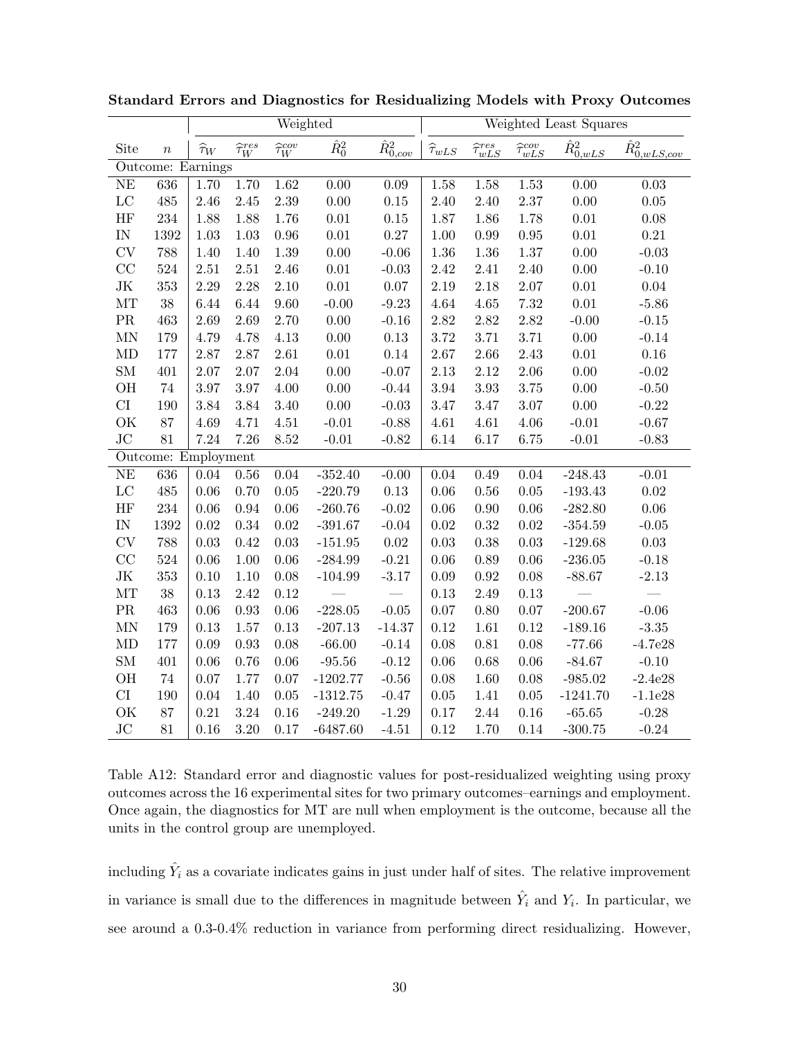**Standard Errors and Diagnostics for Residualizing Models with Proxy Outcomes**

| | | Weighted | | | | | Weighted Least Squares | | | | |
|---|---|---|---|---|---|---|---|---|---|---|---|
| Site | $n$ | $\widehat{\tau}_W$ | $\widehat{\tau}_W^{res}$ | $\widehat{\tau}_W^{cov}$ | $\hat{R}_0^2$ | $\hat{R}_{0,cov}^2$ | $\widehat{\tau}_{wLS}$ | $\widehat{\tau}_{wLS}^{res}$ | $\widehat{\tau}_{wLS}^{cov}$ | $\hat{R}_{0,wLS}^2$ | $\hat{R}_{0,wLS,cov}^2$ |
| Outcome: Earnings | | | | | | | | | | | |
| NE | 636 | 1.70 | 1.70 | 1.62 | 0.00 | 0.09 | 1.58 | 1.58 | 1.53 | 0.00 | 0.03 |
| LC | 485 | 2.46 | 2.45 | 2.39 | 0.00 | 0.15 | 2.40 | 2.40 | 2.37 | 0.00 | 0.05 |
| HF | 234 | 1.88 | 1.88 | 1.76 | 0.01 | 0.15 | 1.87 | 1.86 | 1.78 | 0.01 | 0.08 |
| IN | 1392 | 1.03 | 1.03 | 0.96 | 0.01 | 0.27 | 1.00 | 0.99 | 0.95 | 0.01 | 0.21 |
| CV | 788 | 1.40 | 1.40 | 1.39 | 0.00 | -0.06 | 1.36 | 1.36 | 1.37 | 0.00 | -0.03 |
| CC | 524 | 2.51 | 2.51 | 2.46 | 0.01 | -0.03 | 2.42 | 2.41 | 2.40 | 0.00 | -0.10 |
| JK | 353 | 2.29 | 2.28 | 2.10 | 0.01 | 0.07 | 2.19 | 2.18 | 2.07 | 0.01 | 0.04 |
| MT | 38 | 6.44 | 6.44 | 9.60 | -0.00 | -9.23 | 4.64 | 4.65 | 7.32 | 0.01 | -5.86 |
| PR | 463 | 2.69 | 2.69 | 2.70 | 0.00 | -0.16 | 2.82 | 2.82 | 2.82 | -0.00 | -0.15 |
| MN | 179 | 4.79 | 4.78 | 4.13 | 0.00 | 0.13 | 3.72 | 3.71 | 3.71 | 0.00 | -0.14 |
| MD | 177 | 2.87 | 2.87 | 2.61 | 0.01 | 0.14 | 2.67 | 2.66 | 2.43 | 0.01 | 0.16 |
| SM | 401 | 2.07 | 2.07 | 2.04 | 0.00 | -0.07 | 2.13 | 2.12 | 2.06 | 0.00 | -0.02 |
| OH | 74 | 3.97 | 3.97 | 4.00 | 0.00 | -0.44 | 3.94 | 3.93 | 3.75 | 0.00 | -0.50 |
| CI | 190 | 3.84 | 3.84 | 3.40 | 0.00 | -0.03 | 3.47 | 3.47 | 3.07 | 0.00 | -0.22 |
| OK | 87 | 4.69 | 4.71 | 4.51 | -0.01 | -0.88 | 4.61 | 4.61 | 4.06 | -0.01 | -0.67 |
| JC | 81 | 7.24 | 7.26 | 8.52 | -0.01 | -0.82 | 6.14 | 6.17 | 6.75 | -0.01 | -0.83 |
| Outcome: Employment | | | | | | | | | | | |
| NE | 636 | 0.04 | 0.56 | 0.04 | -352.40 | -0.00 | 0.04 | 0.49 | 0.04 | -248.43 | -0.01 |
| LC | 485 | 0.06 | 0.70 | 0.05 | -220.79 | 0.13 | 0.06 | 0.56 | 0.05 | -193.43 | 0.02 |
| HF | 234 | 0.06 | 0.94 | 0.06 | -260.76 | -0.02 | 0.06 | 0.90 | 0.06 | -282.80 | 0.06 |
| IN | 1392 | 0.02 | 0.34 | 0.02 | -391.67 | -0.04 | 0.02 | 0.32 | 0.02 | -354.59 | -0.05 |
| CV | 788 | 0.03 | 0.42 | 0.03 | -151.95 | 0.02 | 0.03 | 0.38 | 0.03 | -129.68 | 0.03 |
| CC | 524 | 0.06 | 1.00 | 0.06 | -284.99 | -0.21 | 0.06 | 0.89 | 0.06 | -236.05 | -0.18 |
| JK | 353 | 0.10 | 1.10 | 0.08 | -104.99 | -3.17 | 0.09 | 0.92 | 0.08 | -88.67 | -2.13 |
| MT | 38 | 0.13 | 2.42 | 0.12 | — | — | 0.13 | 2.49 | 0.13 | — | — |
| PR | 463 | 0.06 | 0.93 | 0.06 | -228.05 | -0.05 | 0.07 | 0.80 | 0.07 | -200.67 | -0.06 |
| MN | 179 | 0.13 | 1.57 | 0.13 | -207.13 | -14.37 | 0.12 | 1.61 | 0.12 | -189.16 | -3.35 |
| MD | 177 | 0.09 | 0.93 | 0.08 | -66.00 | -0.14 | 0.08 | 0.81 | 0.08 | -77.66 | -4.7e28 |
| SM | 401 | 0.06 | 0.76 | 0.06 | -95.56 | -0.12 | 0.06 | 0.68 | 0.06 | -84.67 | -0.10 |
| OH | 74 | 0.07 | 1.77 | 0.07 | -1202.77 | -0.56 | 0.08 | 1.60 | 0.08 | -985.02 | -2.4e28 |
| CI | 190 | 0.04 | 1.40 | 0.05 | -1312.75 | -0.47 | 0.05 | 1.41 | 0.05 | -1241.70 | -1.1e28 |
| OK | 87 | 0.21 | 3.24 | 0.16 | -249.20 | -1.29 | 0.17 | 2.44 | 0.16 | -65.65 | -0.28 |
| JC | 81 | 0.16 | 3.20 | 0.17 | -6487.60 | -4.51 | 0.12 | 1.70 | 0.14 | -300.75 | -0.24 |

Table A12: Standard error and diagnostic values for post-residualized weighting using proxy outcomes across the 16 experimental sites for two primary outcomes–earnings and employment. Once again, the diagnostics for MT are null when employment is the outcome, because all the units in the control group are unemployed.

including $\hat{Y}_i$ as a covariate indicates gains in just under half of sites. The relative improvement in variance is small due to the differences in magnitude between $\hat{Y}_i$ and $Y_i$. In particular, we see around a 0.3-0.4% reduction in variance from performing direct residualizing. However,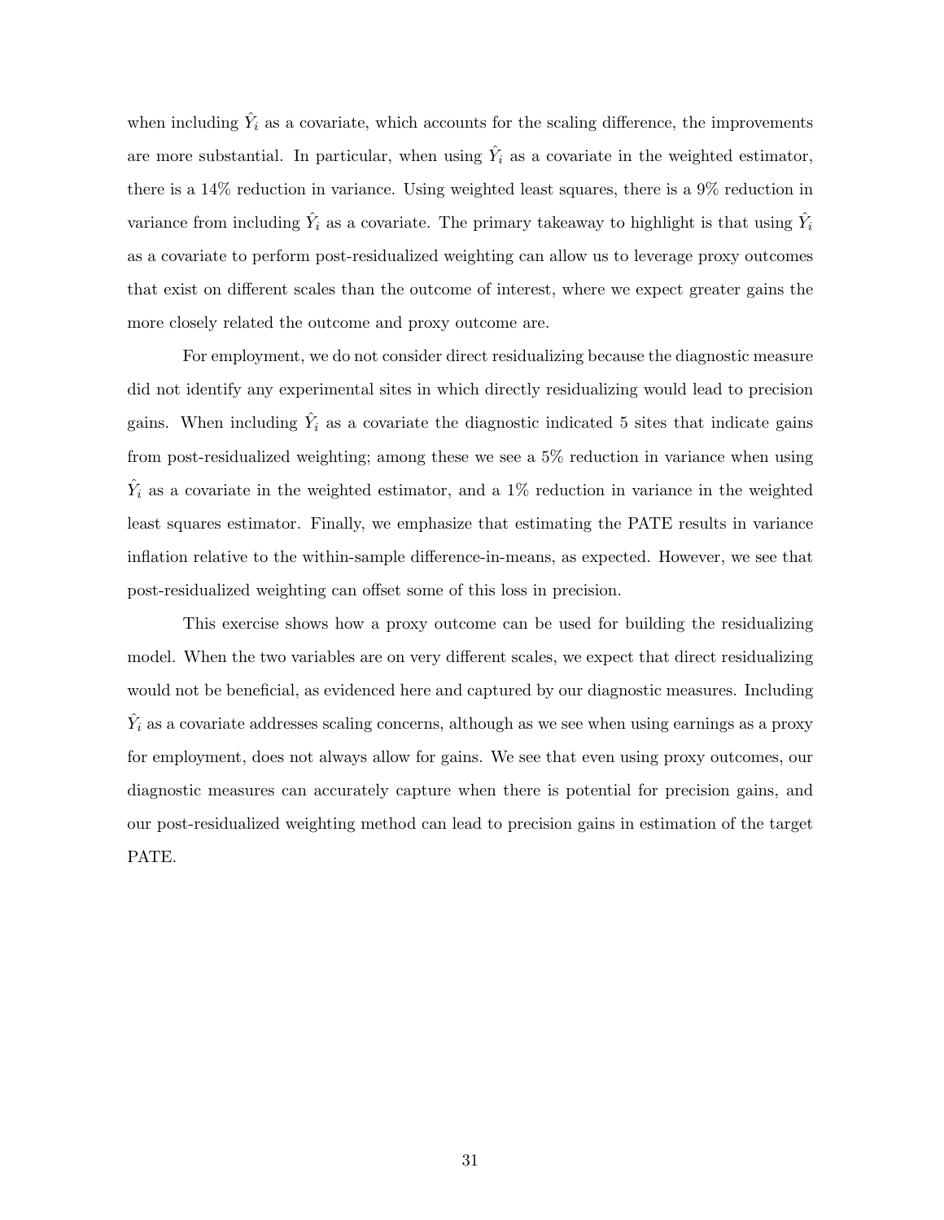when including $\hat{Y}_i$ as a covariate, which accounts for the scaling difference, the improvements are more substantial. In particular, when using $\hat{Y}_i$ as a covariate in the weighted estimator, there is a 14% reduction in variance. Using weighted least squares, there is a 9% reduction in variance from including $\hat{Y}_i$ as a covariate. The primary takeaway to highlight is that using $\hat{Y}_i$ as a covariate to perform post-residualized weighting can allow us to leverage proxy outcomes that exist on different scales than the outcome of interest, where we expect greater gains the more closely related the outcome and proxy outcome are.

For employment, we do not consider direct residualizing because the diagnostic measure did not identify any experimental sites in which directly residualizing would lead to precision gains. When including $\hat{Y}_i$ as a covariate the diagnostic indicated 5 sites that indicate gains from post-residualized weighting; among these we see a 5% reduction in variance when using $\hat{Y}_i$ as a covariate in the weighted estimator, and a 1% reduction in variance in the weighted least squares estimator. Finally, we emphasize that estimating the PATE results in variance inflation relative to the within-sample difference-in-means, as expected. However, we see that post-residualized weighting can offset some of this loss in precision.

This exercise shows how a proxy outcome can be used for building the residualizing model. When the two variables are on very different scales, we expect that direct residualizing would not be beneficial, as evidenced here and captured by our diagnostic measures. Including $\hat{Y}_i$ as a covariate addresses scaling concerns, although as we see when using earnings as a proxy for employment, does not always allow for gains. We see that even using proxy outcomes, our diagnostic measures can accurately capture when there is potential for precision gains, and our post-residualized weighting method can lead to precision gains in estimation of the target PATE.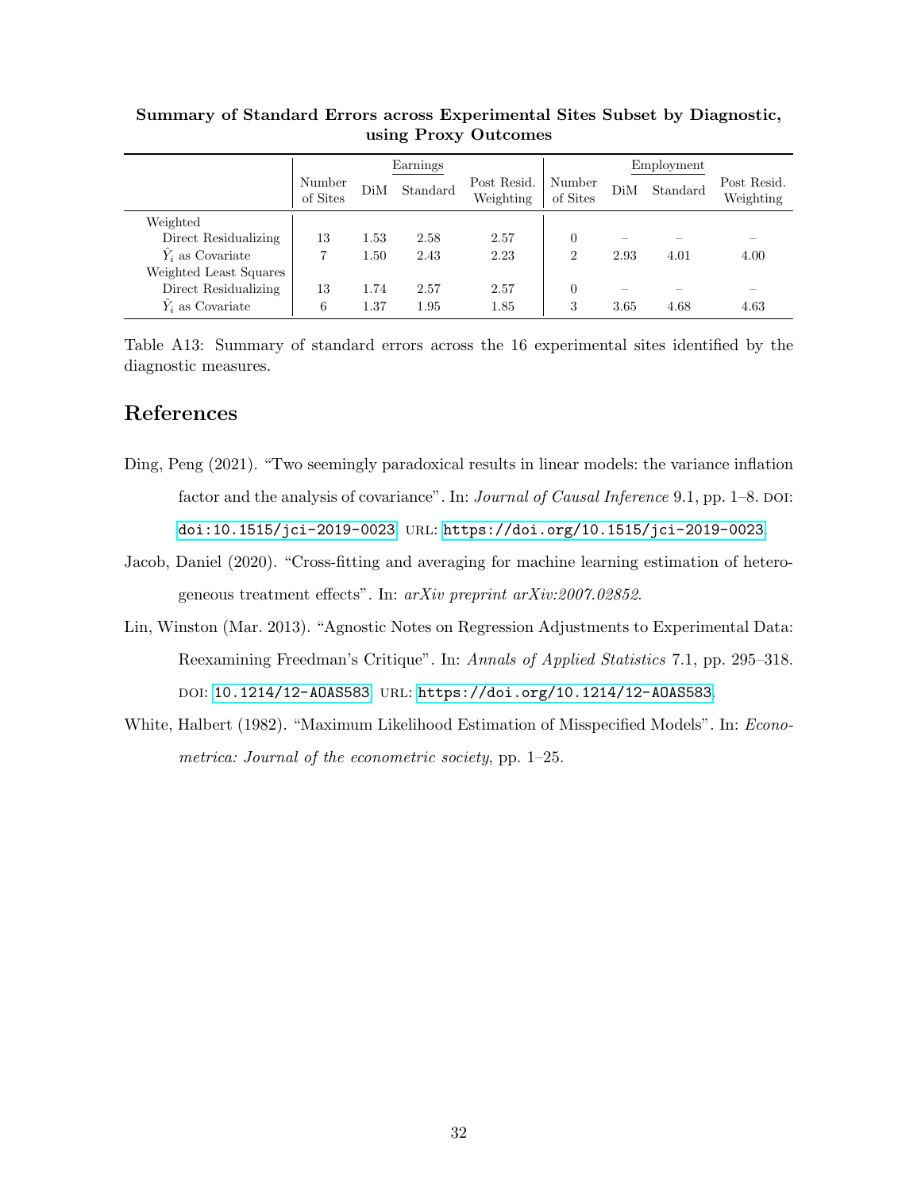**Summary of Standard Errors across Experimental Sites Subset by Diagnostic, using Proxy Outcomes**

| | Earnings | | | | Employment | | | |
|---|---|---|---|---|---|---|---|---|
| | Number of Sites | DiM | Standard | Post Resid. Weighting | Number of Sites | DiM | Standard | Post Resid. Weighting |
| Weighted | | | | | | | | |
| Direct Residualizing | 13 | 1.53 | 2.58 | 2.57 | 0 | – | – | – |
| $\hat{Y}_i$ as Covariate | 7 | 1.50 | 2.43 | 2.23 | 2 | 2.93 | 4.01 | 4.00 |
| Weighted Least Squares | | | | | | | | |
| Direct Residualizing | 13 | 1.74 | 2.57 | 2.57 | 0 | – | – | – |
| $\hat{Y}_i$ as Covariate | 6 | 1.37 | 1.95 | 1.85 | 3 | 3.65 | 4.68 | 4.63 |

Table A13: Summary of standard errors across the 16 experimental sites identified by the diagnostic measures.

## References

Ding, Peng (2021). "Two seemingly paradoxical results in linear models: the variance inflation factor and the analysis of covariance". In: *Journal of Causal Inference* 9.1, pp. 1–8. DOI: doi:10.1515/jci-2019-0023. URL: https://doi.org/10.1515/jci-2019-0023.

Jacob, Daniel (2020). "Cross-fitting and averaging for machine learning estimation of heterogeneous treatment effects". In: *arXiv preprint arXiv:2007.02852*.

Lin, Winston (Mar. 2013). "Agnostic Notes on Regression Adjustments to Experimental Data: Reexamining Freedman's Critique". In: *Annals of Applied Statistics* 7.1, pp. 295–318. DOI: 10.1214/12-AOAS583. URL: https://doi.org/10.1214/12-AOAS583.

White, Halbert (1982). "Maximum Likelihood Estimation of Misspecified Models". In: *Econometrica: Journal of the econometric society*, pp. 1–25.